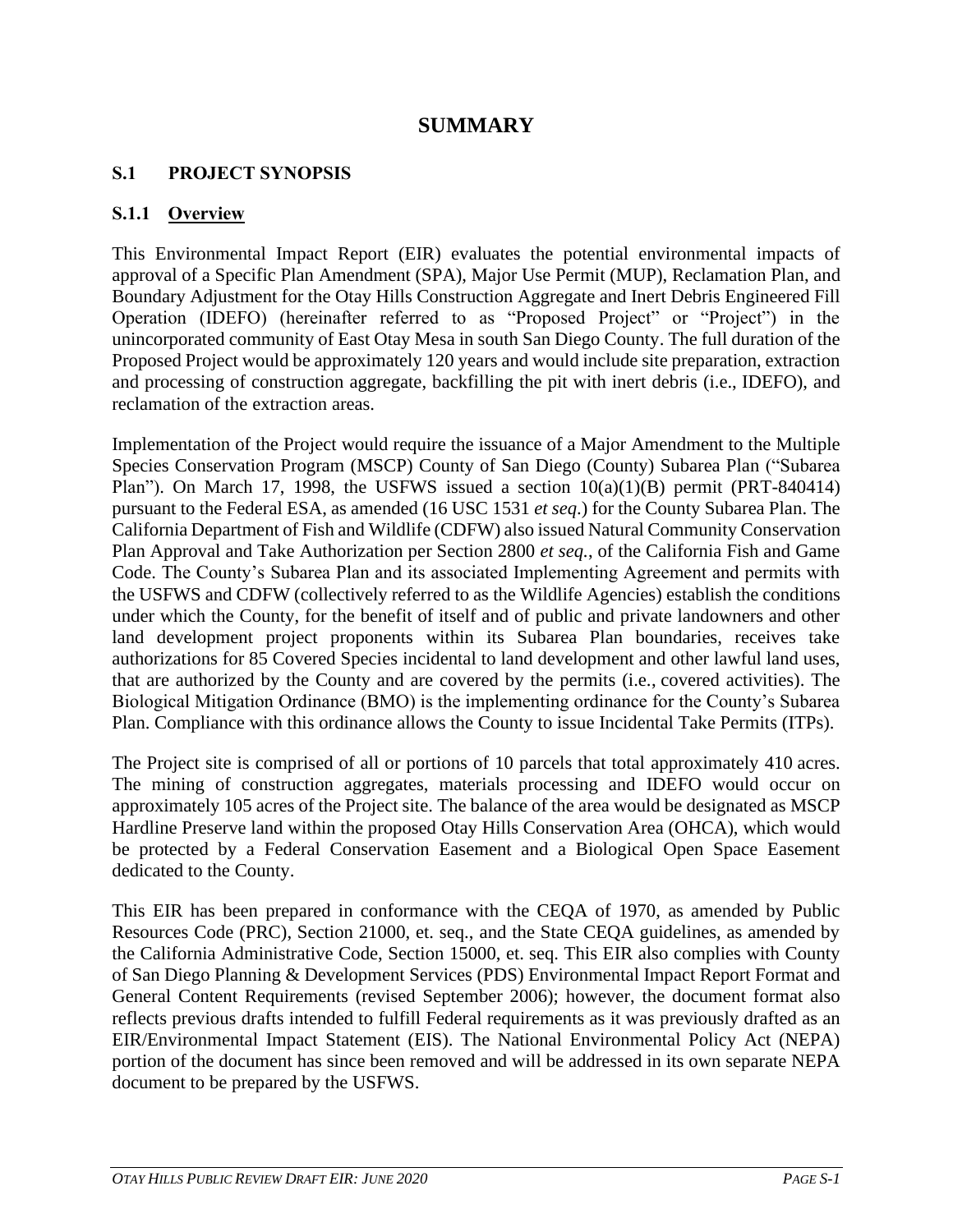# SUMMARY

## S.1 PROJECT SYNOPSIS

### S.1.1 Overview

This Environmental Impact Report (EIR) evaluates the potential environmental impacts of approval of a Specific Plan Amendment (SPA), Major Use Permit (MUP), Reclamation Plan, and Boundary Adjustment for the Otay Hills Construction Aggregate and Inert Debris Engineered Fill Operation (IDEFO) (hereinafter referred to as "Proposed Project" or "Project") in the unincorporated community of East Otay Mesa in south San Diego County. The full duration of the Proposed Project would be approximately 120 years and would include site preparation, extraction and processing of construction aggregate, backfilling the pit with inert debris (i.e., IDEFO), and reclamation of the extraction areas.

Implementation of the Project would require the issuance of a Major Amendment to the Multiple Species Conservation Program (MSCP) County of San Diego (County) Subarea Plan ("Subarea Plan"). On March 17, 1998, the USFWS issued a section 10(a)(1)(B) permit (PRT-840414) pursuant to the Federal ESA, as amended (16 USC 1531 *et seq.*) for the County Subarea Plan. The California Department of Fish and Wildlife (CDFW) also issued Natural Community Conservation Plan Approval and Take Authorization per Section 2800 *et seq.*, of the California Fish and Game Code. The County's Subarea Plan and its associated Implementing Agreement and permits with the USFWS and CDFW (collectively referred to as the Wildlife Agencies) establish the conditions under which the County, for the benefit of itself and of public and private landowners and other land development project proponents within its Subarea Plan boundaries, receives take authorizations for 85 Covered Species incidental to land development and other lawful land uses, that are authorized by the County and are covered by the permits (i.e., covered activities). The Biological Mitigation Ordinance (BMO) is the implementing ordinance for the County's Subarea Plan. Compliance with this ordinance allows the County to issue Incidental Take Permits (ITPs).

The Project site is comprised of all or portions of 10 parcels that total approximately 410 acres. The mining of construction aggregates, materials processing and IDEFO would occur on approximately 105 acres of the Project site. The balance of the area would be designated as MSCP Hardline Preserve land within the proposed Otay Hills Conservation Area (OHCA), which would be protected by a Federal Conservation Easement and a Biological Open Space Easement dedicated to the County.

This EIR has been prepared in conformance with the CEQA of 1970, as amended by Public Resources Code (PRC), Section 21000, et. seq., and the State CEQA guidelines, as amended by the California Administrative Code, Section 15000, et. seq. This EIR also complies with County of San Diego Planning & Development Services (PDS) Environmental Impact Report Format and General Content Requirements (revised September 2006); however, the document format also reflects previous drafts intended to fulfill Federal requirements as it was previously drafted as an EIR/Environmental Impact Statement (EIS). The National Environmental Policy Act (NEPA) portion of the document has since been removed and will be addressed in its own separate NEPA document to be prepared by the USFWS.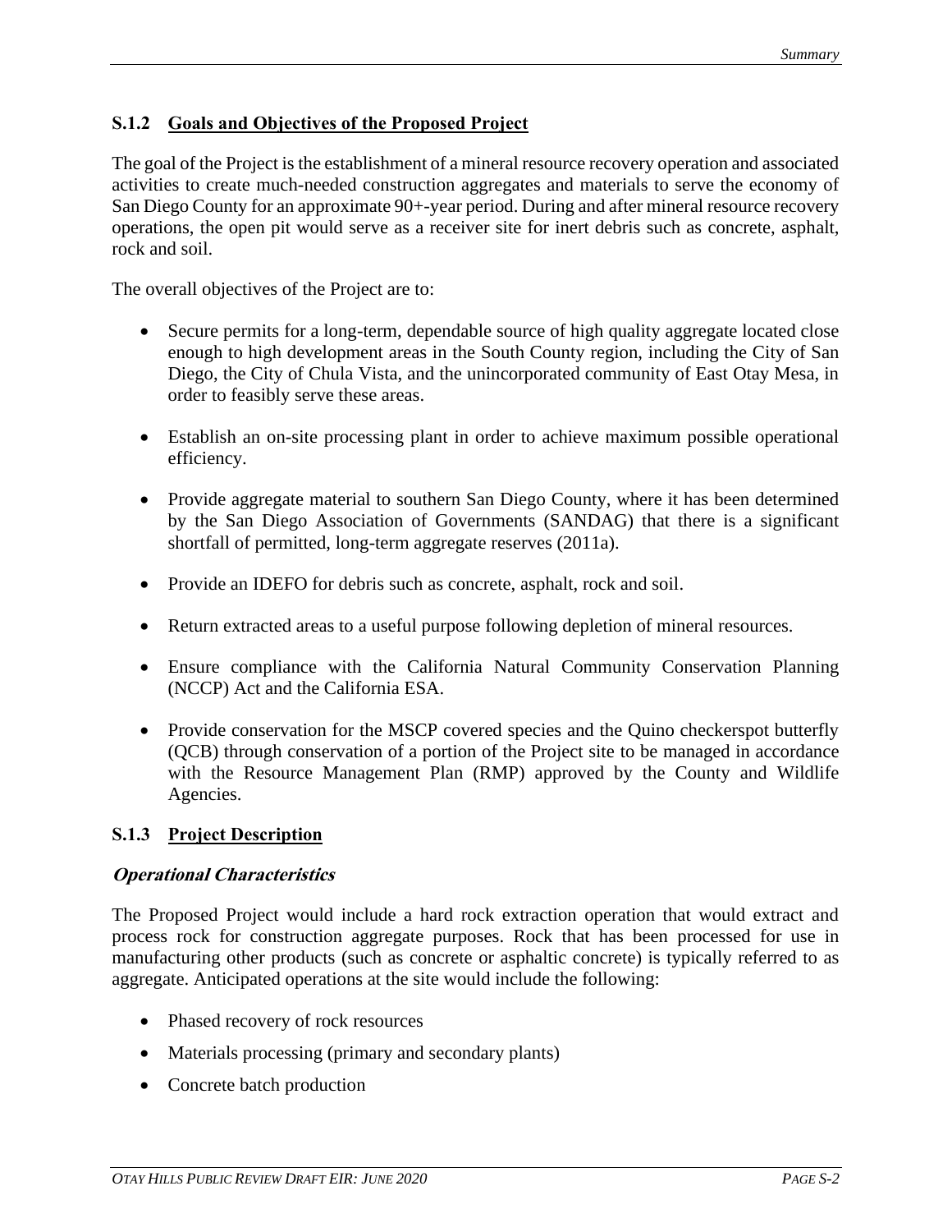### S.1.2 Goals and Objectives of the Proposed Project

The goal of the Project is the establishment of a mineral resource recovery operation and associated activities to create much-needed construction aggregates and materials to serve the economy of San Diego County for an approximate 90+-year period. During and after mineral resource recovery operations, the open pit would serve as a receiver site for inert debris such as concrete, asphalt, rock and soil.

The overall objectives of the Project are to:

- Secure permits for a long-term, dependable source of high quality aggregate located close enough to high development areas in the South County region, including the City of San Diego, the City of Chula Vista, and the unincorporated community of East Otay Mesa, in order to feasibly serve these areas.
- Establish an on-site processing plant in order to achieve maximum possible operational efficiency.
- Provide aggregate material to southern San Diego County, where it has been determined by the San Diego Association of Governments (SANDAG) that there is a significant shortfall of permitted, long-term aggregate reserves (2011a).
- Provide an IDEFO for debris such as concrete, asphalt, rock and soil.
- Return extracted areas to a useful purpose following depletion of mineral resources.
- Ensure compliance with the California Natural Community Conservation Planning (NCCP) Act and the California ESA.
- Provide conservation for the MSCP covered species and the Quino checkerspot butterfly (QCB) through conservation of a portion of the Project site to be managed in accordance with the Resource Management Plan (RMP) approved by the County and Wildlife Agencies.

### S.1.3 Project Description

#### *Operational Characteristics*

The Proposed Project would include a hard rock extraction operation that would extract and process rock for construction aggregate purposes. Rock that has been processed for use in manufacturing other products (such as concrete or asphaltic concrete) is typically referred to as aggregate. Anticipated operations at the site would include the following:

- Phased recovery of rock resources
- Materials processing (primary and secondary plants)
- Concrete batch production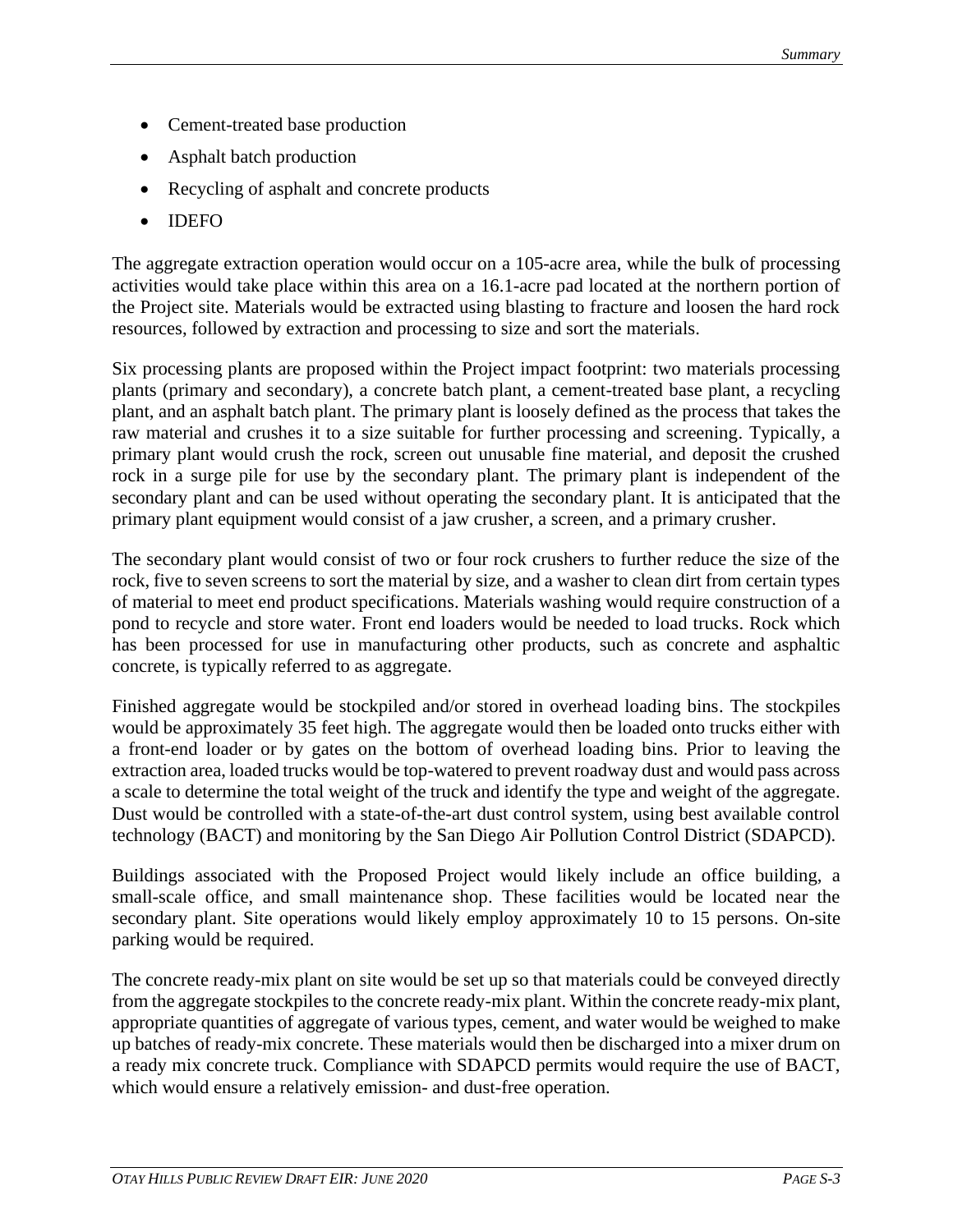- Cement-treated base production
- Asphalt batch production
- Recycling of asphalt and concrete products
- IDEFO

The aggregate extraction operation would occur on a 105-acre area, while the bulk of processing activities would take place within this area on a 16.1-acre pad located at the northern portion of the Project site. Materials would be extracted using blasting to fracture and loosen the hard rock resources, followed by extraction and processing to size and sort the materials.

Six processing plants are proposed within the Project impact footprint: two materials processing plants (primary and secondary), a concrete batch plant, a cement-treated base plant, a recycling plant, and an asphalt batch plant. The primary plant is loosely defined as the process that takes the raw material and crushes it to a size suitable for further processing and screening. Typically, a primary plant would crush the rock, screen out unusable fine material, and deposit the crushed rock in a surge pile for use by the secondary plant. The primary plant is independent of the secondary plant and can be used without operating the secondary plant. It is anticipated that the primary plant equipment would consist of a jaw crusher, a screen, and a primary crusher.

The secondary plant would consist of two or four rock crushers to further reduce the size of the rock, five to seven screens to sort the material by size, and a washer to clean dirt from certain types of material to meet end product specifications. Materials washing would require construction of a pond to recycle and store water. Front end loaders would be needed to load trucks. Rock which has been processed for use in manufacturing other products, such as concrete and asphaltic concrete, is typically referred to as aggregate.

Finished aggregate would be stockpiled and/or stored in overhead loading bins. The stockpiles would be approximately 35 feet high. The aggregate would then be loaded onto trucks either with a front-end loader or by gates on the bottom of overhead loading bins. Prior to leaving the extraction area, loaded trucks would be top-watered to prevent roadway dust and would pass across a scale to determine the total weight of the truck and identify the type and weight of the aggregate. Dust would be controlled with a state-of-the-art dust control system, using best available control technology (BACT) and monitoring by the San Diego Air Pollution Control District (SDAPCD).

Buildings associated with the Proposed Project would likely include an office building, a small-scale office, and small maintenance shop. These facilities would be located near the secondary plant. Site operations would likely employ approximately 10 to 15 persons. On-site parking would be required.

The concrete ready-mix plant on site would be set up so that materials could be conveyed directly from the aggregate stockpiles to the concrete ready-mix plant. Within the concrete ready-mix plant, appropriate quantities of aggregate of various types, cement, and water would be weighed to make up batches of ready-mix concrete. These materials would then be discharged into a mixer drum on a ready mix concrete truck. Compliance with SDAPCD permits would require the use of BACT, which would ensure a relatively emission- and dust-free operation.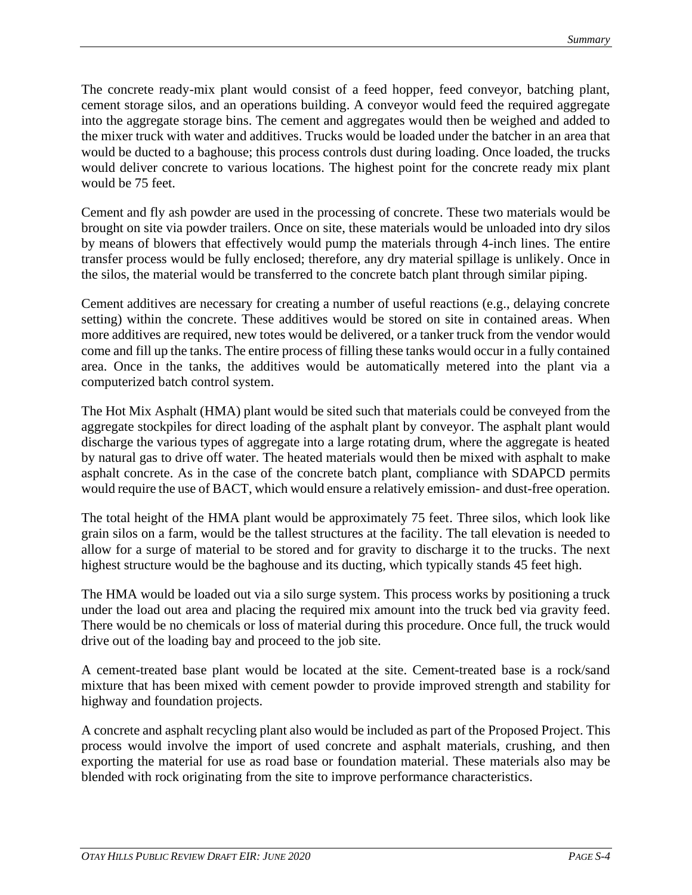The concrete ready-mix plant would consist of a feed hopper, feed conveyor, batching plant, cement storage silos, and an operations building. A conveyor would feed the required aggregate into the aggregate storage bins. The cement and aggregates would then be weighed and added to the mixer truck with water and additives. Trucks would be loaded under the batcher in an area that would be ducted to a baghouse; this process controls dust during loading. Once loaded, the trucks would deliver concrete to various locations. The highest point for the concrete ready mix plant would be 75 feet.

Cement and fly ash powder are used in the processing of concrete. These two materials would be brought on site via powder trailers. Once on site, these materials would be unloaded into dry silos by means of blowers that effectively would pump the materials through 4-inch lines. The entire transfer process would be fully enclosed; therefore, any dry material spillage is unlikely. Once in the silos, the material would be transferred to the concrete batch plant through similar piping.

Cement additives are necessary for creating a number of useful reactions (e.g., delaying concrete setting) within the concrete. These additives would be stored on site in contained areas. When more additives are required, new totes would be delivered, or a tanker truck from the vendor would come and fill up the tanks. The entire process of filling these tanks would occur in a fully contained area. Once in the tanks, the additives would be automatically metered into the plant via a computerized batch control system.

The Hot Mix Asphalt (HMA) plant would be sited such that materials could be conveyed from the aggregate stockpiles for direct loading of the asphalt plant by conveyor. The asphalt plant would discharge the various types of aggregate into a large rotating drum, where the aggregate is heated by natural gas to drive off water. The heated materials would then be mixed with asphalt to make asphalt concrete. As in the case of the concrete batch plant, compliance with SDAPCD permits would require the use of BACT, which would ensure a relatively emission- and dust-free operation.

The total height of the HMA plant would be approximately 75 feet. Three silos, which look like grain silos on a farm, would be the tallest structures at the facility. The tall elevation is needed to allow for a surge of material to be stored and for gravity to discharge it to the trucks. The next highest structure would be the baghouse and its ducting, which typically stands 45 feet high.

The HMA would be loaded out via a silo surge system. This process works by positioning a truck under the load out area and placing the required mix amount into the truck bed via gravity feed. There would be no chemicals or loss of material during this procedure. Once full, the truck would drive out of the loading bay and proceed to the job site.

A cement-treated base plant would be located at the site. Cement-treated base is a rock/sand mixture that has been mixed with cement powder to provide improved strength and stability for highway and foundation projects.

A concrete and asphalt recycling plant also would be included as part of the Proposed Project. This process would involve the import of used concrete and asphalt materials, crushing, and then exporting the material for use as road base or foundation material. These materials also may be blended with rock originating from the site to improve performance characteristics.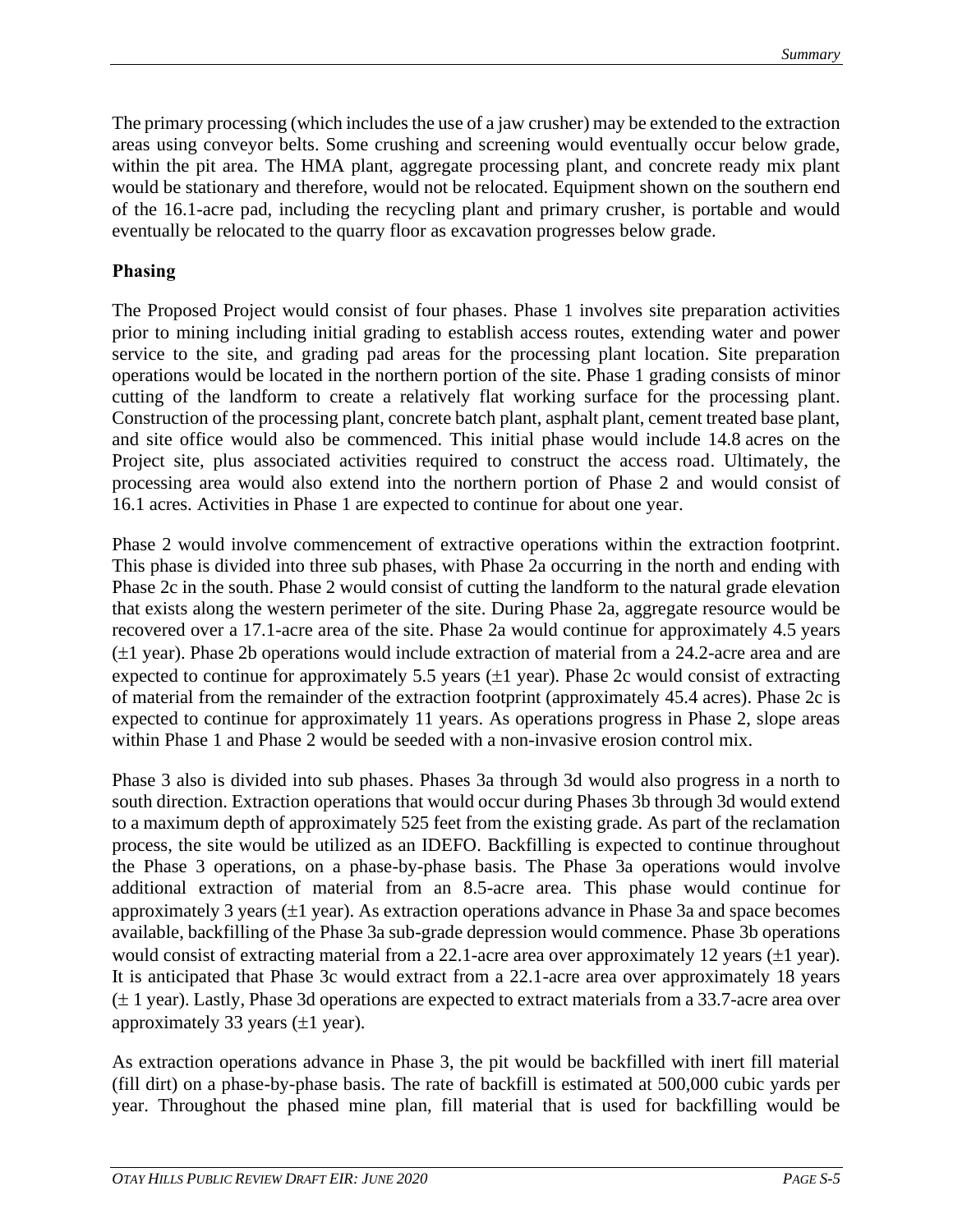The primary processing (which includes the use of a jaw crusher) may be extended to the extraction areas using conveyor belts. Some crushing and screening would eventually occur below grade, within the pit area. The HMA plant, aggregate processing plant, and concrete ready mix plant would be stationary and therefore, would not be relocated. Equipment shown on the southern end of the 16.1-acre pad, including the recycling plant and primary crusher, is portable and would eventually be relocated to the quarry floor as excavation progresses below grade.

**Phasing**

The Proposed Project would consist of four phases. Phase 1 involves site preparation activities prior to mining including initial grading to establish access routes, extending water and power service to the site, and grading pad areas for the processing plant location. Site preparation operations would be located in the northern portion of the site. Phase 1 grading consists of minor cutting of the landform to create a relatively flat working surface for the processing plant. Construction of the processing plant, concrete batch plant, asphalt plant, cement treated base plant, and site office would also be commenced. This initial phase would include 14.8 acres on the Project site, plus associated activities required to construct the access road. Ultimately, the processing area would also extend into the northern portion of Phase 2 and would consist of 16.1 acres. Activities in Phase 1 are expected to continue for about one year.

Phase 2 would involve commencement of extractive operations within the extraction footprint. This phase is divided into three sub phases, with Phase 2a occurring in the north and ending with Phase 2c in the south. Phase 2 would consist of cutting the landform to the natural grade elevation that exists along the western perimeter of the site. During Phase 2a, aggregate resource would be recovered over a 17.1-acre area of the site. Phase 2a would continue for approximately 4.5 years (±1 year). Phase 2b operations would include extraction of material from a 24.2-acre area and are expected to continue for approximately 5.5 years (±1 year). Phase 2c would consist of extracting of material from the remainder of the extraction footprint (approximately 45.4 acres). Phase 2c is expected to continue for approximately 11 years. As operations progress in Phase 2, slope areas within Phase 1 and Phase 2 would be seeded with a non-invasive erosion control mix.

Phase 3 also is divided into sub phases. Phases 3a through 3d would also progress in a north to south direction. Extraction operations that would occur during Phases 3b through 3d would extend to a maximum depth of approximately 525 feet from the existing grade. As part of the reclamation process, the site would be utilized as an IDEFO. Backfilling is expected to continue throughout the Phase 3 operations, on a phase-by-phase basis. The Phase 3a operations would involve additional extraction of material from an 8.5-acre area. This phase would continue for approximately 3 years (±1 year). As extraction operations advance in Phase 3a and space becomes available, backfilling of the Phase 3a sub-grade depression would commence. Phase 3b operations would consist of extracting material from a 22.1-acre area over approximately 12 years (±1 year). It is anticipated that Phase 3c would extract from a 22.1-acre area over approximately 18 years (± 1 year). Lastly, Phase 3d operations are expected to extract materials from a 33.7-acre area over approximately 33 years (±1 year).

As extraction operations advance in Phase 3, the pit would be backfilled with inert fill material (fill dirt) on a phase-by-phase basis. The rate of backfill is estimated at 500,000 cubic yards per year. Throughout the phased mine plan, fill material that is used for backfilling would be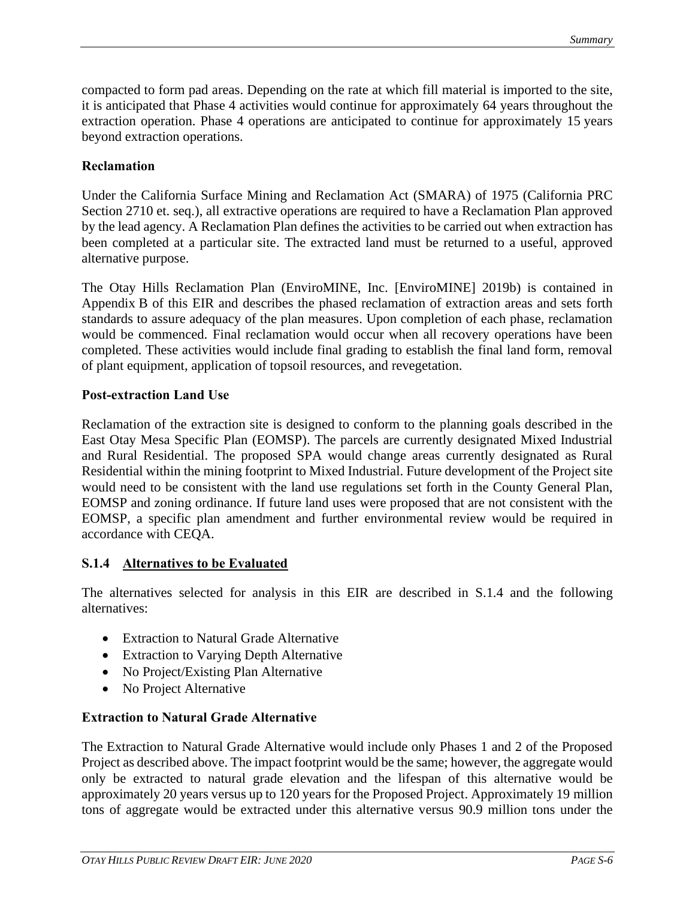compacted to form pad areas. Depending on the rate at which fill material is imported to the site, it is anticipated that Phase 4 activities would continue for approximately 64 years throughout the extraction operation. Phase 4 operations are anticipated to continue for approximately 15 years beyond extraction operations.

**Reclamation**

Under the California Surface Mining and Reclamation Act (SMARA) of 1975 (California PRC Section 2710 et. seq.), all extractive operations are required to have a Reclamation Plan approved by the lead agency. A Reclamation Plan defines the activities to be carried out when extraction has been completed at a particular site. The extracted land must be returned to a useful, approved alternative purpose.

The Otay Hills Reclamation Plan (EnviroMINE, Inc. [EnviroMINE] 2019b) is contained in Appendix B of this EIR and describes the phased reclamation of extraction areas and sets forth standards to assure adequacy of the plan measures. Upon completion of each phase, reclamation would be commenced. Final reclamation would occur when all recovery operations have been completed. These activities would include final grading to establish the final land form, removal of plant equipment, application of topsoil resources, and revegetation.

**Post-extraction Land Use**

Reclamation of the extraction site is designed to conform to the planning goals described in the East Otay Mesa Specific Plan (EOMSP). The parcels are currently designated Mixed Industrial and Rural Residential. The proposed SPA would change areas currently designated as Rural Residential within the mining footprint to Mixed Industrial. Future development of the Project site would need to be consistent with the land use regulations set forth in the County General Plan, EOMSP and zoning ordinance. If future land uses were proposed that are not consistent with the EOMSP, a specific plan amendment and further environmental review would be required in accordance with CEQA.

### S.1.4 Alternatives to be Evaluated

The alternatives selected for analysis in this EIR are described in S.1.4 and the following alternatives:

- Extraction to Natural Grade Alternative
- Extraction to Varying Depth Alternative
- No Project/Existing Plan Alternative
- No Project Alternative

**Extraction to Natural Grade Alternative**

The Extraction to Natural Grade Alternative would include only Phases 1 and 2 of the Proposed Project as described above. The impact footprint would be the same; however, the aggregate would only be extracted to natural grade elevation and the lifespan of this alternative would be approximately 20 years versus up to 120 years for the Proposed Project. Approximately 19 million tons of aggregate would be extracted under this alternative versus 90.9 million tons under the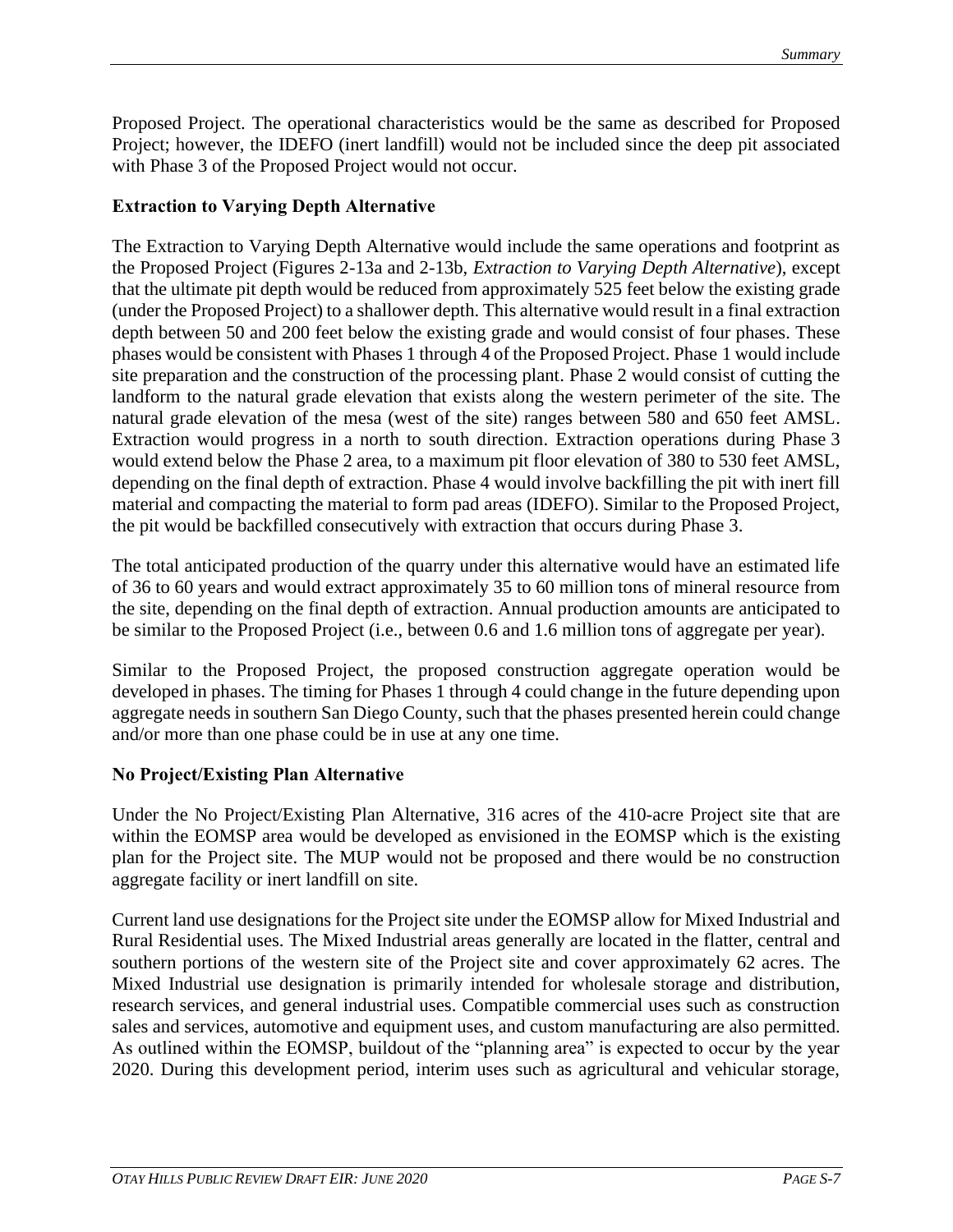Proposed Project. The operational characteristics would be the same as described for Proposed Project; however, the IDEFO (inert landfill) would not be included since the deep pit associated with Phase 3 of the Proposed Project would not occur.

**Extraction to Varying Depth Alternative**

The Extraction to Varying Depth Alternative would include the same operations and footprint as the Proposed Project (Figures 2-13a and 2-13b, *Extraction to Varying Depth Alternative*), except that the ultimate pit depth would be reduced from approximately 525 feet below the existing grade (under the Proposed Project) to a shallower depth. This alternative would result in a final extraction depth between 50 and 200 feet below the existing grade and would consist of four phases. These phases would be consistent with Phases 1 through 4 of the Proposed Project. Phase 1 would include site preparation and the construction of the processing plant. Phase 2 would consist of cutting the landform to the natural grade elevation that exists along the western perimeter of the site. The natural grade elevation of the mesa (west of the site) ranges between 580 and 650 feet AMSL. Extraction would progress in a north to south direction. Extraction operations during Phase 3 would extend below the Phase 2 area, to a maximum pit floor elevation of 380 to 530 feet AMSL, depending on the final depth of extraction. Phase 4 would involve backfilling the pit with inert fill material and compacting the material to form pad areas (IDEFO). Similar to the Proposed Project, the pit would be backfilled consecutively with extraction that occurs during Phase 3.

The total anticipated production of the quarry under this alternative would have an estimated life of 36 to 60 years and would extract approximately 35 to 60 million tons of mineral resource from the site, depending on the final depth of extraction. Annual production amounts are anticipated to be similar to the Proposed Project (i.e., between 0.6 and 1.6 million tons of aggregate per year).

Similar to the Proposed Project, the proposed construction aggregate operation would be developed in phases. The timing for Phases 1 through 4 could change in the future depending upon aggregate needs in southern San Diego County, such that the phases presented herein could change and/or more than one phase could be in use at any one time.

**No Project/Existing Plan Alternative**

Under the No Project/Existing Plan Alternative, 316 acres of the 410-acre Project site that are within the EOMSP area would be developed as envisioned in the EOMSP which is the existing plan for the Project site. The MUP would not be proposed and there would be no construction aggregate facility or inert landfill on site.

Current land use designations for the Project site under the EOMSP allow for Mixed Industrial and Rural Residential uses. The Mixed Industrial areas generally are located in the flatter, central and southern portions of the western site of the Project site and cover approximately 62 acres. The Mixed Industrial use designation is primarily intended for wholesale storage and distribution, research services, and general industrial uses. Compatible commercial uses such as construction sales and services, automotive and equipment uses, and custom manufacturing are also permitted. As outlined within the EOMSP, buildout of the "planning area" is expected to occur by the year 2020. During this development period, interim uses such as agricultural and vehicular storage,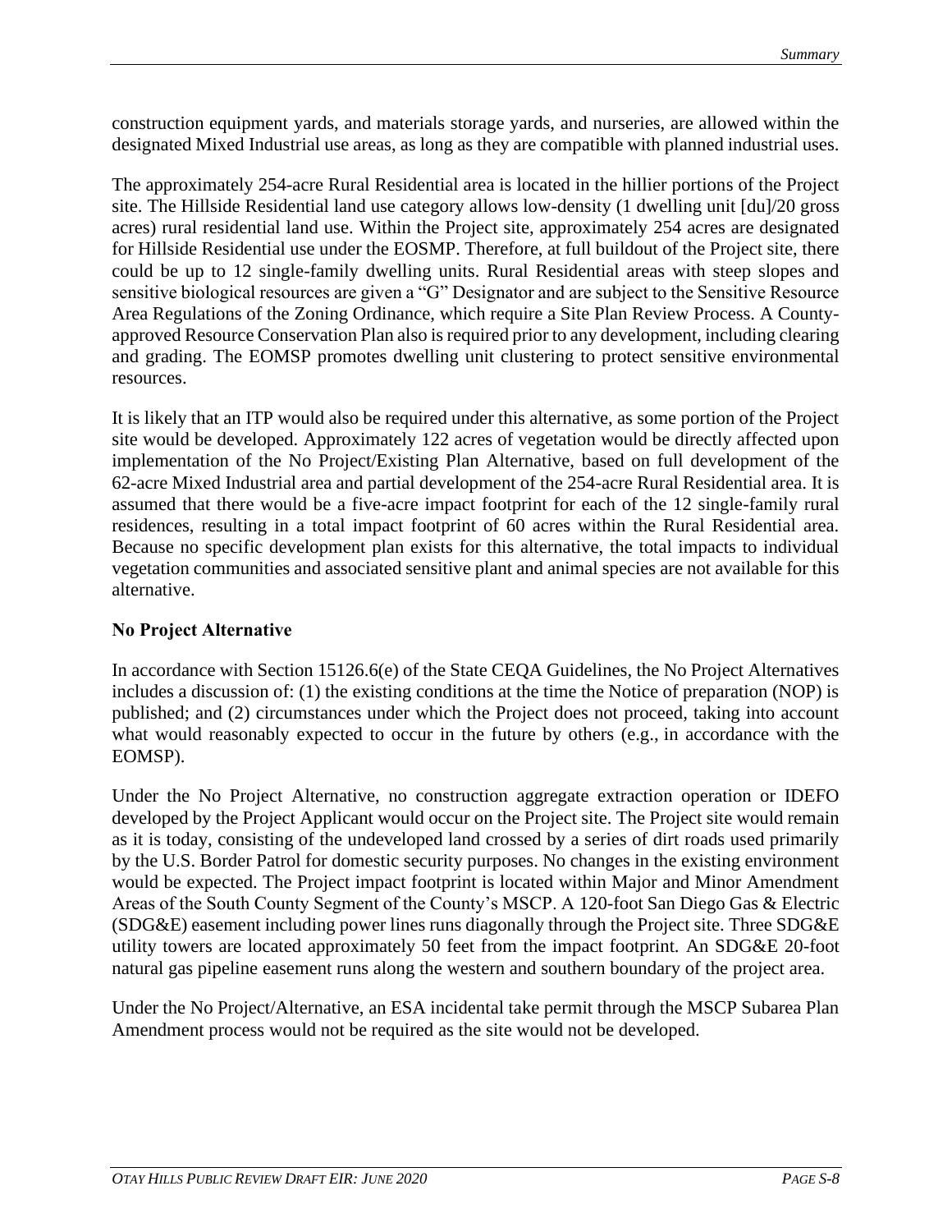construction equipment yards, and materials storage yards, and nurseries, are allowed within the designated Mixed Industrial use areas, as long as they are compatible with planned industrial uses.

The approximately 254-acre Rural Residential area is located in the hillier portions of the Project site. The Hillside Residential land use category allows low-density (1 dwelling unit [du]/20 gross acres) rural residential land use. Within the Project site, approximately 254 acres are designated for Hillside Residential use under the EOSMP. Therefore, at full buildout of the Project site, there could be up to 12 single-family dwelling units. Rural Residential areas with steep slopes and sensitive biological resources are given a "G" Designator and are subject to the Sensitive Resource Area Regulations of the Zoning Ordinance, which require a Site Plan Review Process. A County-approved Resource Conservation Plan also is required prior to any development, including clearing and grading. The EOMSP promotes dwelling unit clustering to protect sensitive environmental resources.

It is likely that an ITP would also be required under this alternative, as some portion of the Project site would be developed. Approximately 122 acres of vegetation would be directly affected upon implementation of the No Project/Existing Plan Alternative, based on full development of the 62-acre Mixed Industrial area and partial development of the 254-acre Rural Residential area. It is assumed that there would be a five-acre impact footprint for each of the 12 single-family rural residences, resulting in a total impact footprint of 60 acres within the Rural Residential area. Because no specific development plan exists for this alternative, the total impacts to individual vegetation communities and associated sensitive plant and animal species are not available for this alternative.

**No Project Alternative**

In accordance with Section 15126.6(e) of the State CEQA Guidelines, the No Project Alternatives includes a discussion of: (1) the existing conditions at the time the Notice of preparation (NOP) is published; and (2) circumstances under which the Project does not proceed, taking into account what would reasonably expected to occur in the future by others (e.g., in accordance with the EOMSP).

Under the No Project Alternative, no construction aggregate extraction operation or IDEFO developed by the Project Applicant would occur on the Project site. The Project site would remain as it is today, consisting of the undeveloped land crossed by a series of dirt roads used primarily by the U.S. Border Patrol for domestic security purposes. No changes in the existing environment would be expected. The Project impact footprint is located within Major and Minor Amendment Areas of the South County Segment of the County's MSCP. A 120-foot San Diego Gas & Electric (SDG&E) easement including power lines runs diagonally through the Project site. Three SDG&E utility towers are located approximately 50 feet from the impact footprint. An SDG&E 20-foot natural gas pipeline easement runs along the western and southern boundary of the project area.

Under the No Project/Alternative, an ESA incidental take permit through the MSCP Subarea Plan Amendment process would not be required as the site would not be developed.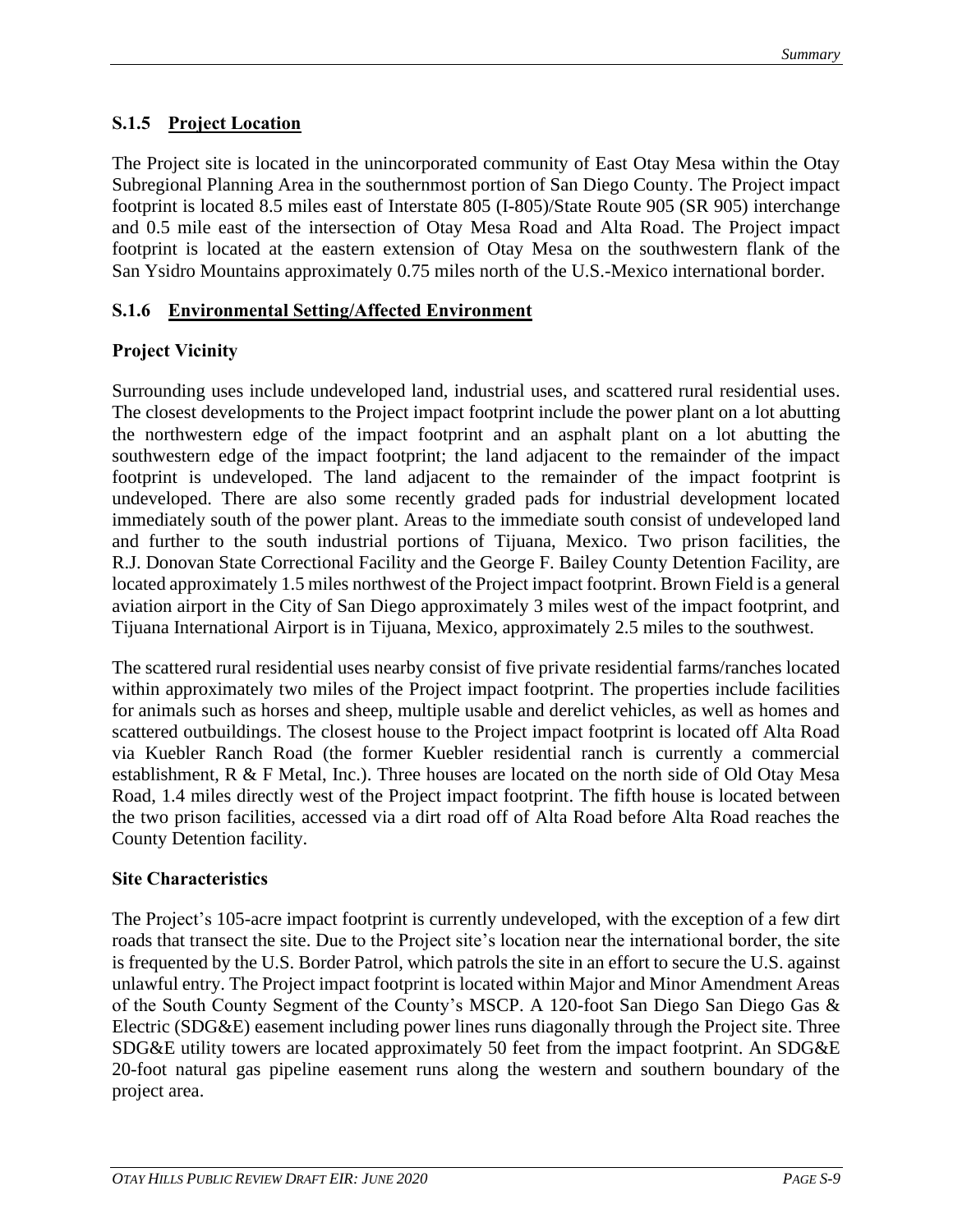### S.1.5 Project Location

The Project site is located in the unincorporated community of East Otay Mesa within the Otay Subregional Planning Area in the southernmost portion of San Diego County. The Project impact footprint is located 8.5 miles east of Interstate 805 (I-805)/State Route 905 (SR 905) interchange and 0.5 mile east of the intersection of Otay Mesa Road and Alta Road. The Project impact footprint is located at the eastern extension of Otay Mesa on the southwestern flank of the San Ysidro Mountains approximately 0.75 miles north of the U.S.-Mexico international border.

### S.1.6 Environmental Setting/Affected Environment

#### Project Vicinity

Surrounding uses include undeveloped land, industrial uses, and scattered rural residential uses. The closest developments to the Project impact footprint include the power plant on a lot abutting the northwestern edge of the impact footprint and an asphalt plant on a lot abutting the southwestern edge of the impact footprint; the land adjacent to the remainder of the impact footprint is undeveloped. The land adjacent to the remainder of the impact footprint is undeveloped. There are also some recently graded pads for industrial development located immediately south of the power plant. Areas to the immediate south consist of undeveloped land and further to the south industrial portions of Tijuana, Mexico. Two prison facilities, the R.J. Donovan State Correctional Facility and the George F. Bailey County Detention Facility, are located approximately 1.5 miles northwest of the Project impact footprint. Brown Field is a general aviation airport in the City of San Diego approximately 3 miles west of the impact footprint, and Tijuana International Airport is in Tijuana, Mexico, approximately 2.5 miles to the southwest.

The scattered rural residential uses nearby consist of five private residential farms/ranches located within approximately two miles of the Project impact footprint. The properties include facilities for animals such as horses and sheep, multiple usable and derelict vehicles, as well as homes and scattered outbuildings. The closest house to the Project impact footprint is located off Alta Road via Kuebler Ranch Road (the former Kuebler residential ranch is currently a commercial establishment, R & F Metal, Inc.). Three houses are located on the north side of Old Otay Mesa Road, 1.4 miles directly west of the Project impact footprint. The fifth house is located between the two prison facilities, accessed via a dirt road off of Alta Road before Alta Road reaches the County Detention facility.

#### Site Characteristics

The Project's 105-acre impact footprint is currently undeveloped, with the exception of a few dirt roads that transect the site. Due to the Project site's location near the international border, the site is frequented by the U.S. Border Patrol, which patrols the site in an effort to secure the U.S. against unlawful entry. The Project impact footprint is located within Major and Minor Amendment Areas of the South County Segment of the County's MSCP. A 120-foot San Diego San Diego Gas & Electric (SDG&E) easement including power lines runs diagonally through the Project site. Three SDG&E utility towers are located approximately 50 feet from the impact footprint. An SDG&E 20-foot natural gas pipeline easement runs along the western and southern boundary of the project area.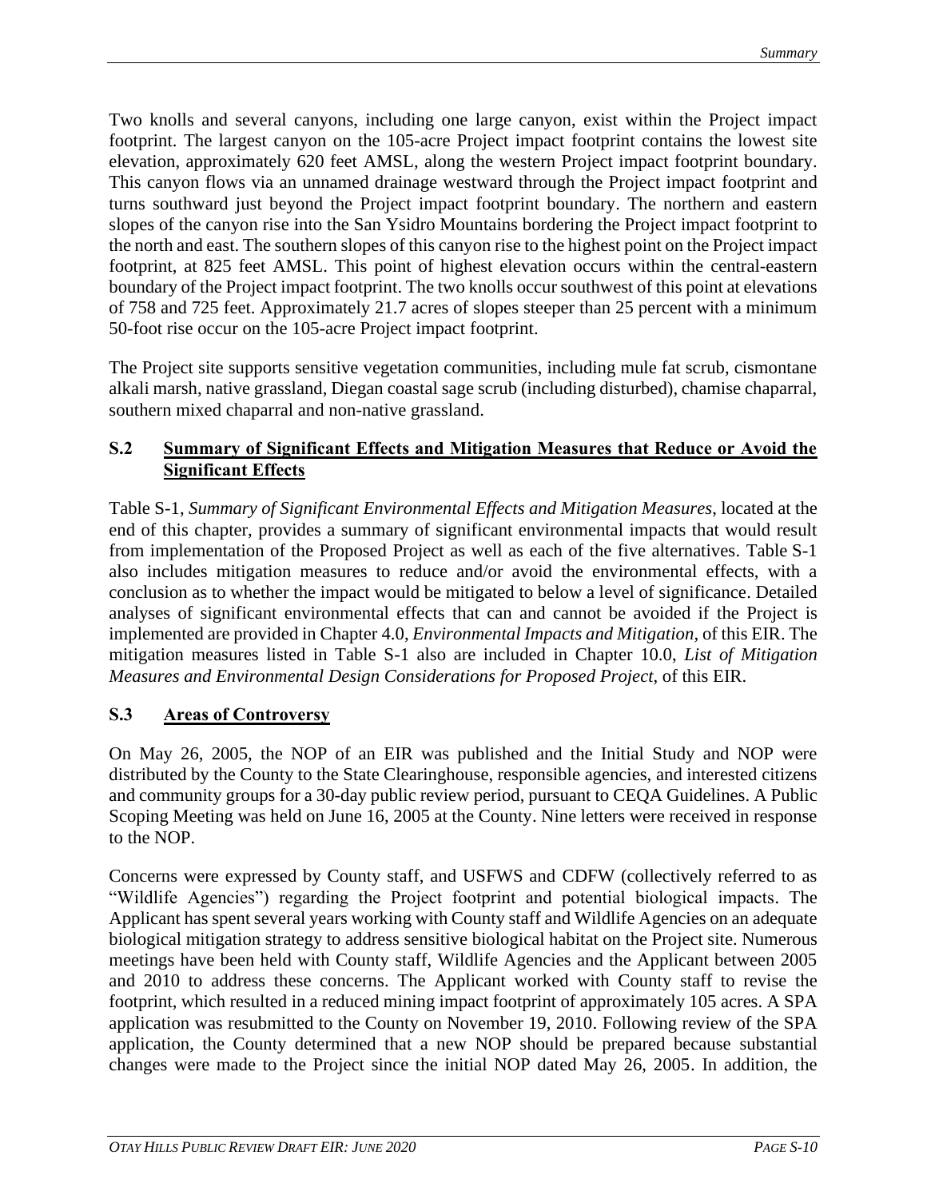Two knolls and several canyons, including one large canyon, exist within the Project impact footprint. The largest canyon on the 105-acre Project impact footprint contains the lowest site elevation, approximately 620 feet AMSL, along the western Project impact footprint boundary. This canyon flows via an unnamed drainage westward through the Project impact footprint and turns southward just beyond the Project impact footprint boundary. The northern and eastern slopes of the canyon rise into the San Ysidro Mountains bordering the Project impact footprint to the north and east. The southern slopes of this canyon rise to the highest point on the Project impact footprint, at 825 feet AMSL. This point of highest elevation occurs within the central-eastern boundary of the Project impact footprint. The two knolls occur southwest of this point at elevations of 758 and 725 feet. Approximately 21.7 acres of slopes steeper than 25 percent with a minimum 50-foot rise occur on the 105-acre Project impact footprint.

The Project site supports sensitive vegetation communities, including mule fat scrub, cismontane alkali marsh, native grassland, Diegan coastal sage scrub (including disturbed), chamise chaparral, southern mixed chaparral and non-native grassland.

## S.2 Summary of Significant Effects and Mitigation Measures that Reduce or Avoid the Significant Effects

Table S-1, *Summary of Significant Environmental Effects and Mitigation Measures*, located at the end of this chapter, provides a summary of significant environmental impacts that would result from implementation of the Proposed Project as well as each of the five alternatives. Table S-1 also includes mitigation measures to reduce and/or avoid the environmental effects, with a conclusion as to whether the impact would be mitigated to below a level of significance. Detailed analyses of significant environmental effects that can and cannot be avoided if the Project is implemented are provided in Chapter 4.0, *Environmental Impacts and Mitigation*, of this EIR. The mitigation measures listed in Table S-1 also are included in Chapter 10.0, *List of Mitigation Measures and Environmental Design Considerations for Proposed Project*, of this EIR.

## S.3 Areas of Controversy

On May 26, 2005, the NOP of an EIR was published and the Initial Study and NOP were distributed by the County to the State Clearinghouse, responsible agencies, and interested citizens and community groups for a 30-day public review period, pursuant to CEQA Guidelines. A Public Scoping Meeting was held on June 16, 2005 at the County. Nine letters were received in response to the NOP.

Concerns were expressed by County staff, and USFWS and CDFW (collectively referred to as "Wildlife Agencies") regarding the Project footprint and potential biological impacts. The Applicant has spent several years working with County staff and Wildlife Agencies on an adequate biological mitigation strategy to address sensitive biological habitat on the Project site. Numerous meetings have been held with County staff, Wildlife Agencies and the Applicant between 2005 and 2010 to address these concerns. The Applicant worked with County staff to revise the footprint, which resulted in a reduced mining impact footprint of approximately 105 acres. A SPA application was resubmitted to the County on November 19, 2010. Following review of the SPA application, the County determined that a new NOP should be prepared because substantial changes were made to the Project since the initial NOP dated May 26, 2005. In addition, the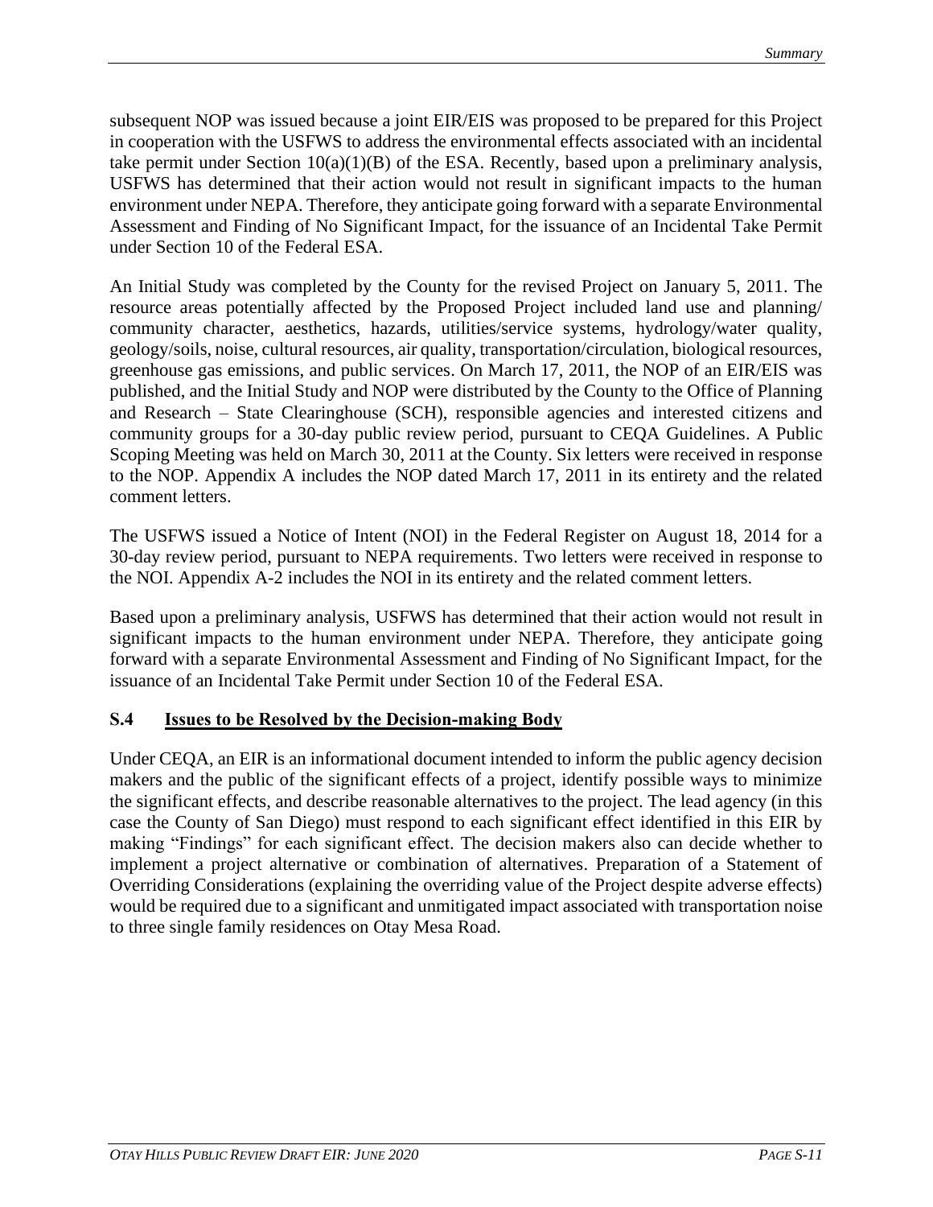subsequent NOP was issued because a joint EIR/EIS was proposed to be prepared for this Project in cooperation with the USFWS to address the environmental effects associated with an incidental take permit under Section 10(a)(1)(B) of the ESA. Recently, based upon a preliminary analysis, USFWS has determined that their action would not result in significant impacts to the human environment under NEPA. Therefore, they anticipate going forward with a separate Environmental Assessment and Finding of No Significant Impact, for the issuance of an Incidental Take Permit under Section 10 of the Federal ESA.

An Initial Study was completed by the County for the revised Project on January 5, 2011. The resource areas potentially affected by the Proposed Project included land use and planning/ community character, aesthetics, hazards, utilities/service systems, hydrology/water quality, geology/soils, noise, cultural resources, air quality, transportation/circulation, biological resources, greenhouse gas emissions, and public services. On March 17, 2011, the NOP of an EIR/EIS was published, and the Initial Study and NOP were distributed by the County to the Office of Planning and Research – State Clearinghouse (SCH), responsible agencies and interested citizens and community groups for a 30-day public review period, pursuant to CEQA Guidelines. A Public Scoping Meeting was held on March 30, 2011 at the County. Six letters were received in response to the NOP. Appendix A includes the NOP dated March 17, 2011 in its entirety and the related comment letters.

The USFWS issued a Notice of Intent (NOI) in the Federal Register on August 18, 2014 for a 30-day review period, pursuant to NEPA requirements. Two letters were received in response to the NOI. Appendix A-2 includes the NOI in its entirety and the related comment letters.

Based upon a preliminary analysis, USFWS has determined that their action would not result in significant impacts to the human environment under NEPA. Therefore, they anticipate going forward with a separate Environmental Assessment and Finding of No Significant Impact, for the issuance of an Incidental Take Permit under Section 10 of the Federal ESA.

## S.4 Issues to be Resolved by the Decision-making Body

Under CEQA, an EIR is an informational document intended to inform the public agency decision makers and the public of the significant effects of a project, identify possible ways to minimize the significant effects, and describe reasonable alternatives to the project. The lead agency (in this case the County of San Diego) must respond to each significant effect identified in this EIR by making "Findings" for each significant effect. The decision makers also can decide whether to implement a project alternative or combination of alternatives. Preparation of a Statement of Overriding Considerations (explaining the overriding value of the Project despite adverse effects) would be required due to a significant and unmitigated impact associated with transportation noise to three single family residences on Otay Mesa Road.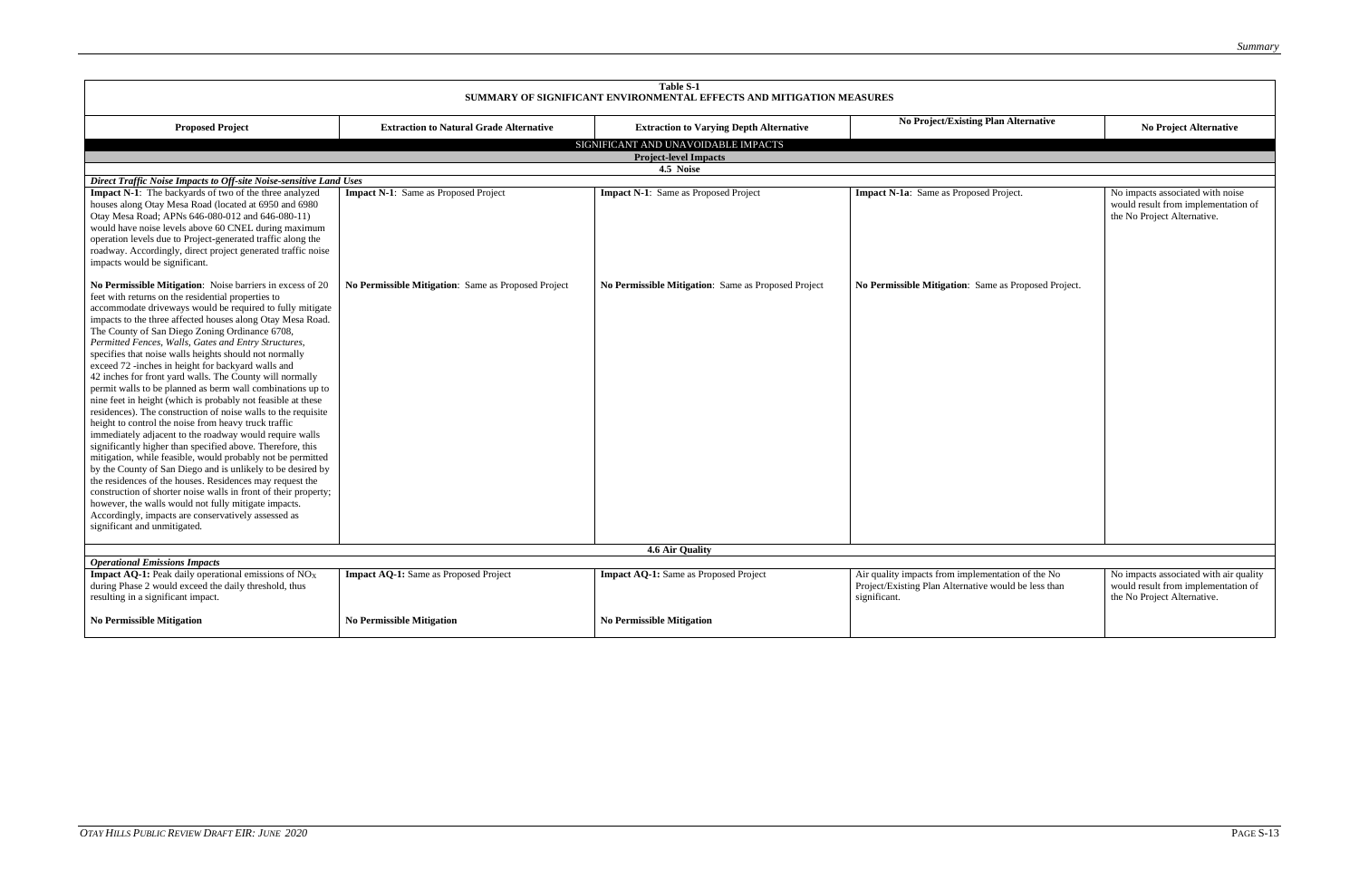| Table S-1<br>SUMMARY OF SIGNIFICANT ENVIRONMENTAL EFFECTS AND MITIGATION MEASURES | | | | |
|---|---|---|---|---|
| **Proposed Project** | **Extraction to Natural Grade Alternative** | **Extraction to Varying Depth Alternative** | **No Project/Existing Plan Alternative** | **No Project Alternative** |
| SIGNIFICANT AND UNAVOIDABLE IMPACTS | | | | |
| **Project-level Impacts** | | | | |
| **4.5 Noise** | | | | |
| ***Direct Traffic Noise Impacts to Off-site Noise-sensitive Land Uses*** | | | | |
| **Impact N-1**: The backyards of two of the three analyzed houses along Otay Mesa Road (located at 6950 and 6980 Otay Mesa Road; APNs 646-080-012 and 646-080-11) would have noise levels above 60 CNEL during maximum operation levels due to Project-generated traffic along the roadway. Accordingly, direct project generated traffic noise impacts would be significant.<br><br>**No Permissible Mitigation**: Noise barriers in excess of 20 feet with returns on the residential properties to accommodate driveways would be required to fully mitigate impacts to the three affected houses along Otay Mesa Road. The County of San Diego Zoning Ordinance 6708, *Permitted Fences, Walls, Gates and Entry Structures*, specifies that noise walls heights should not normally exceed 72 -inches in height for backyard walls and 42 inches for front yard walls. The County will normally permit walls to be planned as berm wall combinations up to nine feet in height (which is probably not feasible at these residences). The construction of noise walls to the requisite height to control the noise from heavy truck traffic immediately adjacent to the roadway would require walls significantly higher than specified above. Therefore, this mitigation, while feasible, would probably not be permitted by the County of San Diego and is unlikely to be desired by the residences of the houses. Residences may request the construction of shorter noise walls in front of their property; however, the walls would not fully mitigate impacts. Accordingly, impacts are conservatively assessed as significant and unmitigated. | **Impact N-1**: Same as Proposed Project<br><br>**No Permissible Mitigation**: Same as Proposed Project | **Impact N-1**: Same as Proposed Project<br><br>**No Permissible Mitigation**: Same as Proposed Project | **Impact N-1a**: Same as Proposed Project.<br><br>**No Permissible Mitigation**: Same as Proposed Project. | No impacts associated with noise would result from implementation of the No Project Alternative. |
| **4.6 Air Quality** | | | | |
| ***Operational Emissions Impacts*** | | | | |
| **Impact AQ-1:** Peak daily operational emissions of $NO_X$ during Phase 2 would exceed the daily threshold, thus resulting in a significant impact.<br><br>**No Permissible Mitigation** | **Impact AQ-1:** Same as Proposed Project<br><br>**No Permissible Mitigation** | **Impact AQ-1:** Same as Proposed Project<br><br>**No Permissible Mitigation** | Air quality impacts from implementation of the No Project/Existing Plan Alternative would be less than significant. | No impacts associated with air quality would result from implementation of the No Project Alternative. |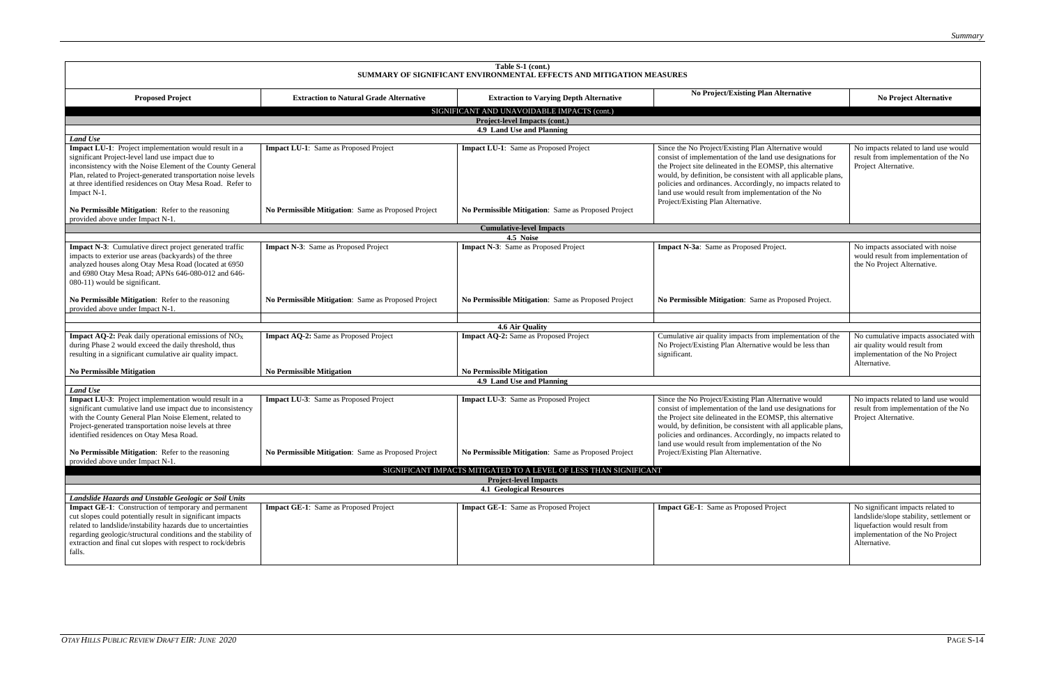**Table S-1 (cont.)**
**SUMMARY OF SIGNIFICANT ENVIRONMENTAL EFFECTS AND MITIGATION MEASURES**

| Proposed Project | Extraction to Natural Grade Alternative | Extraction to Varying Depth Alternative | No Project/Existing Plan Alternative | No Project Alternative |
|---|---|---|---|---|
| | | **SIGNIFICANT AND UNAVOIDABLE IMPACTS (cont.)** | | |
| | | **Project-level Impacts (cont.)** | | |
| | | **4.9 Land Use and Planning** | | |
| ***Land Use*** | | | | |
| **Impact LU-1**: Project implementation would result in a significant Project-level land use impact due to inconsistency with the Noise Element of the County General Plan, related to Project-generated transportation noise levels at three identified residences on Otay Mesa Road. Refer to Impact N-1.<br><br>**No Permissible Mitigation**: Refer to the reasoning provided above under Impact N-1. | **Impact LU-1**: Same as Proposed Project<br><br>**No Permissible Mitigation**: Same as Proposed Project | **Impact LU-1**: Same as Proposed Project<br><br>**No Permissible Mitigation**: Same as Proposed Project | Since the No Project/Existing Plan Alternative would consist of implementation of the land use designations for the Project site delineated in the EOMSP, this alternative would, by definition, be consistent with all applicable plans, policies and ordinances. Accordingly, no impacts related to land use would result from implementation of the No Project/Existing Plan Alternative. | No impacts related to land use would result from implementation of the No Project Alternative. |
| | | **Cumulative-level Impacts** | | |
| | | **4.5 Noise** | | |
| **Impact N-3**: Cumulative direct project generated traffic impacts to exterior use areas (backyards) of the three analyzed houses along Otay Mesa Road (located at 6950 and 6980 Otay Mesa Road; APNs 646-080-012 and 646-080-11) would be significant.<br><br>**No Permissible Mitigation**: Refer to the reasoning provided above under Impact N-1. | **Impact N-3**: Same as Proposed Project<br><br>**No Permissible Mitigation**: Same as Proposed Project | **Impact N-3**: Same as Proposed Project<br><br>**No Permissible Mitigation**: Same as Proposed Project | **Impact N-3a**: Same as Proposed Project.<br><br>**No Permissible Mitigation**: Same as Proposed Project. | No impacts associated with noise would result from implementation of the No Project Alternative. |
| | | **4.6 Air Quality** | | |
| **Impact AQ-2:** Peak daily operational emissions of $NO_X$ during Phase 2 would exceed the daily threshold, thus resulting in a significant cumulative air quality impact.<br><br>**No Permissible Mitigation** | **Impact AQ-2:** Same as Proposed Project<br><br>**No Permissible Mitigation** | **Impact AQ-2:** Same as Proposed Project<br><br>**No Permissible Mitigation** | Cumulative air quality impacts from implementation of the No Project/Existing Plan Alternative would be less than significant. | No cumulative impacts associated with air quality would result from implementation of the No Project Alternative. |
| | | **4.9 Land Use and Planning** | | |
| ***Land Use*** | | | | |
| **Impact LU-3**: Project implementation would result in a significant cumulative land use impact due to inconsistency with the County General Plan Noise Element, related to Project-generated transportation noise levels at three identified residences on Otay Mesa Road.<br><br>**No Permissible Mitigation**: Refer to the reasoning provided above under Impact N-1. | **Impact LU-3**: Same as Proposed Project<br><br>**No Permissible Mitigation**: Same as Proposed Project | **Impact LU-3**: Same as Proposed Project<br><br>**No Permissible Mitigation**: Same as Proposed Project | Since the No Project/Existing Plan Alternative would consist of implementation of the land use designations for the Project site delineated in the EOMSP, this alternative would, by definition, be consistent with all applicable plans, policies and ordinances. Accordingly, no impacts related to land use would result from implementation of the No Project/Existing Plan Alternative. | No impacts related to land use would result from implementation of the No Project Alternative. |
| | | **SIGNIFICANT IMPACTS MITIGATED TO A LEVEL OF LESS THAN SIGNIFICANT** | | |
| | | **Project-level Impacts** | | |
| | | **4.1 Geological Resources** | | |
| ***Landslide Hazards and Unstable Geologic or Soil Units*** | | | | |
| **Impact GE-1**: Construction of temporary and permanent cut slopes could potentially result in significant impacts related to landslide/instability hazards due to uncertainties regarding geologic/structural conditions and the stability of extraction and final cut slopes with respect to rock/debris falls. | **Impact GE-1**: Same as Proposed Project | **Impact GE-1**: Same as Proposed Project | **Impact GE-1**: Same as Proposed Project | No significant impacts related to landslide/slope stability, settlement or liquefaction would result from implementation of the No Project Alternative. |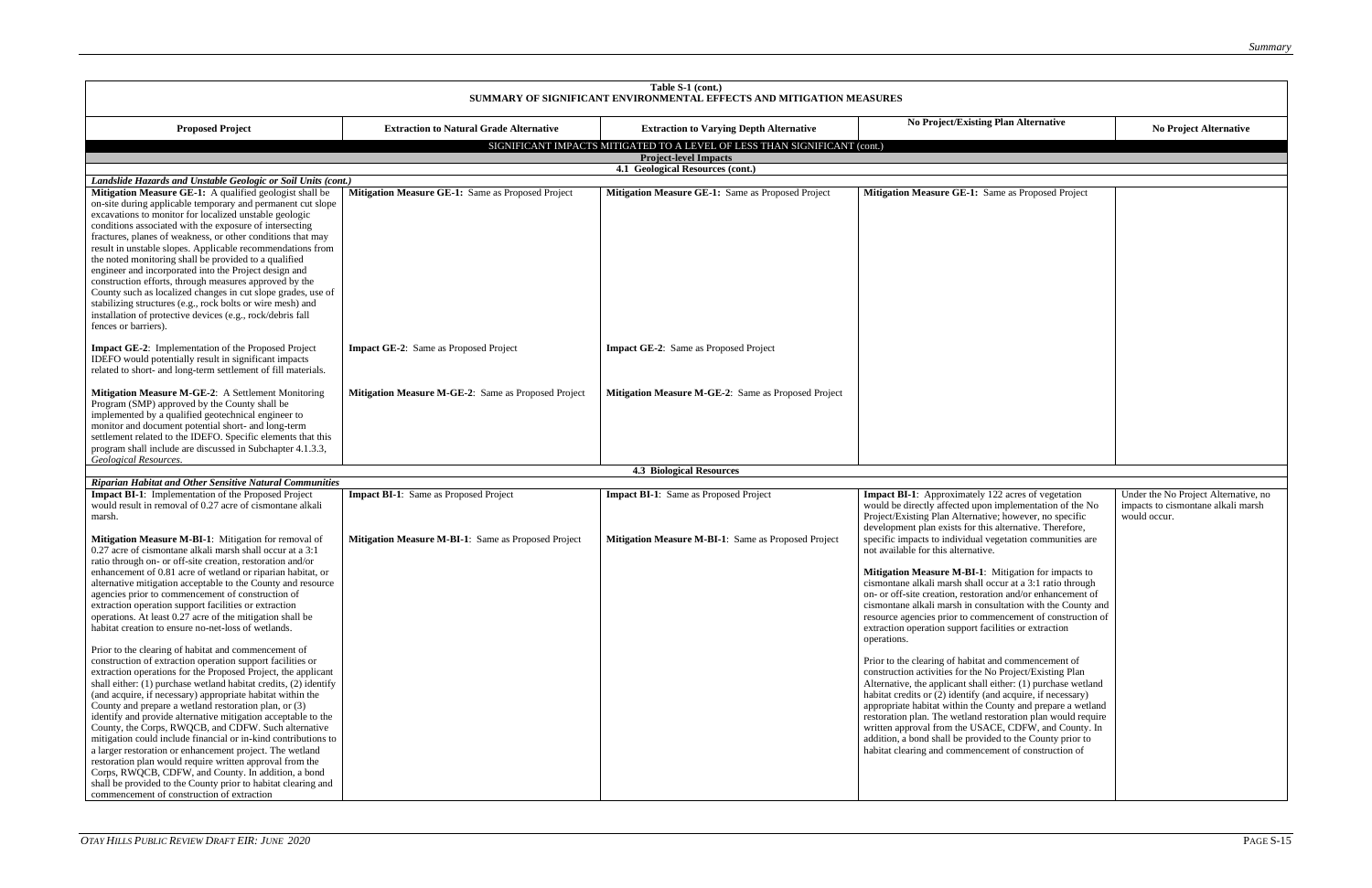**Table S-1 (cont.)**
**SUMMARY OF SIGNIFICANT ENVIRONMENTAL EFFECTS AND MITIGATION MEASURES**

| Proposed Project | Extraction to Natural Grade Alternative | Extraction to Varying Depth Alternative | No Project/Existing Plan Alternative | No Project Alternative |
|---|---|---|---|---|
| SIGNIFICANT IMPACTS MITIGATED TO A LEVEL OF LESS THAN SIGNIFICANT (cont.) | | | | |
| **Project-level Impacts** | | | | |
| **4.1 Geological Resources (cont.)** | | | | |
| ***Landslide Hazards and Unstable Geologic or Soil Units (cont.)*** | | | | |
| **Mitigation Measure GE-1:** A qualified geologist shall be on-site during applicable temporary and permanent cut slope excavations to monitor for localized unstable geologic conditions associated with the exposure of intersecting fractures, planes of weakness, or other conditions that may result in unstable slopes. Applicable recommendations from the noted monitoring shall be provided to a qualified engineer and incorporated into the Project design and construction efforts, through measures approved by the County such as localized changes in cut slope grades, use of stabilizing structures (e.g., rock bolts or wire mesh) and installation of protective devices (e.g., rock/debris fall fences or barriers). | **Mitigation Measure GE-1:** Same as Proposed Project | **Mitigation Measure GE-1:** Same as Proposed Project | **Mitigation Measure GE-1:** Same as Proposed Project | |
| **Impact GE-2**: Implementation of the Proposed Project IDEFO would potentially result in significant impacts related to short- and long-term settlement of fill materials. | **Impact GE-2**: Same as Proposed Project | **Impact GE-2**: Same as Proposed Project | | |
| **Mitigation Measure M-GE-2**: A Settlement Monitoring Program (SMP) approved by the County shall be implemented by a qualified geotechnical engineer to monitor and document potential short- and long-term settlement related to the IDEFO. Specific elements that this program shall include are discussed in Subchapter 4.1.3.3, *Geological Resources*. | **Mitigation Measure M-GE-2**: Same as Proposed Project | **Mitigation Measure M-GE-2**: Same as Proposed Project | | |
| **4.3 Biological Resources** | | | | |
| ***Riparian Habitat and Other Sensitive Natural Communities*** | | | | |
| **Impact BI-1**: Implementation of the Proposed Project would result in removal of 0.27 acre of cismontane alkali marsh.<br><br>**Mitigation Measure M-BI-1**: Mitigation for removal of 0.27 acre of cismontane alkali marsh shall occur at a 3:1 ratio through on- or off-site creation, restoration and/or enhancement of 0.81 acre of wetland or riparian habitat, or alternative mitigation acceptable to the County and resource agencies prior to commencement of construction of extraction operation support facilities or extraction operations. At least 0.27 acre of the mitigation shall be habitat creation to ensure no-net-loss of wetlands.<br><br>Prior to the clearing of habitat and commencement of construction of extraction operation support facilities or extraction operations for the Proposed Project, the applicant shall either: (1) purchase wetland habitat credits, (2) identify (and acquire, if necessary) appropriate habitat within the County and prepare a wetland restoration plan, or (3) identify and provide alternative mitigation acceptable to the County, the Corps, RWQCB, and CDFW. Such alternative mitigation could include financial or in-kind contributions to a larger restoration or enhancement project. The wetland restoration plan would require written approval from the Corps, RWQCB, CDFW, and County. In addition, a bond shall be provided to the County prior to habitat clearing and commencement of construction of extraction | **Impact BI-1**: Same as Proposed Project<br><br>**Mitigation Measure M-BI-1**: Same as Proposed Project | **Impact BI-1**: Same as Proposed Project<br><br>**Mitigation Measure M-BI-1**: Same as Proposed Project | **Impact BI-1**: Approximately 122 acres of vegetation would be directly affected upon implementation of the No Project/Existing Plan Alternative; however, no specific development plan exists for this alternative. Therefore, specific impacts to individual vegetation communities are not available for this alternative.<br><br>**Mitigation Measure M-BI-1**: Mitigation for impacts to cismontane alkali marsh shall occur at a 3:1 ratio through on- or off-site creation, restoration and/or enhancement of cismontane alkali marsh in consultation with the County and resource agencies prior to commencement of construction of extraction operation support facilities or extraction operations.<br><br>Prior to the clearing of habitat and commencement of construction activities for the No Project/Existing Plan Alternative, the applicant shall either: (1) purchase wetland habitat credits or (2) identify (and acquire, if necessary) appropriate habitat within the County and prepare a wetland restoration plan. The wetland restoration plan would require written approval from the USACE, CDFW, and County. In addition, a bond shall be provided to the County prior to habitat clearing and commencement of construction of | Under the No Project Alternative, no impacts to cismontane alkali marsh would occur. |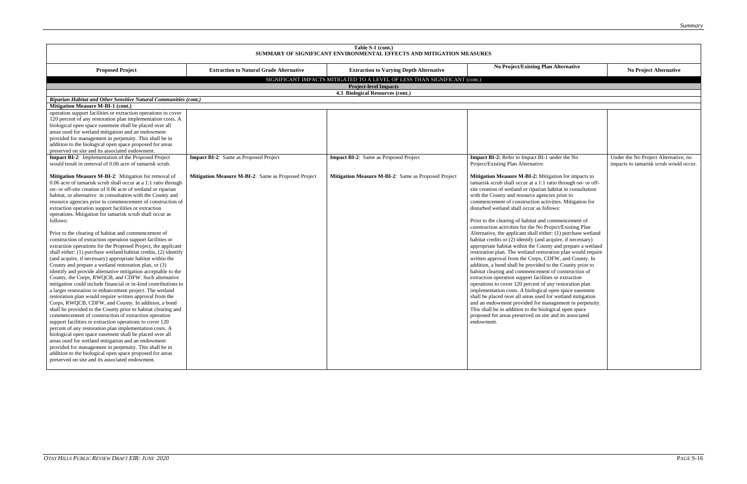| Table S-1 (cont.) SUMMARY OF SIGNIFICANT ENVIRONMENTAL EFFECTS AND MITIGATION MEASURES | | | | |
|---|---|---|---|---|
| **Proposed Project** | **Extraction to Natural Grade Alternative** | **Extraction to Varying Depth Alternative** | **No Project/Existing Plan Alternative** | **No Project Alternative** |
| SIGNIFICANT IMPACTS MITIGATED TO A LEVEL OF LESS THAN SIGNIFICANT (cont.) | | | | |
| **Project-level Impacts** | | | | |
| **4.3 Biological Resources (cont.)** | | | | |
| ***Riparian Habitat and Other Sensitive Natural Communities (cont.)*** | | | | |
| **Mitigation Measure M-BI-1 (cont.)** | | | | |
| operation support facilities or extraction operations to cover 120 percent of any restoration plan implementation costs. A biological open space easement shall be placed over all areas used for wetland mitigation and an endowment provided for management in perpetuity. This shall be in addition to the biological open space proposed for areas preserved on site and its associated endowment. | | | | |
| **Impact BI-2**: Implementation of the Proposed Project would result in removal of 0.06 acre of tamarisk scrub.<br><br>**Mitigation Measure M-BI-2**: Mitigation for removal of 0.06 acre of tamarisk scrub shall occur at a 1:1 ratio through on- or off-site creation of 0.06 acre of wetland or riparian habitat, or alternative in consultation with the County and resource agencies prior to commencement of construction of extraction operation support facilities or extraction operations. Mitigation for tamarisk scrub shall occur as follows:<br><br>Prior to the clearing of habitat and commencement of construction of extraction operation support facilities or extraction operations for the Proposed Project, the applicant shall either: (1) purchase wetland habitat credits, (2) identify (and acquire, if necessary) appropriate habitat within the County and prepare a wetland restoration plan, or (3) identify and provide alternative mitigation acceptable to the County, the Corps, RWQCB, and CDFW. Such alternative mitigation could include financial or in-kind contributions to a larger restoration or enhancement project. The wetland restoration plan would require written approval from the Corps, RWQCB, CDFW, and County. In addition, a bond shall be provided to the County prior to habitat clearing and commencement of construction of extraction operation support facilities or extraction operations to cover 120 percent of any restoration plan implementation costs. A biological open space easement shall be placed over all areas used for wetland mitigation and an endowment provided for management in perpetuity. This shall be in addition to the biological open space proposed for areas preserved on site and its associated endowment. | **Impact BI-2**: Same as Proposed Project<br><br>**Mitigation Measure M-BI-2**: Same as Proposed Project | **Impact BI-2**: Same as Proposed Project<br><br>**Mitigation Measure M-BI-2**: Same as Proposed Project | **Impact BI-2:** Refer to Impact BI-1 under the No Project/Existing Plan Alternative.<br><br>**Mitigation Measure M-BI-2:** Mitigation for impacts to tamarisk scrub shall occur at a 1:1 ratio through on- or off-site creation of wetland or riparian habitat in consultation with the County and resource agencies prior to commencement of construction activities. Mitigation for disturbed wetland shall occur as follows:<br><br>Prior to the clearing of habitat and commencement of construction activities for the No Project/Existing Plan Alternative, the applicant shall either: (1) purchase wetland habitat credits or (2) identify (and acquire, if necessary) appropriate habitat within the County and prepare a wetland restoration plan. The wetland restoration plan would require written approval from the Corps, CDFW, and County. In addition, a bond shall be provided to the County prior to habitat clearing and commencement of construction of extraction operation support facilities or extraction operations to cover 120 percent of any restoration plan implementation costs. A biological open space easement shall be placed over all areas used for wetland mitigation and an endowment provided for management in perpetuity. This shall be in addition to the biological open space proposed for areas preserved on site and its associated endowment. | Under the No Project Alternative, no impacts to tamarisk scrub would occur. |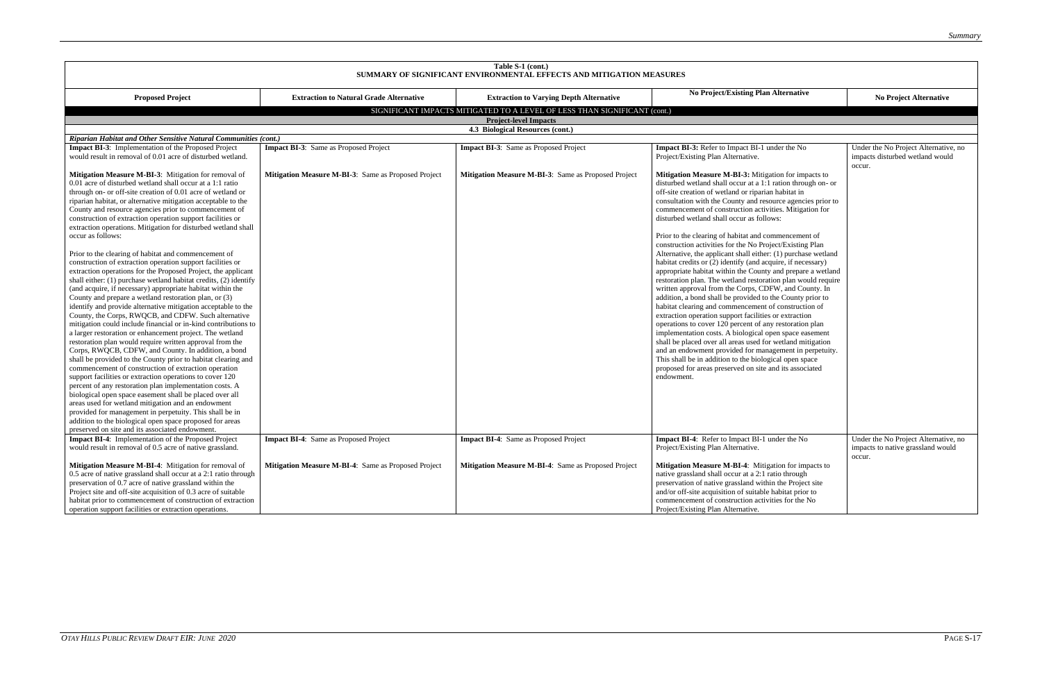Table S-1 (cont.)
SUMMARY OF SIGNIFICANT ENVIRONMENTAL EFFECTS AND MITIGATION MEASURES

| Proposed Project | Extraction to Natural Grade Alternative | Extraction to Varying Depth Alternative | No Project/Existing Plan Alternative | No Project Alternative |
|---|---|---|---|---|
| SIGNIFICANT IMPACTS MITIGATED TO A LEVEL OF LESS THAN SIGNIFICANT (cont.) | | | | |
| **Project-level Impacts** | | | | |
| **4.3 Biological Resources (cont.)** | | | | |
| ***Riparian Habitat and Other Sensitive Natural Communities (cont.)*** | | | | |
| **Impact BI-3**: Implementation of the Proposed Project would result in removal of 0.01 acre of disturbed wetland.<br><br>**Mitigation Measure M-BI-3**: Mitigation for removal of 0.01 acre of disturbed wetland shall occur at a 1:1 ratio through on- or off-site creation of 0.01 acre of wetland or riparian habitat, or alternative mitigation acceptable to the County and resource agencies prior to commencement of construction of extraction operation support facilities or extraction operations. Mitigation for disturbed wetland shall occur as follows:<br><br>Prior to the clearing of habitat and commencement of construction of extraction operation support facilities or extraction operations for the Proposed Project, the applicant shall either: (1) purchase wetland habitat credits, (2) identify (and acquire, if necessary) appropriate habitat within the County and prepare a wetland restoration plan, or (3) identify and provide alternative mitigation acceptable to the County, the Corps, RWQCB, and CDFW. Such alternative mitigation could include financial or in-kind contributions to a larger restoration or enhancement project. The wetland restoration plan would require written approval from the Corps, RWQCB, CDFW, and County. In addition, a bond shall be provided to the County prior to habitat clearing and commencement of construction of extraction operation support facilities or extraction operations to cover 120 percent of any restoration plan implementation costs. A biological open space easement shall be placed over all areas used for wetland mitigation and an endowment provided for management in perpetuity. This shall be in addition to the biological open space proposed for areas preserved on site and its associated endowment. | **Impact BI-3**: Same as Proposed Project<br><br>**Mitigation Measure M-BI-3**: Same as Proposed Project | **Impact BI-3**: Same as Proposed Project<br><br>**Mitigation Measure M-BI-3**: Same as Proposed Project | **Impact BI-3:** Refer to Impact BI-1 under the No Project/Existing Plan Alternative.<br><br>**Mitigation Measure M-BI-3:** Mitigation for impacts to disturbed wetland shall occur at a 1:1 ration through on- or off-site creation of wetland or riparian habitat in consultation with the County and resource agencies prior to commencement of construction activities. Mitigation for disturbed wetland shall occur as follows:<br><br>Prior to the clearing of habitat and commencement of construction activities for the No Project/Existing Plan Alternative, the applicant shall either: (1) purchase wetland habitat credits or (2) identify (and acquire, if necessary) appropriate habitat within the County and prepare a wetland restoration plan. The wetland restoration plan would require written approval from the Corps, CDFW, and County. In addition, a bond shall be provided to the County prior to habitat clearing and commencement of construction of extraction operation support facilities or extraction operations to cover 120 percent of any restoration plan implementation costs. A biological open space easement shall be placed over all areas used for wetland mitigation and an endowment provided for management in perpetuity. This shall be in addition to the biological open space proposed for areas preserved on site and its associated endowment. | Under the No Project Alternative, no impacts disturbed wetland would occur. |
| **Impact BI-4**: Implementation of the Proposed Project would result in removal of 0.5 acre of native grassland.<br><br>**Mitigation Measure M-BI-4**: Mitigation for removal of 0.5 acre of native grassland shall occur at a 2:1 ratio through preservation of 0.7 acre of native grassland within the Project site and off-site acquisition of 0.3 acre of suitable habitat prior to commencement of construction of extraction operation support facilities or extraction operations. | **Impact BI-4**: Same as Proposed Project<br><br>**Mitigation Measure M-BI-4**: Same as Proposed Project | **Impact BI-4**: Same as Proposed Project<br><br>**Mitigation Measure M-BI-4**: Same as Proposed Project | **Impact BI-4**: Refer to Impact BI-1 under the No Project/Existing Plan Alternative.<br><br>**Mitigation Measure M-BI-4**: Mitigation for impacts to native grassland shall occur at a 2:1 ratio through preservation of native grassland within the Project site and/or off-site acquisition of suitable habitat prior to commencement of construction activities for the No Project/Existing Plan Alternative. | Under the No Project Alternative, no impacts to native grassland would occur. |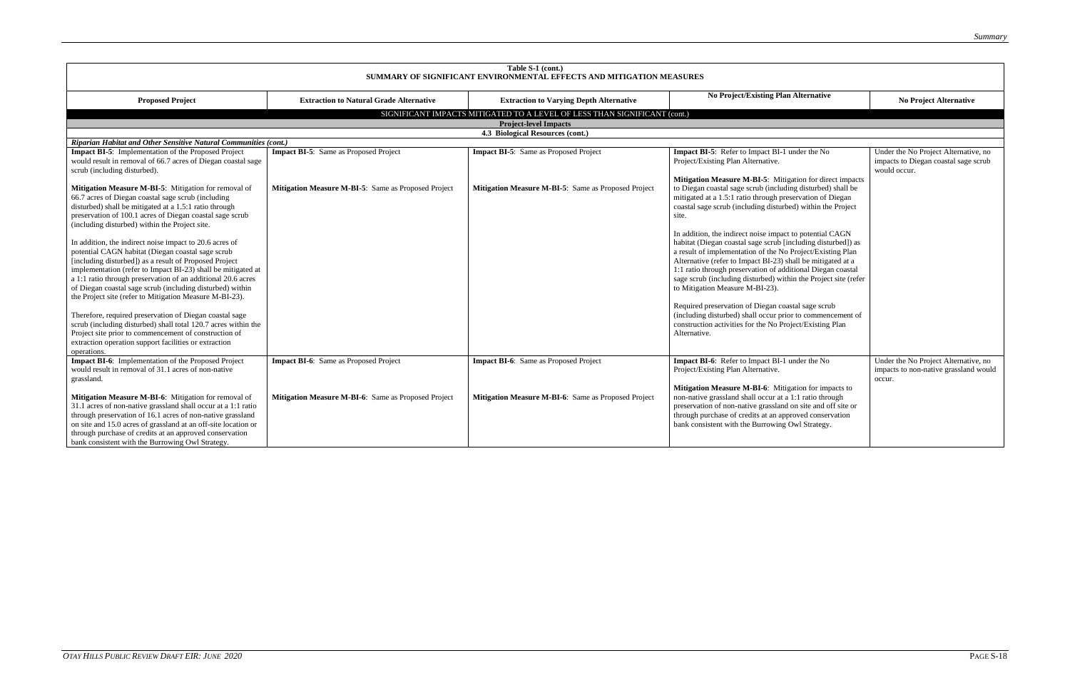| Table S-1 (cont.) SUMMARY OF SIGNIFICANT ENVIRONMENTAL EFFECTS AND MITIGATION MEASURES | | | | |
|---|---|---|---|---|
| **Proposed Project** | **Extraction to Natural Grade Alternative** | **Extraction to Varying Depth Alternative** | **No Project/Existing Plan Alternative** | **No Project Alternative** |
| SIGNIFICANT IMPACTS MITIGATED TO A LEVEL OF LESS THAN SIGNIFICANT (cont.) | | | | |
| **Project-level Impacts** | | | | |
| **4.3 Biological Resources (cont.)** | | | | |
| ***Riparian Habitat and Other Sensitive Natural Communities (cont.)*** | | | | |
| **Impact BI-5**: Implementation of the Proposed Project would result in removal of 66.7 acres of Diegan coastal sage scrub (including disturbed).<br><br>**Mitigation Measure M-BI-5**: Mitigation for removal of 66.7 acres of Diegan coastal sage scrub (including disturbed) shall be mitigated at a 1.5:1 ratio through preservation of 100.1 acres of Diegan coastal sage scrub (including disturbed) within the Project site.<br><br>In addition, the indirect noise impact to 20.6 acres of potential CAGN habitat (Diegan coastal sage scrub [including disturbed]) as a result of Proposed Project implementation (refer to Impact BI-23) shall be mitigated at a 1:1 ratio through preservation of an additional 20.6 acres of Diegan coastal sage scrub (including disturbed) within the Project site (refer to Mitigation Measure M-BI-23).<br><br>Therefore, required preservation of Diegan coastal sage scrub (including disturbed) shall total 120.7 acres within the Project site prior to commencement of construction of extraction operation support facilities or extraction operations. | **Impact BI-5**: Same as Proposed Project<br><br>**Mitigation Measure M-BI-5**: Same as Proposed Project | **Impact BI-5**: Same as Proposed Project<br><br>**Mitigation Measure M-BI-5**: Same as Proposed Project | **Impact BI-5**: Refer to Impact BI-1 under the No Project/Existing Plan Alternative.<br><br>**Mitigation Measure M-BI-5**: Mitigation for direct impacts to Diegan coastal sage scrub (including disturbed) shall be mitigated at a 1.5:1 ratio through preservation of Diegan coastal sage scrub (including disturbed) within the Project site.<br><br>In addition, the indirect noise impact to potential CAGN habitat (Diegan coastal sage scrub [including disturbed]) as a result of implementation of the No Project/Existing Plan Alternative (refer to Impact BI-23) shall be mitigated at a 1:1 ratio through preservation of additional Diegan coastal sage scrub (including disturbed) within the Project site (refer to Mitigation Measure M-BI-23).<br><br>Required preservation of Diegan coastal sage scrub (including disturbed) shall occur prior to commencement of construction activities for the No Project/Existing Plan Alternative. | Under the No Project Alternative, no impacts to Diegan coastal sage scrub would occur. |
| **Impact BI-6**: Implementation of the Proposed Project would result in removal of 31.1 acres of non-native grassland.<br><br>**Mitigation Measure M-BI-6**: Mitigation for removal of 31.1 acres of non-native grassland shall occur at a 1:1 ratio through preservation of 16.1 acres of non-native grassland on site and 15.0 acres of grassland at an off-site location or through purchase of credits at an approved conservation bank consistent with the Burrowing Owl Strategy. | **Impact BI-6**: Same as Proposed Project<br><br>**Mitigation Measure M-BI-6**: Same as Proposed Project | **Impact BI-6**: Same as Proposed Project<br><br>**Mitigation Measure M-BI-6**: Same as Proposed Project | **Impact BI-6**: Refer to Impact BI-1 under the No Project/Existing Plan Alternative.<br><br>**Mitigation Measure M-BI-6**: Mitigation for impacts to non-native grassland shall occur at a 1:1 ratio through preservation of non-native grassland on site and off site or through purchase of credits at an approved conservation bank consistent with the Burrowing Owl Strategy. | Under the No Project Alternative, no impacts to non-native grassland would occur. |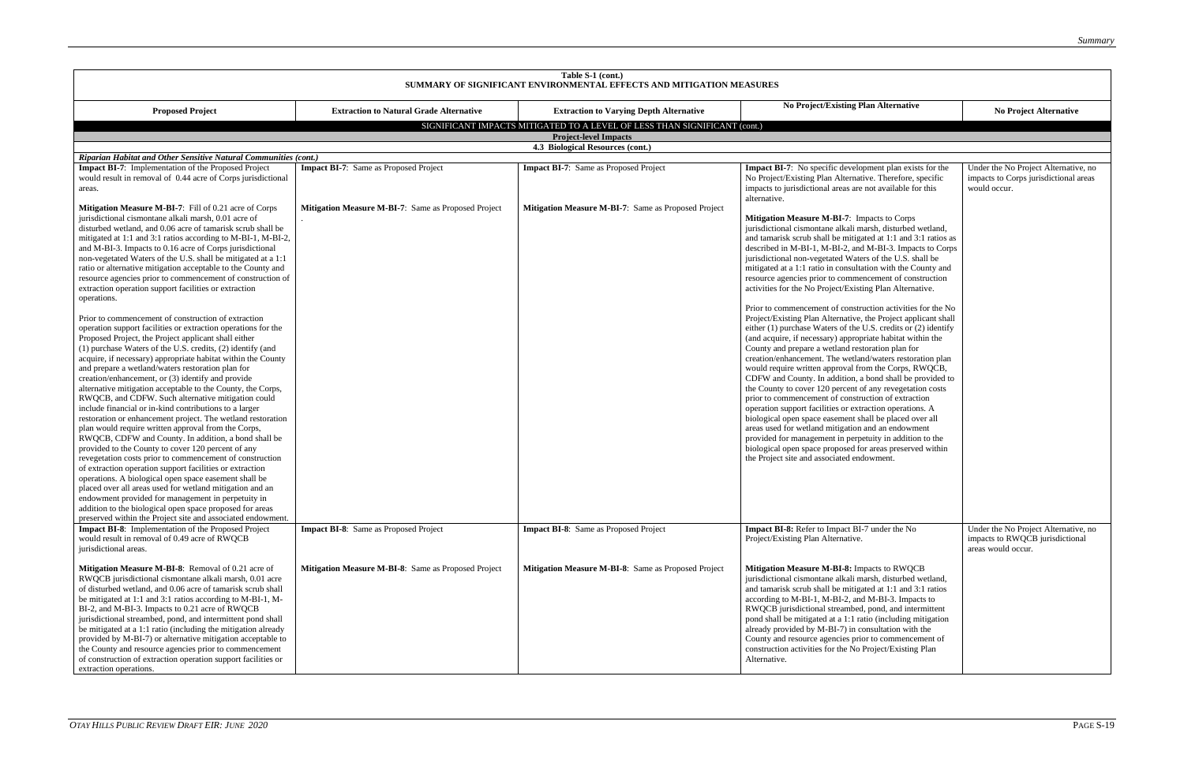**Table S-1 (cont.)**
**SUMMARY OF SIGNIFICANT ENVIRONMENTAL EFFECTS AND MITIGATION MEASURES**

| Proposed Project | Extraction to Natural Grade Alternative | Extraction to Varying Depth Alternative | No Project/Existing Plan Alternative | No Project Alternative |
|---|---|---|---|---|
| SIGNIFICANT IMPACTS MITIGATED TO A LEVEL OF LESS THAN SIGNIFICANT (cont.) | | | | |
| **Project-level Impacts** | | | | |
| **4.3 Biological Resources (cont.)** | | | | |
| ***Riparian Habitat and Other Sensitive Natural Communities (cont.)*** | | | | |
| **Impact BI-7**: Implementation of the Proposed Project would result in removal of 0.44 acre of Corps jurisdictional areas.<br><br>**Mitigation Measure M-BI-7**: Fill of 0.21 acre of Corps jurisdictional cismontane alkali marsh, 0.01 acre of disturbed wetland, and 0.06 acre of tamarisk scrub shall be mitigated at 1:1 and 3:1 ratios according to M-BI-1, M-BI-2, and M-BI-3. Impacts to 0.16 acre of Corps jurisdictional non-vegetated Waters of the U.S. shall be mitigated at a 1:1 ratio or alternative mitigation acceptable to the County and resource agencies prior to commencement of construction of extraction operation support facilities or extraction operations.<br><br>Prior to commencement of construction of extraction operation support facilities or extraction operations for the Proposed Project, the Project applicant shall either (1) purchase Waters of the U.S. credits, (2) identify (and acquire, if necessary) appropriate habitat within the County and prepare a wetland/waters restoration plan for creation/enhancement, or (3) identify and provide alternative mitigation acceptable to the County, the Corps, RWQCB, and CDFW. Such alternative mitigation could include financial or in-kind contributions to a larger restoration or enhancement project. The wetland restoration plan would require written approval from the Corps, RWQCB, CDFW and County. In addition, a bond shall be provided to the County to cover 120 percent of any revegetation costs prior to commencement of construction of extraction operation support facilities or extraction operations. A biological open space easement shall be placed over all areas used for wetland mitigation and an endowment provided for management in perpetuity in addition to the biological open space proposed for areas preserved within the Project site and associated endowment. | **Impact BI-7**: Same as Proposed Project<br><br>**Mitigation Measure M-BI-7**: Same as Proposed Project<br>. | **Impact BI-7**: Same as Proposed Project<br><br>**Mitigation Measure M-BI-7**: Same as Proposed Project | **Impact BI-7**: No specific development plan exists for the No Project/Existing Plan Alternative. Therefore, specific impacts to jurisdictional areas are not available for this alternative.<br><br>**Mitigation Measure M-BI-7**: Impacts to Corps jurisdictional cismontane alkali marsh, disturbed wetland, and tamarisk scrub shall be mitigated at 1:1 and 3:1 ratios as described in M-BI-1, M-BI-2, and M-BI-3. Impacts to Corps jurisdictional non-vegetated Waters of the U.S. shall be mitigated at a 1:1 ratio in consultation with the County and resource agencies prior to commencement of construction activities for the No Project/Existing Plan Alternative.<br><br>Prior to commencement of construction activities for the No Project/Existing Plan Alternative, the Project applicant shall either (1) purchase Waters of the U.S. credits or (2) identify (and acquire, if necessary) appropriate habitat within the County and prepare a wetland restoration plan for creation/enhancement. The wetland/waters restoration plan would require written approval from the Corps, RWQCB, CDFW and County. In addition, a bond shall be provided to the County to cover 120 percent of any revegetation costs prior to commencement of construction of extraction operation support facilities or extraction operations. A biological open space easement shall be placed over all areas used for wetland mitigation and an endowment provided for management in perpetuity in addition to the biological open space proposed for areas preserved within the Project site and associated endowment. | Under the No Project Alternative, no impacts to Corps jurisdictional areas would occur. |
| **Impact BI-8**: Implementation of the Proposed Project would result in removal of 0.49 acre of RWQCB jurisdictional areas.<br><br>**Mitigation Measure M-BI-8**: Removal of 0.21 acre of RWQCB jurisdictional cismontane alkali marsh, 0.01 acre of disturbed wetland, and 0.06 acre of tamarisk scrub shall be mitigated at 1:1 and 3:1 ratios according to M-BI-1, M-BI-2, and M-BI-3. Impacts to 0.21 acre of RWQCB jurisdictional streambed, pond, and intermittent pond shall be mitigated at a 1:1 ratio (including the mitigation already provided by M-BI-7) or alternative mitigation acceptable to the County and resource agencies prior to commencement of construction of extraction operation support facilities or extraction operations. | **Impact BI-8**: Same as Proposed Project<br><br>**Mitigation Measure M-BI-8**: Same as Proposed Project | **Impact BI-8**: Same as Proposed Project<br><br>**Mitigation Measure M-BI-8**: Same as Proposed Project | **Impact BI-8:** Refer to Impact BI-7 under the No Project/Existing Plan Alternative.<br><br>**Mitigation Measure M-BI-8:** Impacts to RWQCB jurisdictional cismontane alkali marsh, disturbed wetland, and tamarisk scrub shall be mitigated at 1:1 and 3:1 ratios according to M-BI-1, M-BI-2, and M-BI-3. Impacts to RWQCB jurisdictional streambed, pond, and intermittent pond shall be mitigated at a 1:1 ratio (including mitigation already provided by M-BI-7) in consultation with the County and resource agencies prior to commencement of construction activities for the No Project/Existing Plan Alternative. | Under the No Project Alternative, no impacts to RWQCB jurisdictional areas would occur. |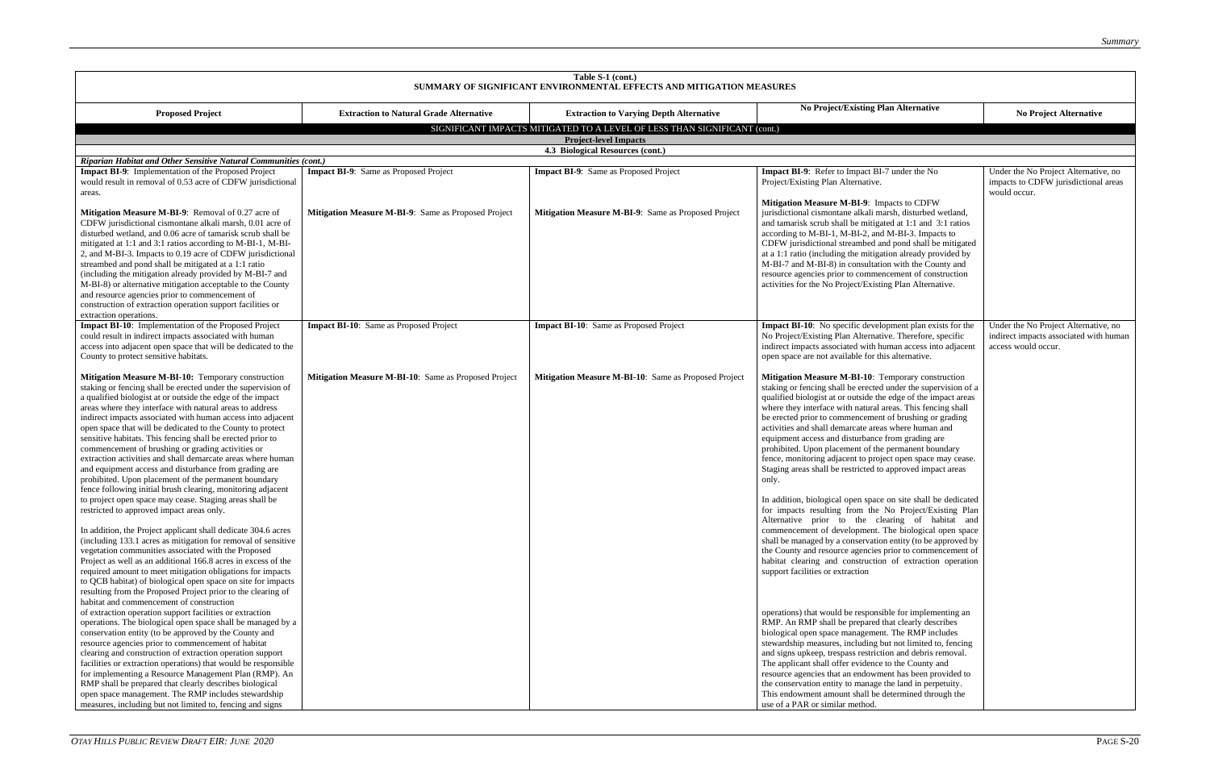**Table S-1 (cont.)**
**SUMMARY OF SIGNIFICANT ENVIRONMENTAL EFFECTS AND MITIGATION MEASURES**

| Proposed Project | Extraction to Natural Grade Alternative | Extraction to Varying Depth Alternative | No Project/Existing Plan Alternative | No Project Alternative |
|---|---|---|---|---|
| **SIGNIFICANT IMPACTS MITIGATED TO A LEVEL OF LESS THAN SIGNIFICANT (cont.)** | | | | |
| **Project-level Impacts** | | | | |
| **4.3 Biological Resources (cont.)** | | | | |
| ***Riparian Habitat and Other Sensitive Natural Communities (cont.)*** | | | | |
| **Impact BI-9**: Implementation of the Proposed Project would result in removal of 0.53 acre of CDFW jurisdictional areas.<br><br>**Mitigation Measure M-BI-9**: Removal of 0.27 acre of CDFW jurisdictional cismontane alkali marsh, 0.01 acre of disturbed wetland, and 0.06 acre of tamarisk scrub shall be mitigated at 1:1 and 3:1 ratios according to M-BI-1, M-BI-2, and M-BI-3. Impacts to 0.19 acre of CDFW jurisdictional streambed and pond shall be mitigated at a 1:1 ratio (including the mitigation already provided by M-BI-7 and M-BI-8) or alternative mitigation acceptable to the County and resource agencies prior to commencement of construction of extraction operation support facilities or extraction operations. | **Impact BI-9**: Same as Proposed Project<br><br>**Mitigation Measure M-BI-9**: Same as Proposed Project | **Impact BI-9**: Same as Proposed Project<br><br>**Mitigation Measure M-BI-9**: Same as Proposed Project | **Impact BI-9**: Refer to Impact BI-7 under the No Project/Existing Plan Alternative.<br><br>**Mitigation Measure M-BI-9**: Impacts to CDFW jurisdictional cismontane alkali marsh, disturbed wetland, and tamarisk scrub shall be mitigated at 1:1 and 3:1 ratios according to M-BI-1, M-BI-2, and M-BI-3. Impacts to CDFW jurisdictional streambed and pond shall be mitigated at a 1:1 ratio (including the mitigation already provided by M-BI-7 and M-BI-8) in consultation with the County and resource agencies prior to commencement of construction activities for the No Project/Existing Plan Alternative. | Under the No Project Alternative, no impacts to CDFW jurisdictional areas would occur. |
| **Impact BI-10**: Implementation of the Proposed Project could result in indirect impacts associated with human access into adjacent open space that will be dedicated to the County to protect sensitive habitats.<br><br>**Mitigation Measure M-BI-10:** Temporary construction staking or fencing shall be erected under the supervision of a qualified biologist at or outside the edge of the impact areas where they interface with natural areas to address indirect impacts associated with human access into adjacent open space that will be dedicated to the County to protect sensitive habitats. This fencing shall be erected prior to commencement of brushing or grading activities or extraction activities and shall demarcate areas where human and equipment access and disturbance from grading are prohibited. Upon placement of the permanent boundary fence following initial brush clearing, monitoring adjacent to project open space may cease. Staging areas shall be restricted to approved impact areas only.<br><br>In addition, the Project applicant shall dedicate 304.6 acres (including 133.1 acres as mitigation for removal of sensitive vegetation communities associated with the Proposed Project as well as an additional 166.8 acres in excess of the required amount to meet mitigation obligations for impacts to QCB habitat) of biological open space on site for impacts resulting from the Proposed Project prior to the clearing of habitat and commencement of construction of extraction operation support facilities or extraction operations. The biological open space shall be managed by a conservation entity (to be approved by the County and resource agencies prior to commencement of habitat clearing and construction of extraction operation support facilities or extraction operations) that would be responsible for implementing a Resource Management Plan (RMP). An RMP shall be prepared that clearly describes biological open space management. The RMP includes stewardship measures, including but not limited to, fencing and signs | **Impact BI-10**: Same as Proposed Project<br><br>**Mitigation Measure M-BI-10**: Same as Proposed Project | **Impact BI-10**: Same as Proposed Project<br><br>**Mitigation Measure M-BI-10**: Same as Proposed Project | **Impact BI-10**: No specific development plan exists for the No Project/Existing Plan Alternative. Therefore, specific indirect impacts associated with human access into adjacent open space are not available for this alternative.<br><br>**Mitigation Measure M-BI-10**: Temporary construction staking or fencing shall be erected under the supervision of a qualified biologist at or outside the edge of the impact areas where they interface with natural areas. This fencing shall be erected prior to commencement of brushing or grading activities and shall demarcate areas where human and equipment access and disturbance from grading are prohibited. Upon placement of the permanent boundary fence, monitoring adjacent to project open space may cease. Staging areas shall be restricted to approved impact areas only.<br><br>In addition, biological open space on site shall be dedicated for impacts resulting from the No Project/Existing Plan Alternative prior to the clearing of habitat and commencement of development. The biological open space shall be managed by a conservation entity (to be approved by the County and resource agencies prior to commencement of habitat clearing and construction of extraction operation support facilities or extraction operations) that would be responsible for implementing an RMP. An RMP shall be prepared that clearly describes biological open space management. The RMP includes stewardship measures, including but not limited to, fencing and signs upkeep, trespass restriction and debris removal. The applicant shall offer evidence to the County and resource agencies that an endowment has been provided to the conservation entity to manage the land in perpetuity. This endowment amount shall be determined through the use of a PAR or similar method. | Under the No Project Alternative, no indirect impacts associated with human access would occur. |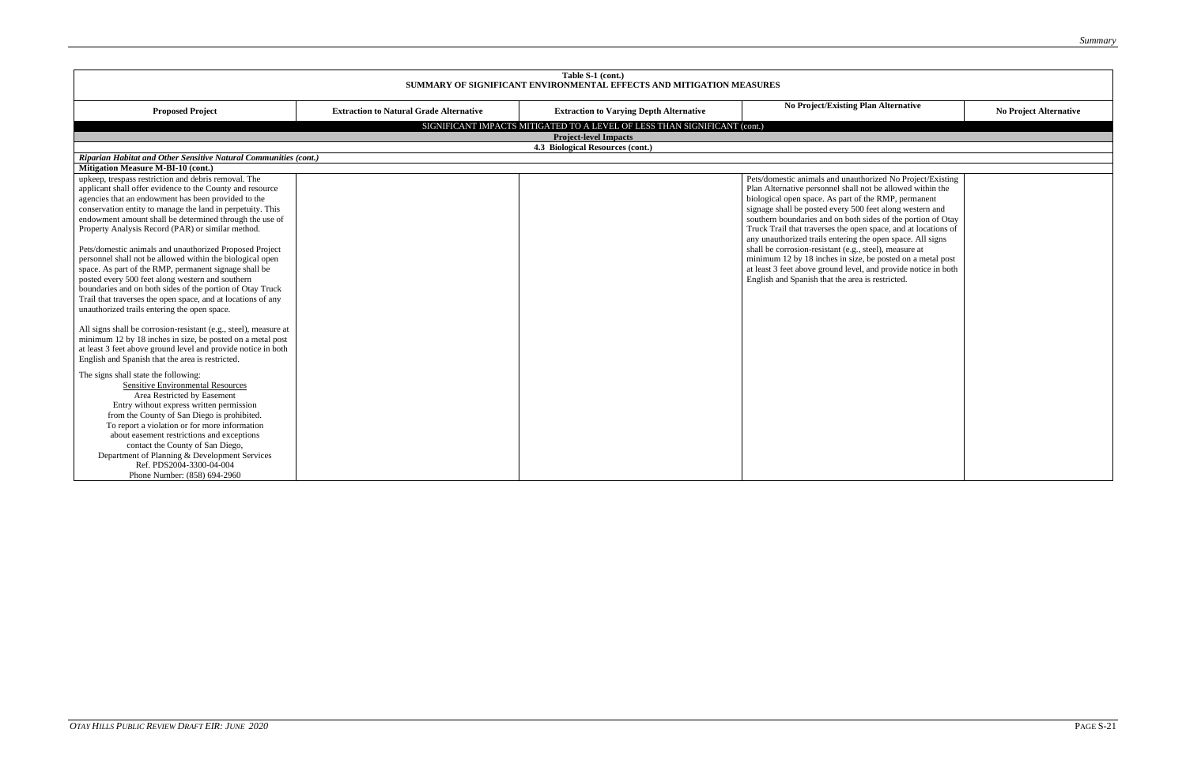| Table S-1 (cont.) SUMMARY OF SIGNIFICANT ENVIRONMENTAL EFFECTS AND MITIGATION MEASURES | | | | |
|---|---|---|---|---|
| **Proposed Project** | **Extraction to Natural Grade Alternative** | **Extraction to Varying Depth Alternative** | **No Project/Existing Plan Alternative** | **No Project Alternative** |
| SIGNIFICANT IMPACTS MITIGATED TO A LEVEL OF LESS THAN SIGNIFICANT (cont.) | | | | |
| **Project-level Impacts** | | | | |
| **4.3 Biological Resources (cont.)** | | | | |
| ***Riparian Habitat and Other Sensitive Natural Communities (cont.)*** | | | | |
| **Mitigation Measure M-BI-10 (cont.)** | | | | |
| upkeep, trespass restriction and debris removal. The applicant shall offer evidence to the County and resource agencies that an endowment has been provided to the conservation entity to manage the land in perpetuity. This endowment amount shall be determined through the use of Property Analysis Record (PAR) or similar method.<br><br>Pets/domestic animals and unauthorized Proposed Project personnel shall not be allowed within the biological open space. As part of the RMP, permanent signage shall be posted every 500 feet along western and southern boundaries and on both sides of the portion of Otay Truck Trail that traverses the open space, and at locations of any unauthorized trails entering the open space.<br><br>All signs shall be corrosion-resistant (e.g., steel), measure at minimum 12 by 18 inches in size, be posted on a metal post at least 3 feet above ground level and provide notice in both English and Spanish that the area is restricted.<br><br>The signs shall state the following:<br>Sensitive Environmental Resources<br>Area Restricted by Easement<br>Entry without express written permission from the County of San Diego is prohibited.<br>To report a violation or for more information about easement restrictions and exceptions contact the County of San Diego, Department of Planning & Development Services<br>Ref. PDS2004-3300-04-004<br>Phone Number: (858) 694-2960 | | | Pets/domestic animals and unauthorized No Project/Existing Plan Alternative personnel shall not be allowed within the biological open space. As part of the RMP, permanent signage shall be posted every 500 feet along western and southern boundaries and on both sides of the portion of Otay Truck Trail that traverses the open space, and at locations of any unauthorized trails entering the open space. All signs shall be corrosion-resistant (e.g., steel), measure at minimum 12 by 18 inches in size, be posted on a metal post at least 3 feet above ground level, and provide notice in both English and Spanish that the area is restricted. | |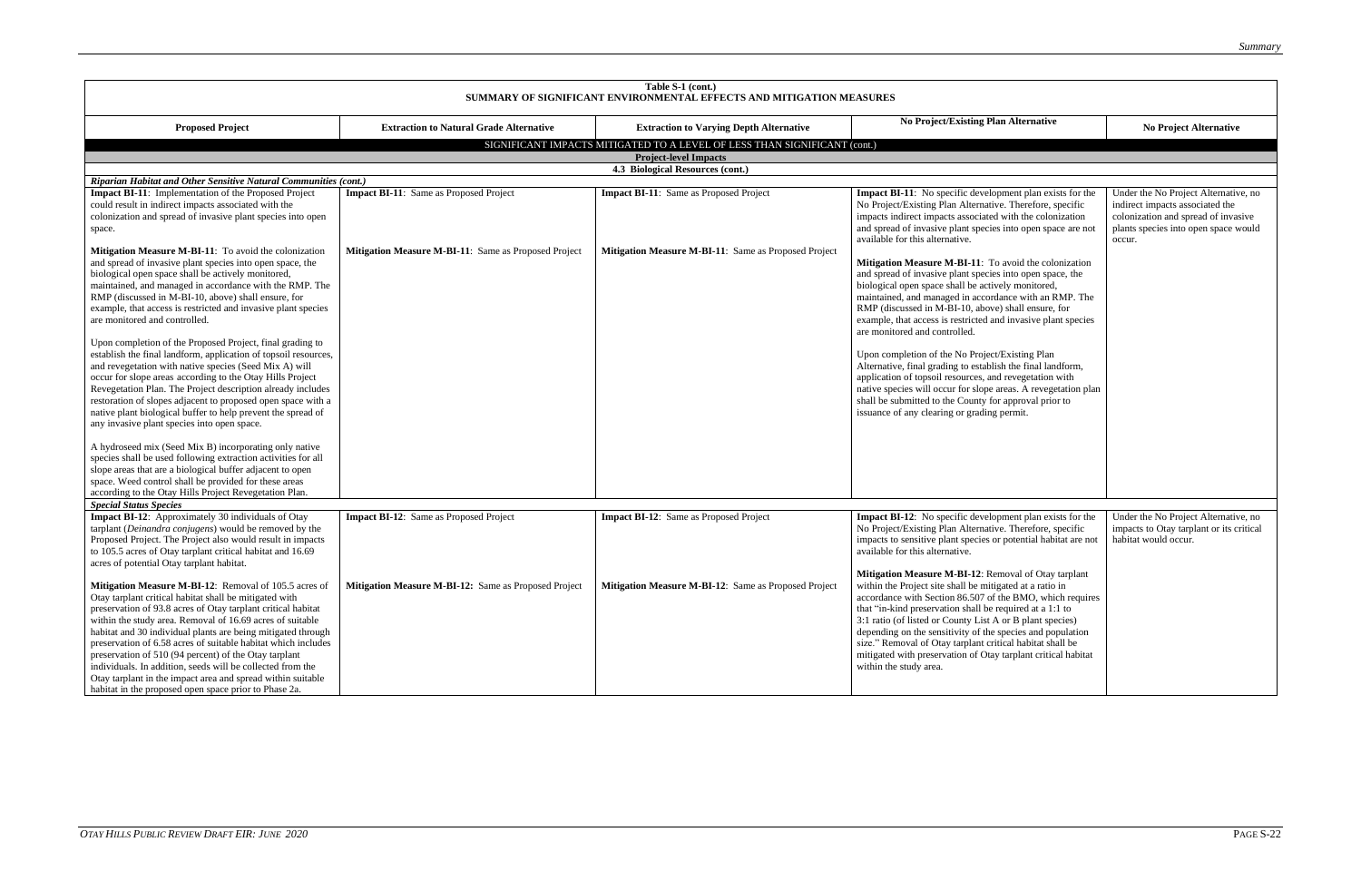**Table S-1 (cont.)**
**SUMMARY OF SIGNIFICANT ENVIRONMENTAL EFFECTS AND MITIGATION MEASURES**

| Proposed Project | Extraction to Natural Grade Alternative | Extraction to Varying Depth Alternative | No Project/Existing Plan Alternative | No Project Alternative |
|---|---|---|---|---|
| SIGNIFICANT IMPACTS MITIGATED TO A LEVEL OF LESS THAN SIGNIFICANT (cont.) | | | | |
| **Project-level Impacts** | | | | |
| **4.3 Biological Resources (cont.)** | | | | |
| ***Riparian Habitat and Other Sensitive Natural Communities (cont.)*** | | | | |
| **Impact BI-11**: Implementation of the Proposed Project could result in indirect impacts associated with the colonization and spread of invasive plant species into open space.<br><br>**Mitigation Measure M-BI-11**: To avoid the colonization and spread of invasive plant species into open space, the biological open space shall be actively monitored, maintained, and managed in accordance with the RMP. The RMP (discussed in M-BI-10, above) shall ensure, for example, that access is restricted and invasive plant species are monitored and controlled.<br><br>Upon completion of the Proposed Project, final grading to establish the final landform, application of topsoil resources, and revegetation with native species (Seed Mix A) will occur for slope areas according to the Otay Hills Project Revegetation Plan. The Project description already includes restoration of slopes adjacent to proposed open space with a native plant biological buffer to help prevent the spread of any invasive plant species into open space.<br><br>A hydroseed mix (Seed Mix B) incorporating only native species shall be used following extraction activities for all slope areas that are a biological buffer adjacent to open space. Weed control shall be provided for these areas according to the Otay Hills Project Revegetation Plan. | **Impact BI-11**: Same as Proposed Project<br><br>**Mitigation Measure M-BI-11**: Same as Proposed Project | **Impact BI-11**: Same as Proposed Project<br><br>**Mitigation Measure M-BI-11**: Same as Proposed Project | **Impact BI-11**: No specific development plan exists for the No Project/Existing Plan Alternative. Therefore, specific impacts indirect impacts associated with the colonization and spread of invasive plant species into open space are not available for this alternative.<br><br>**Mitigation Measure M-BI-11**: To avoid the colonization and spread of invasive plant species into open space, the biological open space shall be actively monitored, maintained, and managed in accordance with an RMP. The RMP (discussed in M-BI-10, above) shall ensure, for example, that access is restricted and invasive plant species are monitored and controlled.<br><br>Upon completion of the No Project/Existing Plan Alternative, final grading to establish the final landform, application of topsoil resources, and revegetation with native species will occur for slope areas. A revegetation plan shall be submitted to the County for approval prior to issuance of any clearing or grading permit. | Under the No Project Alternative, no indirect impacts associated the colonization and spread of invasive plants species into open space would occur. |
| ***Special Status Species*** | | | | |
| **Impact BI-12**: Approximately 30 individuals of Otay tarplant (*Deinandra conjugens*) would be removed by the Proposed Project. The Project also would result in impacts to 105.5 acres of Otay tarplant critical habitat and 16.69 acres of potential Otay tarplant habitat.<br><br>**Mitigation Measure M-BI-12**: Removal of 105.5 acres of Otay tarplant critical habitat shall be mitigated with preservation of 93.8 acres of Otay tarplant critical habitat within the study area. Removal of 16.69 acres of suitable habitat and 30 individual plants are being mitigated through preservation of 6.58 acres of suitable habitat which includes preservation of 510 (94 percent) of the Otay tarplant individuals. In addition, seeds will be collected from the Otay tarplant in the impact area and spread within suitable habitat in the proposed open space prior to Phase 2a. | **Impact BI-12**: Same as Proposed Project<br><br>**Mitigation Measure M-BI-12:** Same as Proposed Project | **Impact BI-12**: Same as Proposed Project<br><br>**Mitigation Measure M-BI-12**: Same as Proposed Project | **Impact BI-12**: No specific development plan exists for the No Project/Existing Plan Alternative. Therefore, specific impacts to sensitive plant species or potential habitat are not available for this alternative.<br><br>**Mitigation Measure M-BI-12**: Removal of Otay tarplant within the Project site shall be mitigated at a ratio in accordance with Section 86.507 of the BMO, which requires that "in-kind preservation shall be required at a 1:1 to 3:1 ratio (of listed or County List A or B plant species) depending on the sensitivity of the species and population size." Removal of Otay tarplant critical habitat shall be mitigated with preservation of Otay tarplant critical habitat within the study area. | Under the No Project Alternative, no impacts to Otay tarplant or its critical habitat would occur. |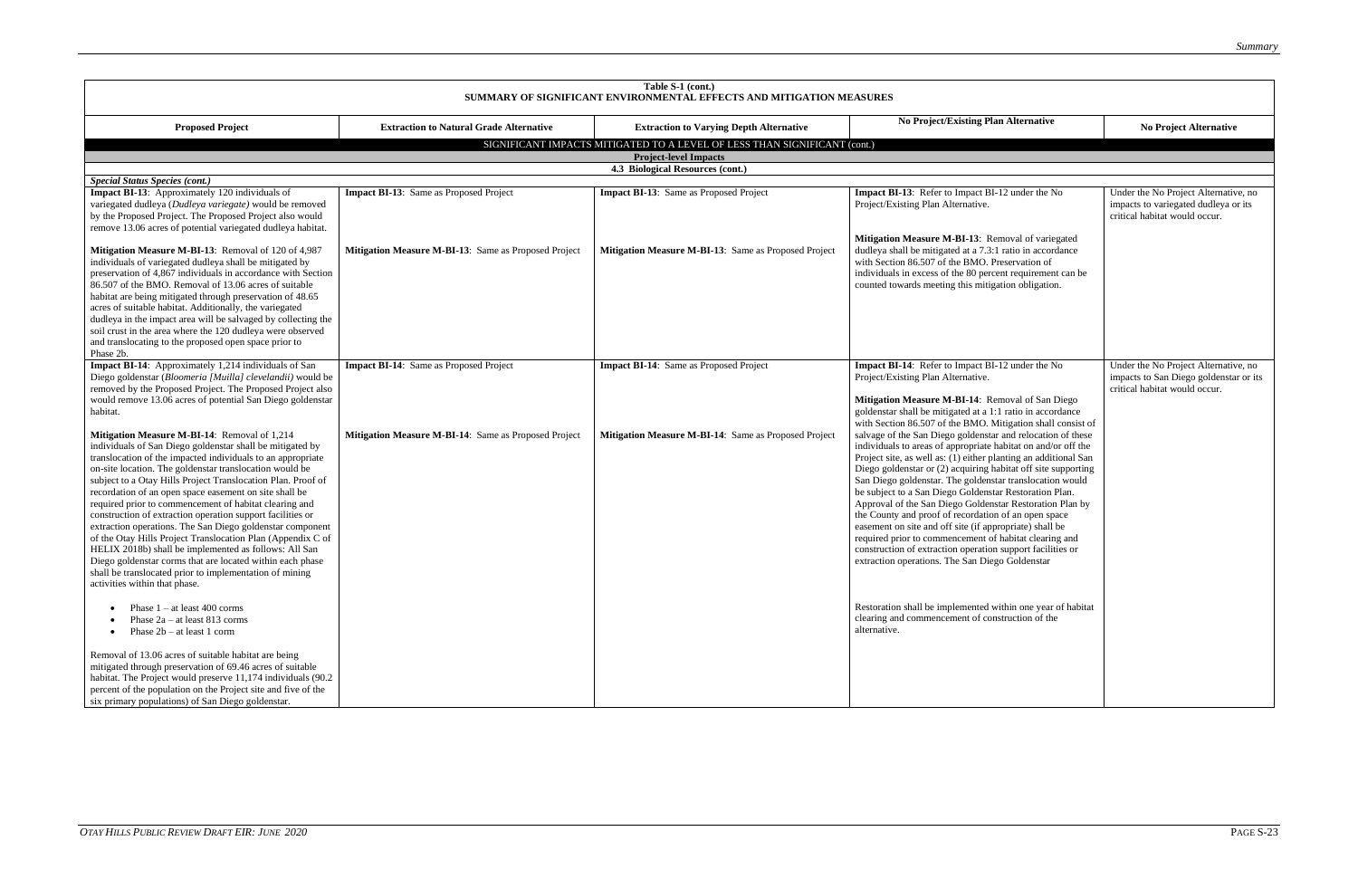**Table S-1 (cont.)**
**SUMMARY OF SIGNIFICANT ENVIRONMENTAL EFFECTS AND MITIGATION MEASURES**

| Proposed Project | Extraction to Natural Grade Alternative | Extraction to Varying Depth Alternative | No Project/Existing Plan Alternative | No Project Alternative |
|---|---|---|---|---|
| SIGNIFICANT IMPACTS MITIGATED TO A LEVEL OF LESS THAN SIGNIFICANT (cont.) | | | | |
| **Project-level Impacts** | | | | |
| **4.3 Biological Resources (cont.)** | | | | |
| ***Special Status Species (cont.)*** | | | | |
| **Impact BI-13**: Approximately 120 individuals of variegated dudleya (*Dudleya variegate)* would be removed by the Proposed Project. The Proposed Project also would remove 13.06 acres of potential variegated dudleya habitat.<br><br>**Mitigation Measure M-BI-13**: Removal of 120 of 4,987 individuals of variegated dudleya shall be mitigated by preservation of 4,867 individuals in accordance with Section 86.507 of the BMO. Removal of 13.06 acres of suitable habitat are being mitigated through preservation of 48.65 acres of suitable habitat. Additionally, the variegated dudleya in the impact area will be salvaged by collecting the soil crust in the area where the 120 dudleya were observed and translocating to the proposed open space prior to Phase 2b. | **Impact BI-13**: Same as Proposed Project<br><br>**Mitigation Measure M-BI-13**: Same as Proposed Project | **Impact BI-13**: Same as Proposed Project<br><br>**Mitigation Measure M-BI-13**: Same as Proposed Project | **Impact BI-13**: Refer to Impact BI-12 under the No Project/Existing Plan Alternative.<br><br>**Mitigation Measure M-BI-13**: Removal of variegated dudleya shall be mitigated at a 7.3:1 ratio in accordance with Section 86.507 of the BMO. Preservation of individuals in excess of the 80 percent requirement can be counted towards meeting this mitigation obligation. | Under the No Project Alternative, no impacts to variegated dudleya or its critical habitat would occur. |
| **Impact BI-14**: Approximately 1,214 individuals of San Diego goldenstar (*Bloomeria [Muilla] clevelandii)* would be removed by the Proposed Project. The Proposed Project also would remove 13.06 acres of potential San Diego goldenstar habitat.<br><br>**Mitigation Measure M-BI-14**: Removal of 1,214 individuals of San Diego goldenstar shall be mitigated by translocation of the impacted individuals to an appropriate on-site location. The goldenstar translocation would be subject to a Otay Hills Project Translocation Plan. Proof of recordation of an open space easement on site shall be required prior to commencement of habitat clearing and construction of extraction operation support facilities or extraction operations. The San Diego goldenstar component of the Otay Hills Project Translocation Plan (Appendix C of HELIX 2018b) shall be implemented as follows: All San Diego goldenstar corms that are located within each phase shall be translocated prior to implementation of mining activities within that phase.<br><br>• Phase 1 – at least 400 corms<br>• Phase 2a – at least 813 corms<br>• Phase 2b – at least 1 corm<br><br>Removal of 13.06 acres of suitable habitat are being mitigated through preservation of 69.46 acres of suitable habitat. The Project would preserve 11,174 individuals (90.2 percent of the population on the Project site and five of the six primary populations) of San Diego goldenstar. | **Impact BI-14**: Same as Proposed Project<br><br>**Mitigation Measure M-BI-14**: Same as Proposed Project | **Impact BI-14**: Same as Proposed Project<br><br>**Mitigation Measure M-BI-14**: Same as Proposed Project | **Impact BI-14**: Refer to Impact BI-12 under the No Project/Existing Plan Alternative.<br><br>**Mitigation Measure M-BI-14**: Removal of San Diego goldenstar shall be mitigated at a 1:1 ratio in accordance with Section 86.507 of the BMO. Mitigation shall consist of salvage of the San Diego goldenstar and relocation of these individuals to areas of appropriate habitat on and/or off the Project site, as well as: (1) either planting an additional San Diego goldenstar or (2) acquiring habitat off site supporting San Diego goldenstar. The goldenstar translocation would be subject to a San Diego Goldenstar Restoration Plan. Approval of the San Diego Goldenstar Restoration Plan by the County and proof of recordation of an open space easement on site and off site (if appropriate) shall be required prior to commencement of habitat clearing and construction of extraction operation support facilities or extraction operations. The San Diego Goldenstar<br><br>Restoration shall be implemented within one year of habitat clearing and commencement of construction of the alternative. | Under the No Project Alternative, no impacts to San Diego goldenstar or its critical habitat would occur. |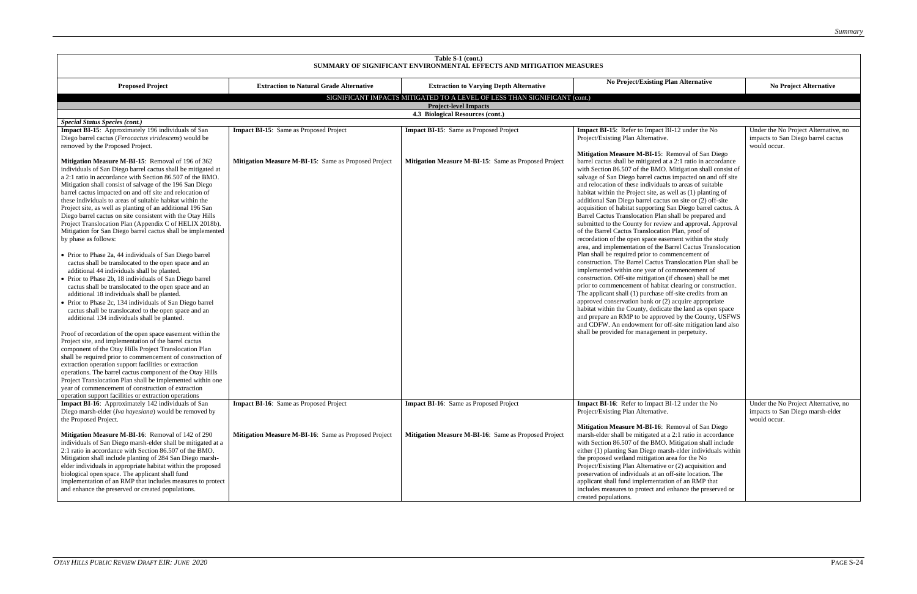**Table S-1 (cont.)**
**SUMMARY OF SIGNIFICANT ENVIRONMENTAL EFFECTS AND MITIGATION MEASURES**

| Proposed Project | Extraction to Natural Grade Alternative | Extraction to Varying Depth Alternative | No Project/Existing Plan Alternative | No Project Alternative |
|---|---|---|---|---|
| SIGNIFICANT IMPACTS MITIGATED TO A LEVEL OF LESS THAN SIGNIFICANT (cont.) | | | | |
| **Project-level Impacts** | | | | |
| **4.3 Biological Resources (cont.)** | | | | |
| ***Special Status Species (cont.)*** | | | | |
| **Impact BI-15**: Approximately 196 individuals of San Diego barrel cactus (*Ferocactus viridescens*) would be removed by the Proposed Project.<br><br>**Mitigation Measure M-BI-15**: Removal of 196 of 362 individuals of San Diego barrel cactus shall be mitigated at a 2:1 ratio in accordance with Section 86.507 of the BMO. Mitigation shall consist of salvage of the 196 San Diego barrel cactus impacted on and off site and relocation of these individuals to areas of suitable habitat within the Project site, as well as planting of an additional 196 San Diego barrel cactus on site consistent with the Otay Hills Project Translocation Plan (Appendix C of HELIX 2018b). Mitigation for San Diego barrel cactus shall be implemented by phase as follows:<br><br>• Prior to Phase 2a, 44 individuals of San Diego barrel cactus shall be translocated to the open space and an additional 44 individuals shall be planted.<br>• Prior to Phase 2b, 18 individuals of San Diego barrel cactus shall be translocated to the open space and an additional 18 individuals shall be planted.<br>• Prior to Phase 2c, 134 individuals of San Diego barrel cactus shall be translocated to the open space and an additional 134 individuals shall be planted.<br><br>Proof of recordation of the open space easement within the Project site, and implementation of the barrel cactus component of the Otay Hills Project Translocation Plan shall be required prior to commencement of construction of extraction operation support facilities or extraction operations. The barrel cactus component of the Otay Hills Project Translocation Plan shall be implemented within one year of commencement of construction of extraction operation support facilities or extraction operations | **Impact BI-15**: Same as Proposed Project<br><br>**Mitigation Measure M-BI-15**: Same as Proposed Project | **Impact BI-15**: Same as Proposed Project<br><br>**Mitigation Measure M-BI-15**: Same as Proposed Project | **Impact BI-15**: Refer to Impact BI-12 under the No Project/Existing Plan Alternative.<br><br>**Mitigation Measure M-BI-15**: Removal of San Diego barrel cactus shall be mitigated at a 2:1 ratio in accordance with Section 86.507 of the BMO. Mitigation shall consist of salvage of San Diego barrel cactus impacted on and off site and relocation of these individuals to areas of suitable habitat within the Project site, as well as (1) planting of additional San Diego barrel cactus on site or (2) off-site acquisition of habitat supporting San Diego barrel cactus. A Barrel Cactus Translocation Plan shall be prepared and submitted to the County for review and approval. Approval of the Barrel Cactus Translocation Plan, proof of recordation of the open space easement within the study area, and implementation of the Barrel Cactus Translocation Plan shall be required prior to commencement of construction. The Barrel Cactus Translocation Plan shall be implemented within one year of commencement of construction. Off-site mitigation (if chosen) shall be met prior to commencement of habitat clearing or construction. The applicant shall (1) purchase off-site credits from an approved conservation bank or (2) acquire appropriate habitat within the County, dedicate the land as open space and prepare an RMP to be approved by the County, USFWS and CDFW. An endowment for off-site mitigation land also shall be provided for management in perpetuity. | Under the No Project Alternative, no impacts to San Diego barrel cactus would occur. |
| **Impact BI-16**: Approximately 142 individuals of San Diego marsh-elder (*Iva hayesiana*) would be removed by the Proposed Project.<br><br>**Mitigation Measure M-BI-16**: Removal of 142 of 290 individuals of San Diego marsh-elder shall be mitigated at a 2:1 ratio in accordance with Section 86.507 of the BMO. Mitigation shall include planting of 284 San Diego marsh-elder individuals in appropriate habitat within the proposed biological open space. The applicant shall fund implementation of an RMP that includes measures to protect and enhance the preserved or created populations. | **Impact BI-16**: Same as Proposed Project<br><br>**Mitigation Measure M-BI-16**: Same as Proposed Project | **Impact BI-16**: Same as Proposed Project<br><br>**Mitigation Measure M-BI-16**: Same as Proposed Project | **Impact BI-16**: Refer to Impact BI-12 under the No Project/Existing Plan Alternative.<br><br>**Mitigation Measure M-BI-16**: Removal of San Diego marsh-elder shall be mitigated at a 2:1 ratio in accordance with Section 86.507 of the BMO. Mitigation shall include either (1) planting San Diego marsh-elder individuals within the proposed wetland mitigation area for the No Project/Existing Plan Alternative or (2) acquisition and preservation of individuals at an off-site location. The applicant shall fund implementation of an RMP that includes measures to protect and enhance the preserved or created populations. | Under the No Project Alternative, no impacts to San Diego marsh-elder would occur. |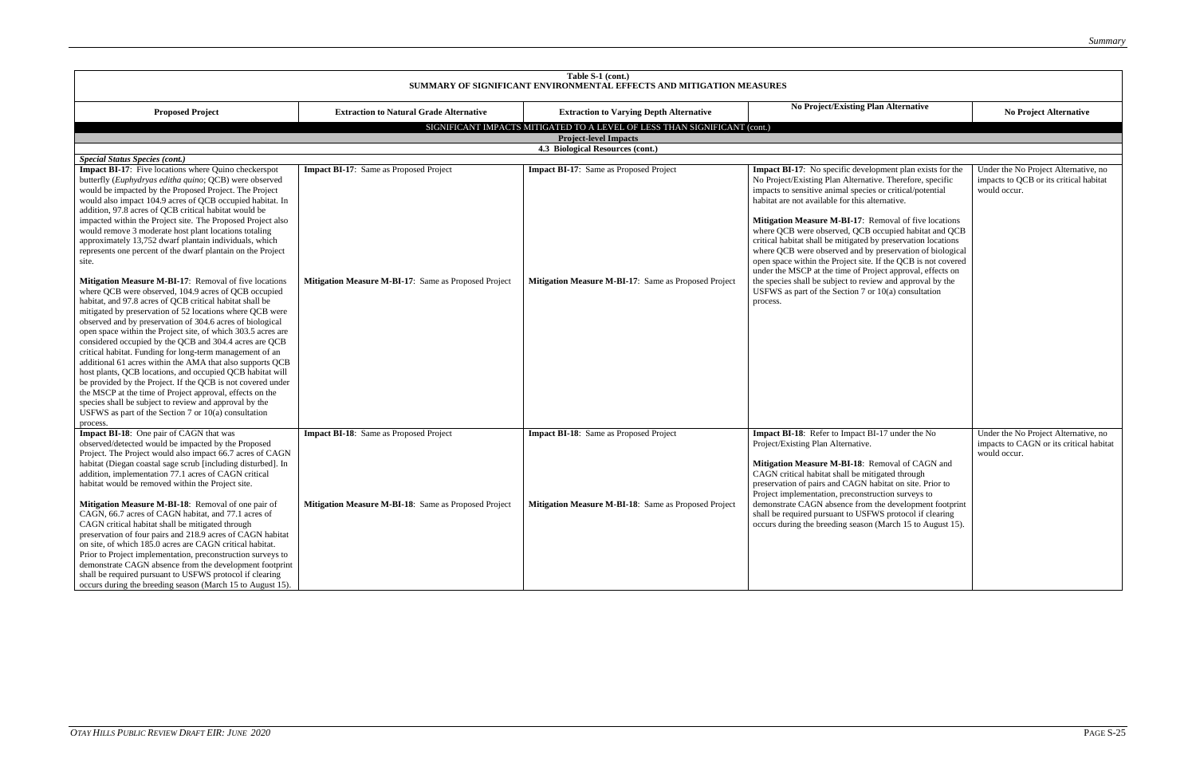| Table S-1 (cont.) SUMMARY OF SIGNIFICANT ENVIRONMENTAL EFFECTS AND MITIGATION MEASURES | | | | |
|---|---|---|---|---|
| **Proposed Project** | **Extraction to Natural Grade Alternative** | **Extraction to Varying Depth Alternative** | **No Project/Existing Plan Alternative** | **No Project Alternative** |
| SIGNIFICANT IMPACTS MITIGATED TO A LEVEL OF LESS THAN SIGNIFICANT (cont.) | | | | |
| **Project-level Impacts** | | | | |
| **4.3 Biological Resources (cont.)** | | | | |
| ***Special Status Species (cont.)*** | | | | |
| **Impact BI-17**: Five locations where Quino checkerspot butterfly (*Euphydryas editha quino*; QCB) were observed would be impacted by the Proposed Project. The Project would also impact 104.9 acres of QCB occupied habitat. In addition, 97.8 acres of QCB critical habitat would be impacted within the Project site. The Proposed Project also would remove 3 moderate host plant locations totaling approximately 13,752 dwarf plantain individuals, which represents one percent of the dwarf plantain on the Project site.<br><br>**Mitigation Measure M-BI-17**: Removal of five locations where QCB were observed, 104.9 acres of QCB occupied habitat, and 97.8 acres of QCB critical habitat shall be mitigated by preservation of 52 locations where QCB were observed and by preservation of 304.6 acres of biological open space within the Project site, of which 303.5 acres are considered occupied by the QCB and 304.4 acres are QCB critical habitat. Funding for long-term management of an additional 61 acres within the AMA that also supports QCB host plants, QCB locations, and occupied QCB habitat will be provided by the Project. If the QCB is not covered under the MSCP at the time of Project approval, effects on the species shall be subject to review and approval by the USFWS as part of the Section 7 or 10(a) consultation process. | **Impact BI-17**: Same as Proposed Project<br><br>**Mitigation Measure M-BI-17**: Same as Proposed Project | **Impact BI-17**: Same as Proposed Project<br><br>**Mitigation Measure M-BI-17**: Same as Proposed Project | **Impact BI-17**: No specific development plan exists for the No Project/Existing Plan Alternative. Therefore, specific impacts to sensitive animal species or critical/potential habitat are not available for this alternative.<br><br>**Mitigation Measure M-BI-17**: Removal of five locations where QCB were observed, QCB occupied habitat and QCB critical habitat shall be mitigated by preservation locations where QCB were observed and by preservation of biological open space within the Project site. If the QCB is not covered under the MSCP at the time of Project approval, effects on the species shall be subject to review and approval by the USFWS as part of the Section 7 or 10(a) consultation process. | Under the No Project Alternative, no impacts to QCB or its critical habitat would occur. |
| **Impact BI-18**: One pair of CAGN that was observed/detected would be impacted by the Proposed Project. The Project would also impact 66.7 acres of CAGN habitat (Diegan coastal sage scrub [including disturbed]. In addition, implementation 77.1 acres of CAGN critical habitat would be removed within the Project site.<br><br>**Mitigation Measure M-BI-18**: Removal of one pair of CAGN, 66.7 acres of CAGN habitat, and 77.1 acres of CAGN critical habitat shall be mitigated through preservation of four pairs and 218.9 acres of CAGN habitat on site, of which 185.0 acres are CAGN critical habitat. Prior to Project implementation, preconstruction surveys to demonstrate CAGN absence from the development footprint shall be required pursuant to USFWS protocol if clearing occurs during the breeding season (March 15 to August 15). | **Impact BI-18**: Same as Proposed Project<br><br>**Mitigation Measure M-BI-18**: Same as Proposed Project | **Impact BI-18**: Same as Proposed Project<br><br>**Mitigation Measure M-BI-18**: Same as Proposed Project | **Impact BI-18**: Refer to Impact BI-17 under the No Project/Existing Plan Alternative.<br><br>**Mitigation Measure M-BI-18**: Removal of CAGN and CAGN critical habitat shall be mitigated through preservation of pairs and CAGN habitat on site. Prior to Project implementation, preconstruction surveys to demonstrate CAGN absence from the development footprint shall be required pursuant to USFWS protocol if clearing occurs during the breeding season (March 15 to August 15). | Under the No Project Alternative, no impacts to CAGN or its critical habitat would occur. |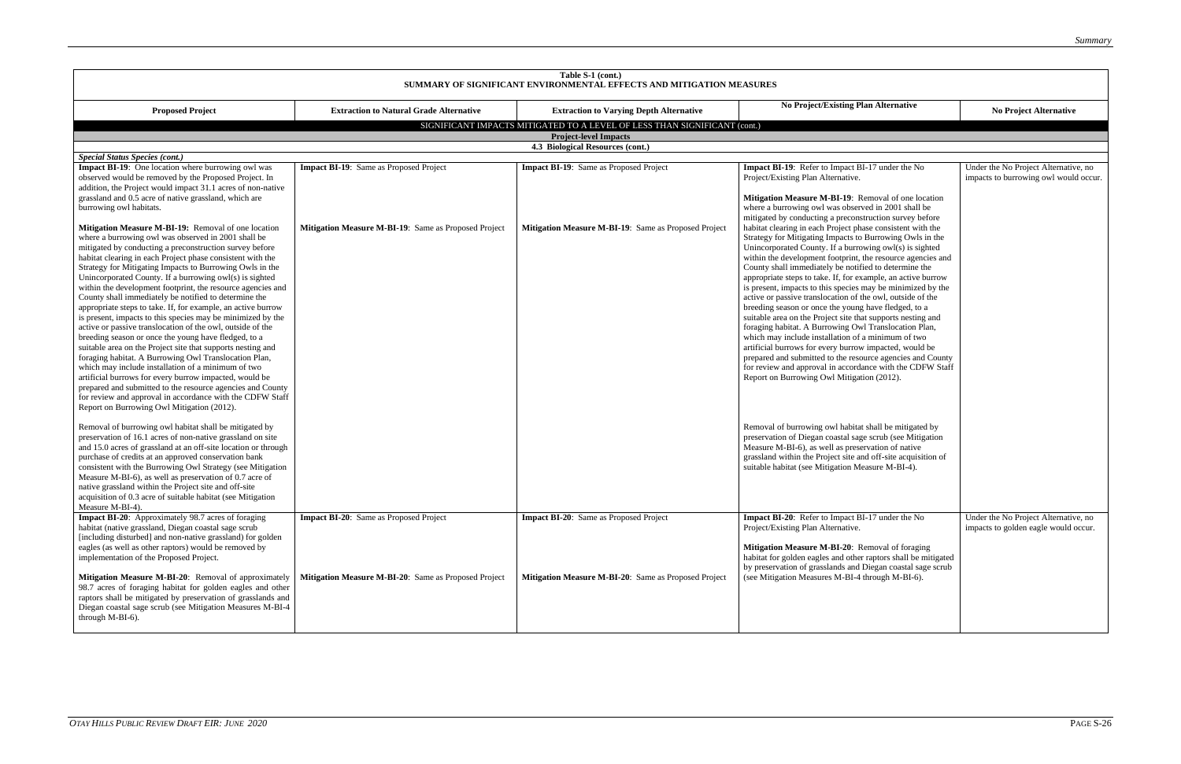**Table S-1 (cont.)**
**SUMMARY OF SIGNIFICANT ENVIRONMENTAL EFFECTS AND MITIGATION MEASURES**

| Proposed Project | Extraction to Natural Grade Alternative | Extraction to Varying Depth Alternative | No Project/Existing Plan Alternative | No Project Alternative |
|---|---|---|---|---|
| SIGNIFICANT IMPACTS MITIGATED TO A LEVEL OF LESS THAN SIGNIFICANT (cont.) | | | | |
| **Project-level Impacts** | | | | |
| **4.3 Biological Resources (cont.)** | | | | |
| ***Special Status Species (cont.)*** | | | | |
| **Impact BI-19**: One location where burrowing owl was observed would be removed by the Proposed Project. In addition, the Project would impact 31.1 acres of non-native grassland and 0.5 acre of native grassland, which are burrowing owl habitats.<br><br>**Mitigation Measure M-BI-19:** Removal of one location where a burrowing owl was observed in 2001 shall be mitigated by conducting a preconstruction survey before habitat clearing in each Project phase consistent with the Strategy for Mitigating Impacts to Burrowing Owls in the Unincorporated County. If a burrowing owl(s) is sighted within the development footprint, the resource agencies and County shall immediately be notified to determine the appropriate steps to take. If, for example, an active burrow is present, impacts to this species may be minimized by the active or passive translocation of the owl, outside of the breeding season or once the young have fledged, to a suitable area on the Project site that supports nesting and foraging habitat. A Burrowing Owl Translocation Plan, which may include installation of a minimum of two artificial burrows for every burrow impacted, would be prepared and submitted to the resource agencies and County for review and approval in accordance with the CDFW Staff Report on Burrowing Owl Mitigation (2012).<br><br>Removal of burrowing owl habitat shall be mitigated by preservation of 16.1 acres of non-native grassland on site and 15.0 acres of grassland at an off-site location or through purchase of credits at an approved conservation bank consistent with the Burrowing Owl Strategy (see Mitigation Measure M-BI-6), as well as preservation of 0.7 acre of native grassland within the Project site and off-site acquisition of 0.3 acre of suitable habitat (see Mitigation Measure M-BI-4). | **Impact BI-19**: Same as Proposed Project<br><br>**Mitigation Measure M-BI-19**: Same as Proposed Project | **Impact BI-19**: Same as Proposed Project<br><br>**Mitigation Measure M-BI-19**: Same as Proposed Project | **Impact BI-19**: Refer to Impact BI-17 under the No Project/Existing Plan Alternative.<br><br>**Mitigation Measure M-BI-19**: Removal of one location where a burrowing owl was observed in 2001 shall be mitigated by conducting a preconstruction survey before habitat clearing in each Project phase consistent with the Strategy for Mitigating Impacts to Burrowing Owls in the Unincorporated County. If a burrowing owl(s) is sighted within the development footprint, the resource agencies and County shall immediately be notified to determine the appropriate steps to take. If, for example, an active burrow is present, impacts to this species may be minimized by the active or passive translocation of the owl, outside of the breeding season or once the young have fledged, to a suitable area on the Project site that supports nesting and foraging habitat. A Burrowing Owl Translocation Plan, which may include installation of a minimum of two artificial burrows for every burrow impacted, would be prepared and submitted to the resource agencies and County for review and approval in accordance with the CDFW Staff Report on Burrowing Owl Mitigation (2012).<br><br>Removal of burrowing owl habitat shall be mitigated by preservation of Diegan coastal sage scrub (see Mitigation Measure M-BI-6), as well as preservation of native grassland within the Project site and off-site acquisition of suitable habitat (see Mitigation Measure M-BI-4). | Under the No Project Alternative, no impacts to burrowing owl would occur. |
| **Impact BI-20**: Approximately 98.7 acres of foraging habitat (native grassland, Diegan coastal sage scrub [including disturbed] and non-native grassland) for golden eagles (as well as other raptors) would be removed by implementation of the Proposed Project.<br><br>**Mitigation Measure M-BI-20**: Removal of approximately 98.7 acres of foraging habitat for golden eagles and other raptors shall be mitigated by preservation of grasslands and Diegan coastal sage scrub (see Mitigation Measures M-BI-4 through M-BI-6). | **Impact BI-20**: Same as Proposed Project<br><br>**Mitigation Measure M-BI-20**: Same as Proposed Project | **Impact BI-20**: Same as Proposed Project<br><br>**Mitigation Measure M-BI-20**: Same as Proposed Project | **Impact BI-20**: Refer to Impact BI-17 under the No Project/Existing Plan Alternative.<br><br>**Mitigation Measure M-BI-20**: Removal of foraging habitat for golden eagles and other raptors shall be mitigated by preservation of grasslands and Diegan coastal sage scrub (see Mitigation Measures M-BI-4 through M-BI-6). | Under the No Project Alternative, no impacts to golden eagle would occur. |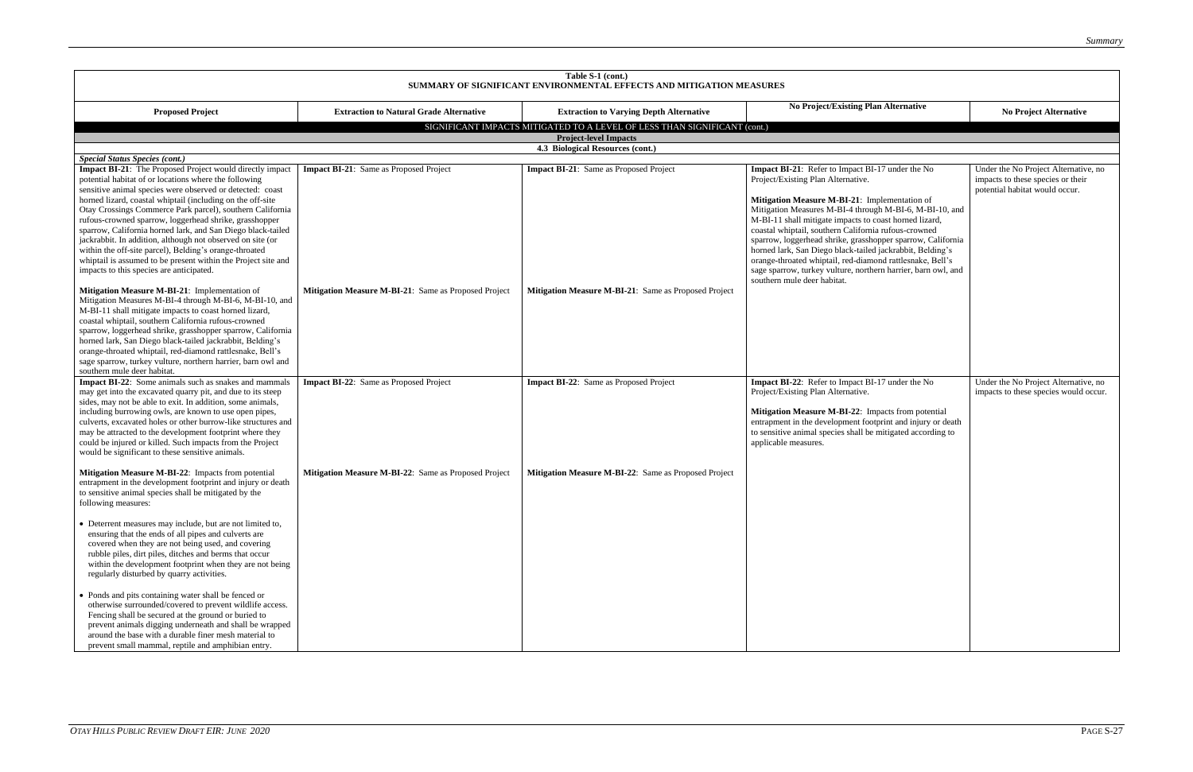**Table S-1 (cont.)**
**SUMMARY OF SIGNIFICANT ENVIRONMENTAL EFFECTS AND MITIGATION MEASURES**

| Proposed Project | Extraction to Natural Grade Alternative | Extraction to Varying Depth Alternative | No Project/Existing Plan Alternative | No Project Alternative |
|---|---|---|---|---|
| **SIGNIFICANT IMPACTS MITIGATED TO A LEVEL OF LESS THAN SIGNIFICANT (cont.)** | | | | |
| **Project-level Impacts** | | | | |
| **4.3 Biological Resources (cont.)** | | | | |
| ***Special Status Species (cont.)*** | | | | |
| **Impact BI-21**: The Proposed Project would directly impact potential habitat of or locations where the following sensitive animal species were observed or detected: coast horned lizard, coastal whiptail (including on the off-site Otay Crossings Commerce Park parcel), southern California rufous-crowned sparrow, loggerhead shrike, grasshopper sparrow, California horned lark, and San Diego black-tailed jackrabbit. In addition, although not observed on site (or within the off-site parcel), Belding's orange-throated whiptail is assumed to be present within the Project site and impacts to this species are anticipated.<br><br>**Mitigation Measure M-BI-21**: Implementation of Mitigation Measures M-BI-4 through M-BI-6, M-BI-10, and M-BI-11 shall mitigate impacts to coast horned lizard, coastal whiptail, southern California rufous-crowned sparrow, loggerhead shrike, grasshopper sparrow, California horned lark, San Diego black-tailed jackrabbit, Belding's orange-throated whiptail, red-diamond rattlesnake, Bell's sage sparrow, turkey vulture, northern harrier, barn owl and southern mule deer habitat. | **Impact BI-21**: Same as Proposed Project<br><br>**Mitigation Measure M-BI-21**: Same as Proposed Project | **Impact BI-21**: Same as Proposed Project<br><br>**Mitigation Measure M-BI-21**: Same as Proposed Project | **Impact BI-21**: Refer to Impact BI-17 under the No Project/Existing Plan Alternative.<br><br>**Mitigation Measure M-BI-21**: Implementation of Mitigation Measures M-BI-4 through M-BI-6, M-BI-10, and M-BI-11 shall mitigate impacts to coast horned lizard, coastal whiptail, southern California rufous-crowned sparrow, loggerhead shrike, grasshopper sparrow, California horned lark, San Diego black-tailed jackrabbit, Belding's orange-throated whiptail, red-diamond rattlesnake, Bell's sage sparrow, turkey vulture, northern harrier, barn owl, and southern mule deer habitat. | Under the No Project Alternative, no impacts to these species or their potential habitat would occur. |
| **Impact BI-22**: Some animals such as snakes and mammals may get into the excavated quarry pit, and due to its steep sides, may not be able to exit. In addition, some animals, including burrowing owls, are known to use open pipes, culverts, excavated holes or other burrow-like structures and may be attracted to the development footprint where they could be injured or killed. Such impacts from the Project would be significant to these sensitive animals.<br><br>**Mitigation Measure M-BI-22**: Impacts from potential entrapment in the development footprint and injury or death to sensitive animal species shall be mitigated by the following measures:<br><br>• Deterrent measures may include, but are not limited to, ensuring that the ends of all pipes and culverts are covered when they are not being used, and covering rubble piles, dirt piles, ditches and berms that occur within the development footprint when they are not being regularly disturbed by quarry activities.<br><br>• Ponds and pits containing water shall be fenced or otherwise surrounded/covered to prevent wildlife access. Fencing shall be secured at the ground or buried to prevent animals digging underneath and shall be wrapped around the base with a durable finer mesh material to prevent small mammal, reptile and amphibian entry. | **Impact BI-22**: Same as Proposed Project<br><br>**Mitigation Measure M-BI-22**: Same as Proposed Project | **Impact BI-22**: Same as Proposed Project<br><br>**Mitigation Measure M-BI-22**: Same as Proposed Project | **Impact BI-22**: Refer to Impact BI-17 under the No Project/Existing Plan Alternative.<br><br>**Mitigation Measure M-BI-22**: Impacts from potential entrapment in the development footprint and injury or death to sensitive animal species shall be mitigated according to applicable measures. | Under the No Project Alternative, no impacts to these species would occur. |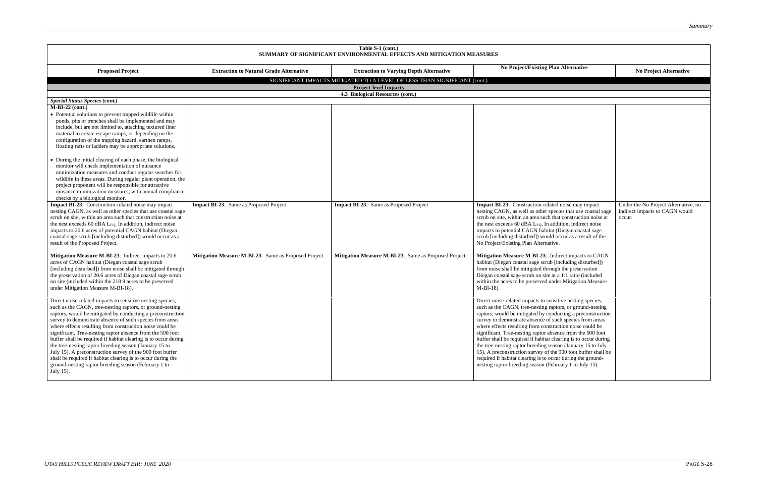| Table S-1 (cont.) SUMMARY OF SIGNIFICANT ENVIRONMENTAL EFFECTS AND MITIGATION MEASURES | | | | |
|---|---|---|---|---|
| **Proposed Project** | **Extraction to Natural Grade Alternative** | **Extraction to Varying Depth Alternative** | **No Project/Existing Plan Alternative** | **No Project Alternative** |
| SIGNIFICANT IMPACTS MITIGATED TO A LEVEL OF LESS THAN SIGNIFICANT (cont.) | | | | |
| **Project-level Impacts** | | | | |
| **4.3 Biological Resources (cont.)** | | | | |
| ***Special Status Species (cont.)*** | | | | |
| **M-BI-22 (cont.)**<br>• Potential solutions to prevent trapped wildlife within ponds, pits or trenches shall be implemented and may include, but are not limited to, attaching textured liner material to create escape ramps, or depending on the configuration of the trapping hazard, earthen ramps, floating rafts or ladders may be appropriate solutions.<br><br>• During the initial clearing of each phase, the biological monitor will check implementation of nuisance minimization measures and conduct regular searches for wildlife in these areas. During regular plant operation, the project proponent will be responsible for attractive nuisance minimization measures, with annual compliance checks by a biological monitor. | | | | |
| **Impact BI-23**: Construction-related noise may impact nesting CAGN, as well as other species that use coastal sage scrub on site, within an area such that construction noise at the nest exceeds 60 dBA $L_{EQ}$. In addition, indirect noise impacts to 20.6 acres of potential CAGN habitat (Diegan coastal sage scrub [including disturbed]) would occur as a result of the Proposed Project.<br><br>**Mitigation Measure M-BI-23**: Indirect impacts to 20.6 acres of CAGN habitat (Diegan coastal sage scrub [including disturbed]) from noise shall be mitigated through the preservation of 20.6 acres of Diegan coastal sage scrub on site (included within the 218.9 acres to be preserved under Mitigation Measure M-BI-18).<br><br>Direct noise-related impacts to sensitive nesting species, such as the CAGN, tree-nesting raptors, or ground-nesting raptors, would be mitigated by conducting a preconstruction survey to demonstrate absence of such species from areas where effects resulting from construction noise could be significant. Tree-nesting raptor absence from the 500 foot buffer shall be required if habitat clearing is to occur during the tree-nesting raptor breeding season (January 15 to July 15). A preconstruction survey of the 900 foot buffer shall be required if habitat clearing is to occur during the ground-nesting raptor breeding season (February 1 to July 15). | **Impact BI-23**: Same as Proposed Project<br><br>**Mitigation Measure M-BI-23**: Same as Proposed Project | **Impact BI-23**: Same as Proposed Project<br><br>**Mitigation Measure M-BI-23**: Same as Proposed Project | **Impact BI-23**: Construction-related noise may impact nesting CAGN, as well as other species that use coastal sage scrub on site, within an area such that construction noise at the nest exceeds 60 dBA $L_{EQ}$. In addition, indirect noise impacts to potential CAGN habitat (Diegan coastal sage scrub [including disturbed]) would occur as a result of the No Project/Existing Plan Alternative.<br><br>**Mitigation Measure M-BI-23**: Indirect impacts to CAGN habitat (Diegan coastal sage scrub [including disturbed]) from noise shall be mitigated through the preservation Diegan coastal sage scrub on site at a 1:1 ratio (included within the acres to be preserved under Mitigation Measure M-BI-18).<br><br>Direct noise-related impacts to sensitive nesting species, such as the CAGN, tree-nesting raptors, or ground-nesting raptors, would be mitigated by conducting a preconstruction survey to demonstrate absence of such species from areas where effects resulting from construction noise could be significant. Tree-nesting raptor absence from the 500 foot buffer shall be required if habitat clearing is to occur during the tree-nesting raptor breeding season (January 15 to July 15). A preconstruction survey of the 900 foot buffer shall be required if habitat clearing is to occur during the ground-nesting raptor breeding season (February 1 to July 15). | Under the No Project Alternative, no indirect impacts to CAGN would occur. |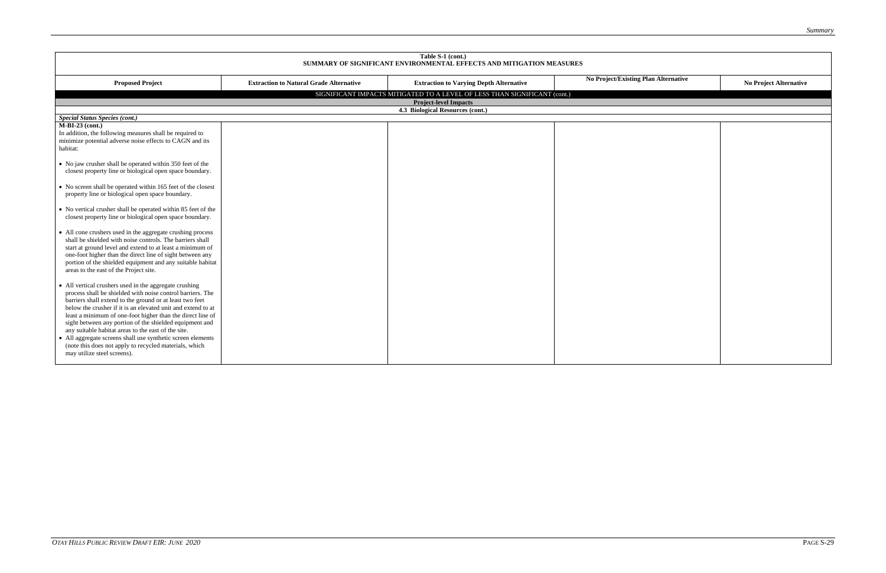| Table S-1 (cont.) SUMMARY OF SIGNIFICANT ENVIRONMENTAL EFFECTS AND MITIGATION MEASURES | | | | |
|---|---|---|---|---|
| **Proposed Project** | **Extraction to Natural Grade Alternative** | **Extraction to Varying Depth Alternative** | **No Project/Existing Plan Alternative** | **No Project Alternative** |
| SIGNIFICANT IMPACTS MITIGATED TO A LEVEL OF LESS THAN SIGNIFICANT (cont.) | | | | |
| **Project-level Impacts** | | | | |
| **4.3 Biological Resources (cont.)** | | | | |
| ***Special Status Species (cont.)*** | | | | |
| **M-BI-23 (cont.)**<br>In addition, the following measures shall be required to minimize potential adverse noise effects to CAGN and its habitat:<br><br>• No jaw crusher shall be operated within 350 feet of the closest property line or biological open space boundary.<br><br>• No screen shall be operated within 165 feet of the closest property line or biological open space boundary.<br><br>• No vertical crusher shall be operated within 85 feet of the closest property line or biological open space boundary.<br><br>• All cone crushers used in the aggregate crushing process shall be shielded with noise controls. The barriers shall start at ground level and extend to at least a minimum of one-foot higher than the direct line of sight between any portion of the shielded equipment and any suitable habitat areas to the east of the Project site.<br><br>• All vertical crushers used in the aggregate crushing process shall be shielded with noise control barriers. The barriers shall extend to the ground or at least two feet below the crusher if it is an elevated unit and extend to at least a minimum of one-foot higher than the direct line of sight between any portion of the shielded equipment and any suitable habitat areas to the east of the site.<br>• All aggregate screens shall use synthetic screen elements (note this does not apply to recycled materials, which may utilize steel screens). | | | | |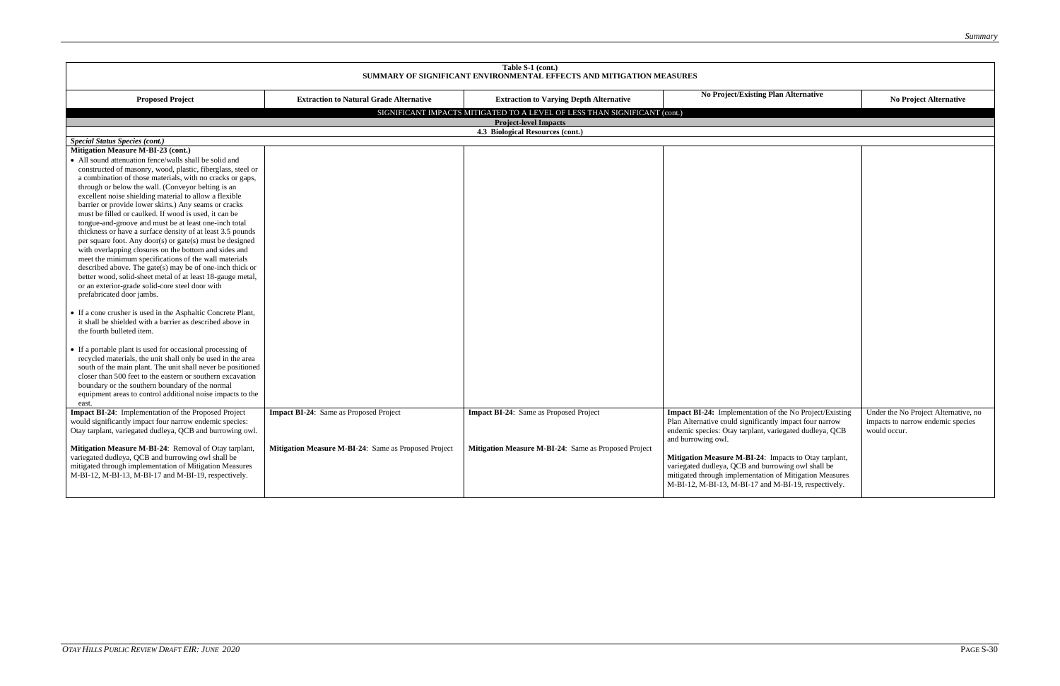| Table S-1 (cont.) SUMMARY OF SIGNIFICANT ENVIRONMENTAL EFFECTS AND MITIGATION MEASURES | | | | |
|---|---|---|---|---|
| **Proposed Project** | **Extraction to Natural Grade Alternative** | **Extraction to Varying Depth Alternative** | **No Project/Existing Plan Alternative** | **No Project Alternative** |
| SIGNIFICANT IMPACTS MITIGATED TO A LEVEL OF LESS THAN SIGNIFICANT (cont.) | | | | |
| **Project-level Impacts** | | | | |
| **4.3 Biological Resources (cont.)** | | | | |
| ***Special Status Species (cont.)*** | | | | |
| **Mitigation Measure M-BI-23 (cont.)**<br>• All sound attenuation fence/walls shall be solid and constructed of masonry, wood, plastic, fiberglass, steel or a combination of those materials, with no cracks or gaps, through or below the wall. (Conveyor belting is an excellent noise shielding material to allow a flexible barrier or provide lower skirts.) Any seams or cracks must be filled or caulked. If wood is used, it can be tongue-and-groove and must be at least one-inch total thickness or have a surface density of at least 3.5 pounds per square foot. Any door(s) or gate(s) must be designed with overlapping closures on the bottom and sides and meet the minimum specifications of the wall materials described above. The gate(s) may be of one-inch thick or better wood, solid-sheet metal of at least 18-gauge metal, or an exterior-grade solid-core steel door with prefabricated door jambs.<br><br>• If a cone crusher is used in the Asphaltic Concrete Plant, it shall be shielded with a barrier as described above in the fourth bulleted item.<br><br>• If a portable plant is used for occasional processing of recycled materials, the unit shall only be used in the area south of the main plant. The unit shall never be positioned closer than 500 feet to the eastern or southern excavation boundary or the southern boundary of the normal equipment areas to control additional noise impacts to the east. | | | | |
| **Impact BI-24**: Implementation of the Proposed Project would significantly impact four narrow endemic species: Otay tarplant, variegated dudleya, QCB and burrowing owl.<br><br>**Mitigation Measure M-BI-24**: Removal of Otay tarplant, variegated dudleya, QCB and burrowing owl shall be mitigated through implementation of Mitigation Measures M-BI-12, M-BI-13, M-BI-17 and M-BI-19, respectively. | **Impact BI-24**: Same as Proposed Project<br><br>**Mitigation Measure M-BI-24**: Same as Proposed Project | **Impact BI-24**: Same as Proposed Project<br><br>**Mitigation Measure M-BI-24**: Same as Proposed Project | **Impact BI-24:** Implementation of the No Project/Existing Plan Alternative could significantly impact four narrow endemic species: Otay tarplant, variegated dudleya, QCB and burrowing owl.<br><br>**Mitigation Measure M-BI-24**: Impacts to Otay tarplant, variegated dudleya, QCB and burrowing owl shall be mitigated through implementation of Mitigation Measures M-BI-12, M-BI-13, M-BI-17 and M-BI-19, respectively. | Under the No Project Alternative, no impacts to narrow endemic species would occur. |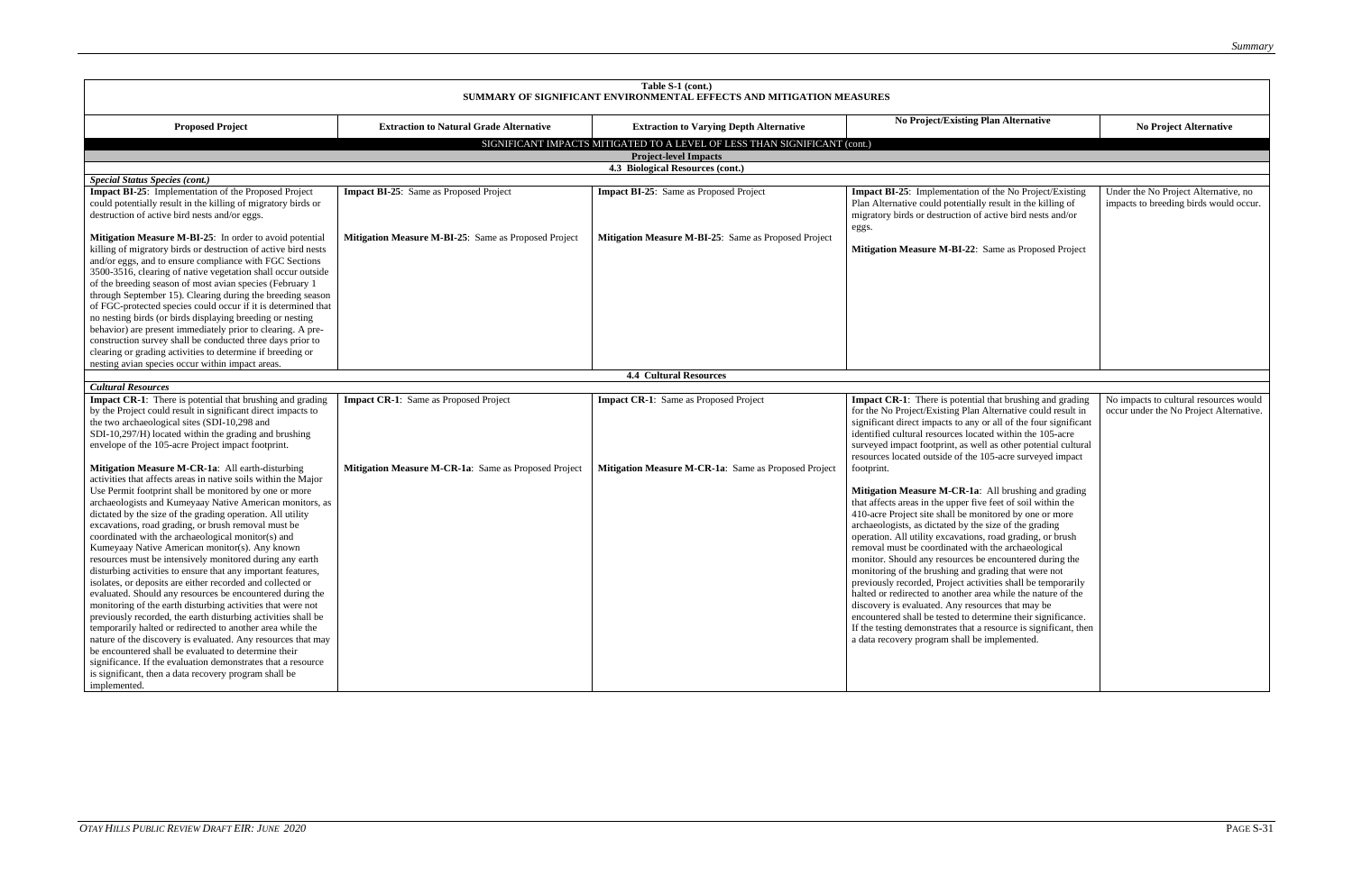**Table S-1 (cont.)**
**SUMMARY OF SIGNIFICANT ENVIRONMENTAL EFFECTS AND MITIGATION MEASURES**

| Proposed Project | Extraction to Natural Grade Alternative | Extraction to Varying Depth Alternative | No Project/Existing Plan Alternative | No Project Alternative |
|---|---|---|---|---|
| **SIGNIFICANT IMPACTS MITIGATED TO A LEVEL OF LESS THAN SIGNIFICANT (cont.)** | | | | |
| **Project-level Impacts** | | | | |
| **4.3 Biological Resources (cont.)** | | | | |
| ***Special Status Species (cont.)*** | | | | |
| **Impact BI-25**: Implementation of the Proposed Project could potentially result in the killing of migratory birds or destruction of active bird nests and/or eggs.<br><br>**Mitigation Measure M-BI-25**: In order to avoid potential killing of migratory birds or destruction of active bird nests and/or eggs, and to ensure compliance with FGC Sections 3500-3516, clearing of native vegetation shall occur outside of the breeding season of most avian species (February 1 through September 15). Clearing during the breeding season of FGC-protected species could occur if it is determined that no nesting birds (or birds displaying breeding or nesting behavior) are present immediately prior to clearing. A pre-construction survey shall be conducted three days prior to clearing or grading activities to determine if breeding or nesting avian species occur within impact areas. | **Impact BI-25**: Same as Proposed Project<br><br>**Mitigation Measure M-BI-25**: Same as Proposed Project | **Impact BI-25**: Same as Proposed Project<br><br>**Mitigation Measure M-BI-25**: Same as Proposed Project | **Impact BI-25**: Implementation of the No Project/Existing Plan Alternative could potentially result in the killing of migratory birds or destruction of active bird nests and/or eggs.<br><br>**Mitigation Measure M-BI-22**: Same as Proposed Project | Under the No Project Alternative, no impacts to breeding birds would occur. |
| **4.4 Cultural Resources** | | | | |
| ***Cultural Resources*** | | | | |
| **Impact CR-1**: There is potential that brushing and grading by the Project could result in significant direct impacts to the two archaeological sites (SDI-10,298 and SDI-10,297/H) located within the grading and brushing envelope of the 105-acre Project impact footprint.<br><br>**Mitigation Measure M-CR-1a**: All earth-disturbing activities that affects areas in native soils within the Major Use Permit footprint shall be monitored by one or more archaeologists and Kumeyaay Native American monitors, as dictated by the size of the grading operation. All utility excavations, road grading, or brush removal must be coordinated with the archaeological monitor(s) and Kumeyaay Native American monitor(s). Any known resources must be intensively monitored during any earth disturbing activities to ensure that any important features, isolates, or deposits are either recorded and collected or evaluated. Should any resources be encountered during the monitoring of the earth disturbing activities that were not previously recorded, the earth disturbing activities shall be temporarily halted or redirected to another area while the nature of the discovery is evaluated. Any resources that may be encountered shall be evaluated to determine their significance. If the evaluation demonstrates that a resource is significant, then a data recovery program shall be implemented. | **Impact CR-1**: Same as Proposed Project<br><br>**Mitigation Measure M-CR-1a**: Same as Proposed Project | **Impact CR-1**: Same as Proposed Project<br><br>**Mitigation Measure M-CR-1a**: Same as Proposed Project | **Impact CR-1**: There is potential that brushing and grading for the No Project/Existing Plan Alternative could result in significant direct impacts to any or all of the four significant identified cultural resources located within the 105-acre surveyed impact footprint, as well as other potential cultural resources located outside of the 105-acre surveyed impact footprint.<br><br>**Mitigation Measure M-CR-1a**: All brushing and grading that affects areas in the upper five feet of soil within the 410-acre Project site shall be monitored by one or more archaeologists, as dictated by the size of the grading operation. All utility excavations, road grading, or brush removal must be coordinated with the archaeological monitor. Should any resources be encountered during the monitoring of the brushing and grading that were not previously recorded, Project activities shall be temporarily halted or redirected to another area while the nature of the discovery is evaluated. Any resources that may be encountered shall be tested to determine their significance. If the testing demonstrates that a resource is significant, then a data recovery program shall be implemented. | No impacts to cultural resources would occur under the No Project Alternative. |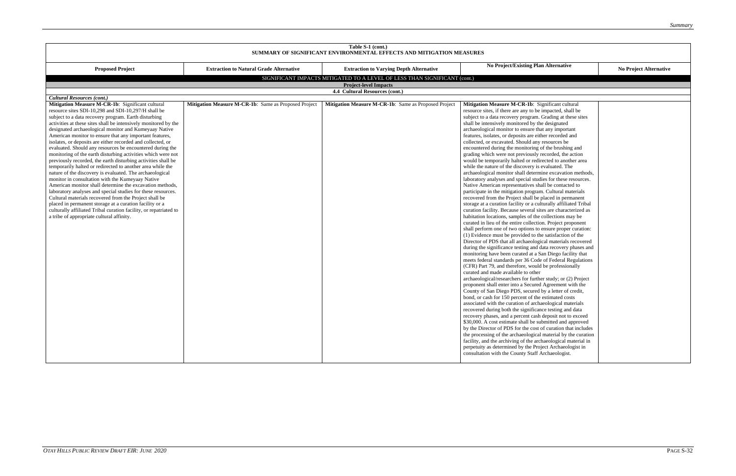| Table S-1 (cont.) SUMMARY OF SIGNIFICANT ENVIRONMENTAL EFFECTS AND MITIGATION MEASURES | | | | |
|---|---|---|---|---|
| **Proposed Project** | **Extraction to Natural Grade Alternative** | **Extraction to Varying Depth Alternative** | **No Project/Existing Plan Alternative** | **No Project Alternative** |
| SIGNIFICANT IMPACTS MITIGATED TO A LEVEL OF LESS THAN SIGNIFICANT (cont.) | | | | |
| **Project-level Impacts** | | | | |
| **4.4 Cultural Resources (cont.)** | | | | |
| ***Cultural Resources (cont.)*** | | | | |
| **Mitigation Measure M-CR-1b**: Significant cultural resource sites SDI-10,298 and SDI-10,297/H shall be subject to a data recovery program. Earth disturbing activities at these sites shall be intensively monitored by the designated archaeological monitor and Kumeyaay Native American monitor to ensure that any important features, isolates, or deposits are either recorded and collected, or evaluated. Should any resources be encountered during the monitoring of the earth disturbing activities which were not previously recorded, the earth disturbing activities shall be temporarily halted or redirected to another area while the nature of the discovery is evaluated. The archaeological monitor in consultation with the Kumeyaay Native American monitor shall determine the excavation methods, laboratory analyses and special studies for these resources. Cultural materials recovered from the Project shall be placed in permanent storage at a curation facility or a culturally affiliated Tribal curation facility, or repatriated to a tribe of appropriate cultural affinity. | **Mitigation Measure M-CR-1b**: Same as Proposed Project | **Mitigation Measure M-CR-1b**: Same as Proposed Project | **Mitigation Measure M-CR-1b**: Significant cultural resource sites, if there are any to be impacted, shall be subject to a data recovery program. Grading at these sites shall be intensively monitored by the designated archaeological monitor to ensure that any important features, isolates, or deposits are either recorded and collected, or excavated. Should any resources be encountered during the monitoring of the brushing and grading which were not previously recorded, the action would be temporarily halted or redirected to another area while the nature of the discovery is evaluated. The archaeological monitor shall determine excavation methods, laboratory analyses and special studies for these resources. Native American representatives shall be contacted to participate in the mitigation program. Cultural materials recovered from the Project shall be placed in permanent storage at a curation facility or a culturally affiliated Tribal curation facility. Because several sites are characterized as habitation locations, samples of the collections may be curated in lieu of the entire collection. Project proponent shall perform one of two options to ensure proper curation: (1) Evidence must be provided to the satisfaction of the Director of PDS that all archaeological materials recovered during the significance testing and data recovery phases and monitoring have been curated at a San Diego facility that meets federal standards per 36 Code of Federal Regulations (CFR) Part 79, and therefore, would be professionally curated and made available to other archaeological/researchers for further study; or (2) Project proponent shall enter into a Secured Agreement with the County of San Diego PDS, secured by a letter of credit, bond, or cash for 150 percent of the estimated costs associated with the curation of archaeological materials recovered during both the significance testing and data recovery phases, and a percent cash deposit not to exceed $30,000. A cost estimate shall be submitted and approved by the Director of PDS for the cost of curation that includes the processing of the archaeological material by the curation facility, and the archiving of the archaeological material in perpetuity as determined by the Project Archaeologist in consultation with the County Staff Archaeologist. | |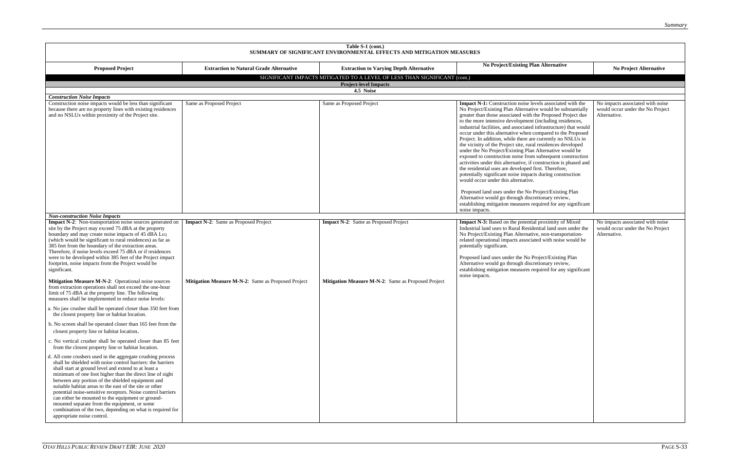| Table S-1 (cont.) SUMMARY OF SIGNIFICANT ENVIRONMENTAL EFFECTS AND MITIGATION MEASURES | | | | |
|---|---|---|---|---|
| **Proposed Project** | **Extraction to Natural Grade Alternative** | **Extraction to Varying Depth Alternative** | **No Project/Existing Plan Alternative** | **No Project Alternative** |
| SIGNIFICANT IMPACTS MITIGATED TO A LEVEL OF LESS THAN SIGNIFICANT (cont.) | | | | |
| **Project-level Impacts** | | | | |
| **4.5 Noise** | | | | |
| ***Construction Noise Impacts*** | | | | |
| Construction noise impacts would be less than significant because there are no property lines with existing residences and no NSLUs within proximity of the Project site. | Same as Proposed Project | Same as Proposed Project | **Impact N-1:** Construction noise levels associated with the No Project/Existing Plan Alternative would be substantially greater than those associated with the Proposed Project due to the more intensive development (including residences, industrial facilities, and associated infrastructure) that would occur under this alternative when compared to the Proposed Project. In addition, while there are currently no NSLUs in the vicinity of the Project site, rural residences developed under the No Project/Existing Plan Alternative would be exposed to construction noise from subsequent construction activities under this alternative, if construction is phased and the residential uses are developed first. Therefore, potentially significant noise impacts during construction would occur under this alternative.<br><br>Proposed land uses under the No Project/Existing Plan Alternative would go through discretionary review, establishing mitigation measures required for any significant noise impacts. | No impacts associated with noise would occur under the No Project Alternative. |
| ***Non-construction Noise Impacts*** | | | | |
| **Impact N-2**: Non-transportation noise sources generated on site by the Project may exceed 75 dBA at the property boundary and may create noise impacts of 45 dBA $L_{EQ}$ (which would be significant to rural residences) as far as 385 feet from the boundary of the extraction areas. Therefore, if noise levels exceed 75 dBA or if residences were to be developed within 385 feet of the Project impact footprint, noise impacts from the Project would be significant.<br><br>**Mitigation Measure M-N-2**: Operational noise sources from extraction operations shall not exceed the one-hour limit of 75 dBA at the property line. The following measures shall be implemented to reduce noise levels:<br><br>a. No jaw crusher shall be operated closer than 350 feet from the closest property line or habitat location.<br><br>b. No screen shall be operated closer than 165 feet from the closest property line or habitat location.<br><br>c. No vertical crusher shall be operated closer than 85 feet from the closest property line or habitat location.<br><br>d. All cone crushers used in the aggregate crushing process shall be shielded with noise control barriers: the barriers shall start at ground level and extend to at least a minimum of one foot higher than the direct line of sight between any portion of the shielded equipment and suitable habitat areas to the east of the site or other potential noise-sensitive receptors. Noise control barriers can either be mounted to the equipment or ground-mounted separate from the equipment, or some combination of the two, depending on what is required for appropriate noise control. | **Impact N-2**: Same as Proposed Project<br><br>**Mitigation Measure M-N-2**: Same as Proposed Project | **Impact N-2**: Same as Proposed Project<br><br>**Mitigation Measure M-N-2**: Same as Proposed Project | **Impact N-3:** Based on the potential proximity of Mixed Industrial land uses to Rural Residential land uses under the No Project/Existing Plan Alternative, non-transportation-related operational impacts associated with noise would be potentially significant.<br><br>Proposed land uses under the No Project/Existing Plan Alternative would go through discretionary review, establishing mitigation measures required for any significant noise impacts. | No impacts associated with noise would occur under the No Project Alternative. |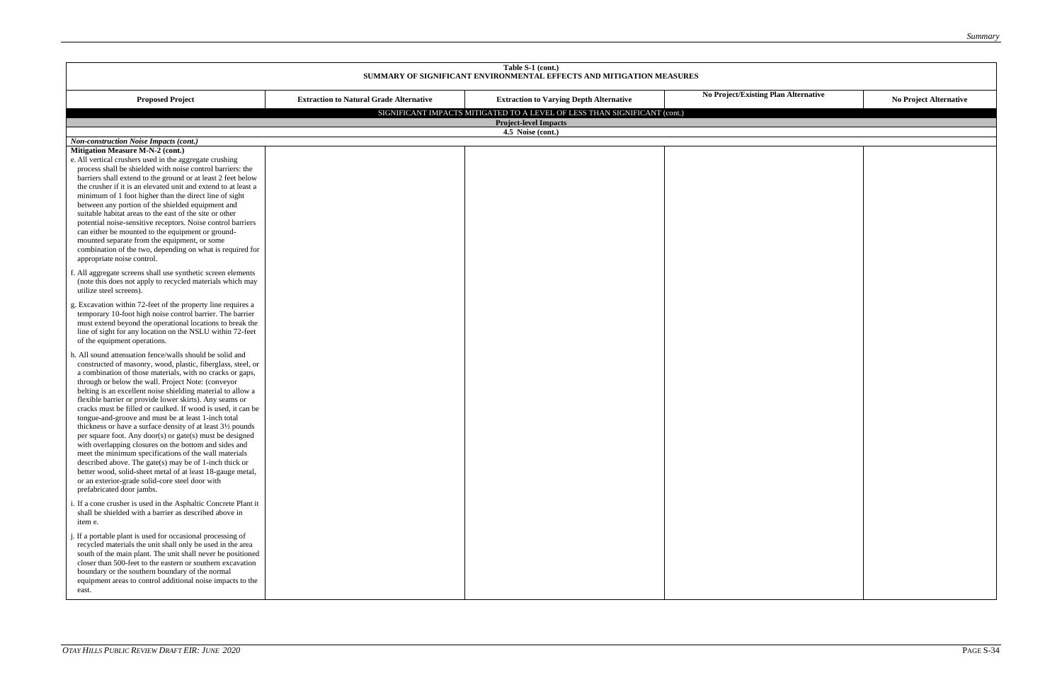| Table S-1 (cont.) SUMMARY OF SIGNIFICANT ENVIRONMENTAL EFFECTS AND MITIGATION MEASURES | | | | |
|---|---|---|---|---|
| **Proposed Project** | **Extraction to Natural Grade Alternative** | **Extraction to Varying Depth Alternative** | **No Project/Existing Plan Alternative** | **No Project Alternative** |
| SIGNIFICANT IMPACTS MITIGATED TO A LEVEL OF LESS THAN SIGNIFICANT (cont.) | | | | |
| **Project-level Impacts** | | | | |
| **4.5 Noise (cont.)** | | | | |
| ***Non-construction Noise Impacts (cont.)*** | | | | |
| **Mitigation Measure M-N-2 (cont.)**<br>e. All vertical crushers used in the aggregate crushing process shall be shielded with noise control barriers: the barriers shall extend to the ground or at least 2 feet below the crusher if it is an elevated unit and extend to at least a minimum of 1 foot higher than the direct line of sight between any portion of the shielded equipment and suitable habitat areas to the east of the site or other potential noise-sensitive receptors. Noise control barriers can either be mounted to the equipment or ground-mounted separate from the equipment, or some combination of the two, depending on what is required for appropriate noise control.<br><br>f. All aggregate screens shall use synthetic screen elements (note this does not apply to recycled materials which may utilize steel screens).<br><br>g. Excavation within 72-feet of the property line requires a temporary 10-foot high noise control barrier. The barrier must extend beyond the operational locations to break the line of sight for any location on the NSLU within 72-feet of the equipment operations.<br><br>h. All sound attenuation fence/walls should be solid and constructed of masonry, wood, plastic, fiberglass, steel, or a combination of those materials, with no cracks or gaps, through or below the wall. Project Note: (conveyor belting is an excellent noise shielding material to allow a flexible barrier or provide lower skirts). Any seams or cracks must be filled or caulked. If wood is used, it can be tongue-and-groove and must be at least 1-inch total thickness or have a surface density of at least 3½ pounds per square foot. Any door(s) or gate(s) must be designed with overlapping closures on the bottom and sides and meet the minimum specifications of the wall materials described above. The gate(s) may be of 1-inch thick or better wood, solid-sheet metal of at least 18-gauge metal, or an exterior-grade solid-core steel door with prefabricated door jambs.<br><br>i. If a cone crusher is used in the Asphaltic Concrete Plant it shall be shielded with a barrier as described above in item e.<br><br>j. If a portable plant is used for occasional processing of recycled materials the unit shall only be used in the area south of the main plant. The unit shall never be positioned closer than 500-feet to the eastern or southern excavation boundary or the southern boundary of the normal equipment areas to control additional noise impacts to the east. | | | | |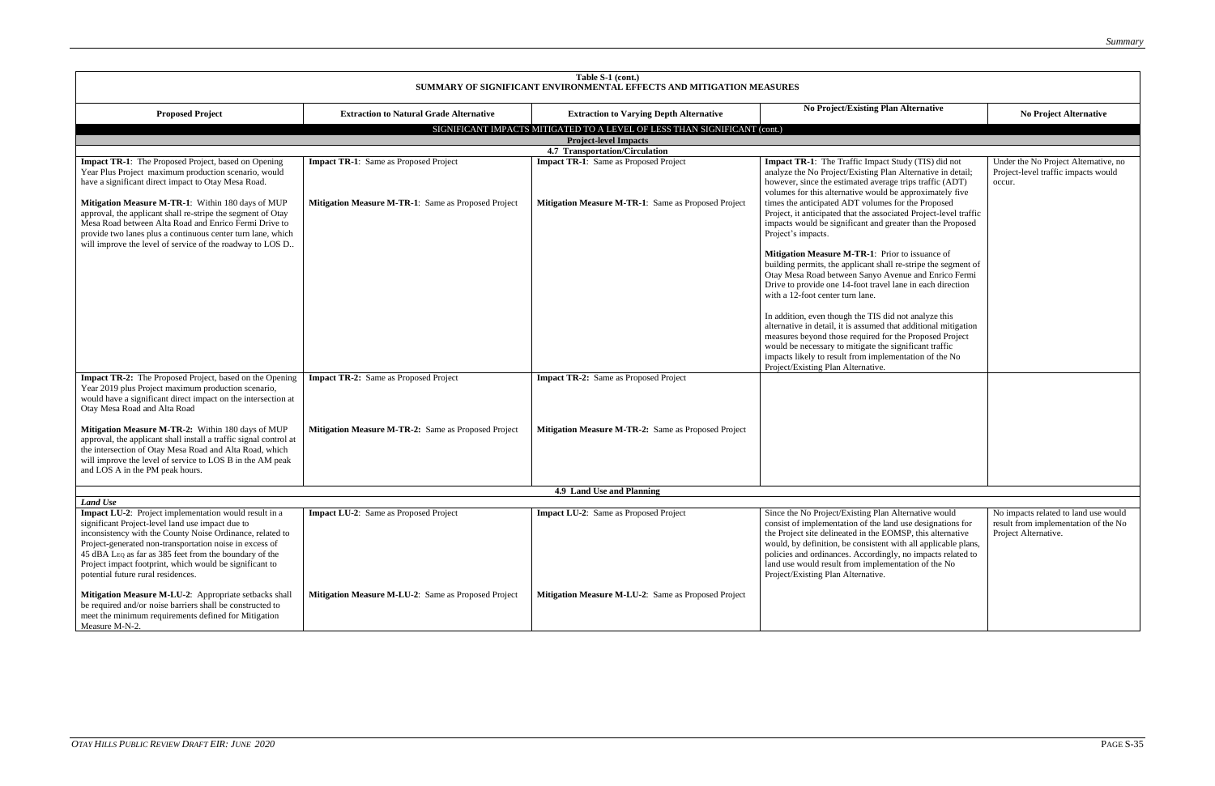**Table S-1 (cont.)**
**SUMMARY OF SIGNIFICANT ENVIRONMENTAL EFFECTS AND MITIGATION MEASURES**

| Proposed Project | Extraction to Natural Grade Alternative | Extraction to Varying Depth Alternative | No Project/Existing Plan Alternative | No Project Alternative |
|---|---|---|---|---|
| SIGNIFICANT IMPACTS MITIGATED TO A LEVEL OF LESS THAN SIGNIFICANT (cont.) | | | | |
| **Project-level Impacts** | | | | |
| **4.7 Transportation/Circulation** | | | | |
| **Impact TR-1**: The Proposed Project, based on Opening Year Plus Project maximum production scenario, would have a significant direct impact to Otay Mesa Road.<br><br>**Mitigation Measure M-TR-1**: Within 180 days of MUP approval, the applicant shall re-stripe the segment of Otay Mesa Road between Alta Road and Enrico Fermi Drive to provide two lanes plus a continuous center turn lane, which will improve the level of service of the roadway to LOS D.. | **Impact TR-1**: Same as Proposed Project<br><br>**Mitigation Measure M-TR-1**: Same as Proposed Project | **Impact TR-1**: Same as Proposed Project<br><br>**Mitigation Measure M-TR-1**: Same as Proposed Project | **Impact TR-1**: The Traffic Impact Study (TIS) did not analyze the No Project/Existing Plan Alternative in detail; however, since the estimated average trips traffic (ADT) volumes for this alternative would be approximately five times the anticipated ADT volumes for the Proposed Project, it anticipated that the associated Project-level traffic impacts would be significant and greater than the Proposed Project's impacts.<br><br>**Mitigation Measure M-TR-1**: Prior to issuance of building permits, the applicant shall re-stripe the segment of Otay Mesa Road between Sanyo Avenue and Enrico Fermi Drive to provide one 14-foot travel lane in each direction with a 12-foot center turn lane.<br><br>In addition, even though the TIS did not analyze this alternative in detail, it is assumed that additional mitigation measures beyond those required for the Proposed Project would be necessary to mitigate the significant traffic impacts likely to result from implementation of the No Project/Existing Plan Alternative. | Under the No Project Alternative, no Project-level traffic impacts would occur. |
| **Impact TR-2:** The Proposed Project, based on the Opening Year 2019 plus Project maximum production scenario, would have a significant direct impact on the intersection at Otay Mesa Road and Alta Road<br><br>**Mitigation Measure M-TR-2:** Within 180 days of MUP approval, the applicant shall install a traffic signal control at the intersection of Otay Mesa Road and Alta Road, which will improve the level of service to LOS B in the AM peak and LOS A in the PM peak hours. | **Impact TR-2:** Same as Proposed Project<br><br>**Mitigation Measure M-TR-2:** Same as Proposed Project | **Impact TR-2:** Same as Proposed Project<br><br>**Mitigation Measure M-TR-2:** Same as Proposed Project | | |
| **4.9 Land Use and Planning** | | | | |
| ***Land Use*** | | | | |
| **Impact LU-2**: Project implementation would result in a significant Project-level land use impact due to inconsistency with the County Noise Ordinance, related to Project-generated non-transportation noise in excess of 45 dBA $L_{EQ}$ as far as 385 feet from the boundary of the Project impact footprint, which would be significant to potential future rural residences.<br><br>**Mitigation Measure M-LU-2**: Appropriate setbacks shall be required and/or noise barriers shall be constructed to meet the minimum requirements defined for Mitigation Measure M-N-2. | **Impact LU-2**: Same as Proposed Project<br><br>**Mitigation Measure M-LU-2**: Same as Proposed Project | **Impact LU-2**: Same as Proposed Project<br><br>**Mitigation Measure M-LU-2**: Same as Proposed Project | Since the No Project/Existing Plan Alternative would consist of implementation of the land use designations for the Project site delineated in the EOMSP, this alternative would, by definition, be consistent with all applicable plans, policies and ordinances. Accordingly, no impacts related to land use would result from implementation of the No Project/Existing Plan Alternative. | No impacts related to land use would result from implementation of the No Project Alternative. |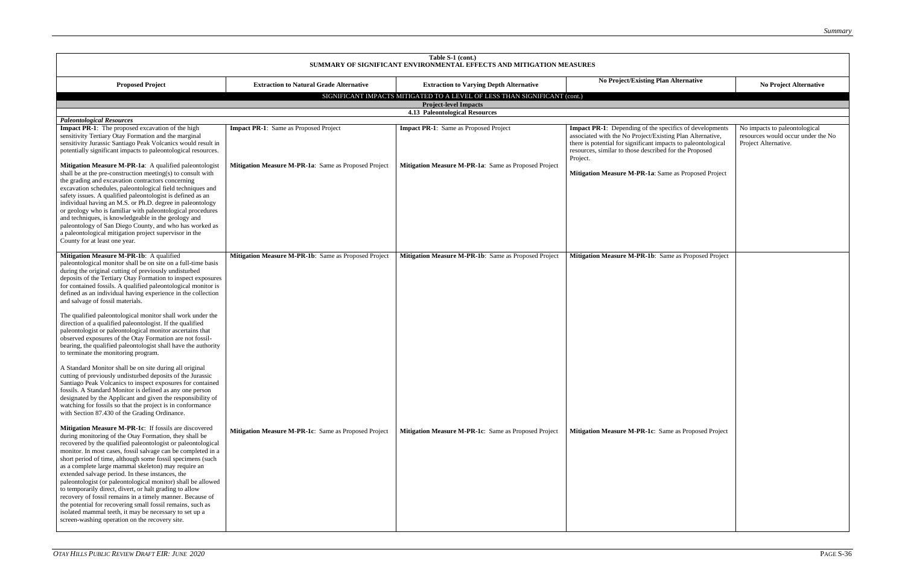| Table S-1 (cont.) SUMMARY OF SIGNIFICANT ENVIRONMENTAL EFFECTS AND MITIGATION MEASURES | | | | |
|---|---|---|---|---|
| **Proposed Project** | **Extraction to Natural Grade Alternative** | **Extraction to Varying Depth Alternative** | **No Project/Existing Plan Alternative** | **No Project Alternative** |
| SIGNIFICANT IMPACTS MITIGATED TO A LEVEL OF LESS THAN SIGNIFICANT (cont.) | | | | |
| **Project-level Impacts** | | | | |
| **4.13 Paleontological Resources** | | | | |
| ***Paleontological Resources*** | | | | |
| **Impact PR-1**: The proposed excavation of the high sensitivity Tertiary Otay Formation and the marginal sensitivity Jurassic Santiago Peak Volcanics would result in potentially significant impacts to paleontological resources. | **Impact PR-1**: Same as Proposed Project | **Impact PR-1**: Same as Proposed Project | **Impact PR-1**: Depending of the specifics of developments associated with the No Project/Existing Plan Alternative, there is potential for significant impacts to paleontological resources, similar to those described for the Proposed Project. | No impacts to paleontological resources would occur under the No Project Alternative. |
| **Mitigation Measure M-PR-1a**: A qualified paleontologist shall be at the pre-construction meeting(s) to consult with the grading and excavation contractors concerning excavation schedules, paleontological field techniques and safety issues. A qualified paleontologist is defined as an individual having an M.S. or Ph.D. degree in paleontology or geology who is familiar with paleontological procedures and techniques, is knowledgeable in the geology and paleontology of San Diego County, and who has worked as a paleontological mitigation project supervisor in the County for at least one year. | **Mitigation Measure M-PR-1a**: Same as Proposed Project | **Mitigation Measure M-PR-1a**: Same as Proposed Project | **Mitigation Measure M-PR-1a**: Same as Proposed Project | |
| **Mitigation Measure M-PR-1b**: A qualified paleontological monitor shall be on site on a full-time basis during the original cutting of previously undisturbed deposits of the Tertiary Otay Formation to inspect exposures for contained fossils. A qualified paleontological monitor is defined as an individual having experience in the collection and salvage of fossil materials.<br><br>The qualified paleontological monitor shall work under the direction of a qualified paleontologist. If the qualified paleontologist or paleontological monitor ascertains that observed exposures of the Otay Formation are not fossil-bearing, the qualified paleontologist shall have the authority to terminate the monitoring program.<br><br>A Standard Monitor shall be on site during all original cutting of previously undisturbed deposits of the Jurassic Santiago Peak Volcanics to inspect exposures for contained fossils. A Standard Monitor is defined as any one person designated by the Applicant and given the responsibility of watching for fossils so that the project is in conformance with Section 87.430 of the Grading Ordinance. | **Mitigation Measure M-PR-1b**: Same as Proposed Project | **Mitigation Measure M-PR-1b**: Same as Proposed Project | **Mitigation Measure M-PR-1b**: Same as Proposed Project | |
| **Mitigation Measure M-PR-1c**: If fossils are discovered during monitoring of the Otay Formation, they shall be recovered by the qualified paleontologist or paleontological monitor. In most cases, fossil salvage can be completed in a short period of time, although some fossil specimens (such as a complete large mammal skeleton) may require an extended salvage period. In these instances, the paleontologist (or paleontological monitor) shall be allowed to temporarily direct, divert, or halt grading to allow recovery of fossil remains in a timely manner. Because of the potential for recovering small fossil remains, such as isolated mammal teeth, it may be necessary to set up a screen-washing operation on the recovery site. | **Mitigation Measure M-PR-1c**: Same as Proposed Project | **Mitigation Measure M-PR-1c**: Same as Proposed Project | **Mitigation Measure M-PR-1c**: Same as Proposed Project | |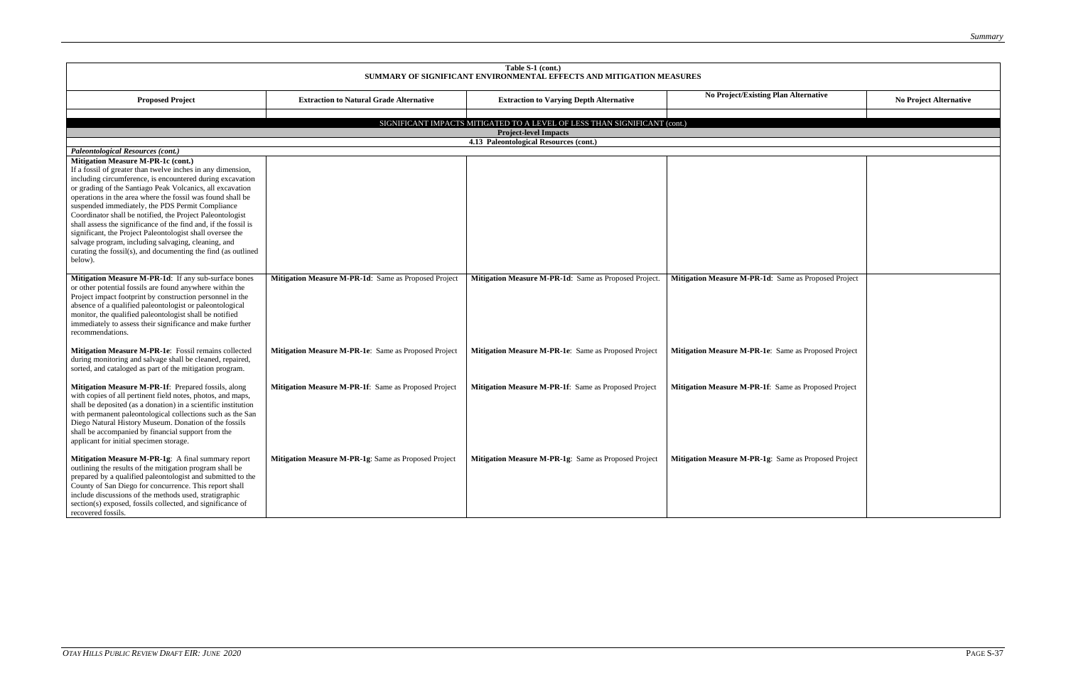**Table S-1 (cont.)**
**SUMMARY OF SIGNIFICANT ENVIRONMENTAL EFFECTS AND MITIGATION MEASURES**

| Proposed Project | Extraction to Natural Grade Alternative | Extraction to Varying Depth Alternative | No Project/Existing Plan Alternative | No Project Alternative |
|---|---|---|---|---|
| **SIGNIFICANT IMPACTS MITIGATED TO A LEVEL OF LESS THAN SIGNIFICANT (cont.)** | | | | |
| **Project-level Impacts** | | | | |
| **4.13 Paleontological Resources (cont.)** | | | | |
| ***Paleontological Resources (cont.)*** | | | | |
| **Mitigation Measure M-PR-1c (cont.)** If a fossil of greater than twelve inches in any dimension, including circumference, is encountered during excavation or grading of the Santiago Peak Volcanics, all excavation operations in the area where the fossil was found shall be suspended immediately, the PDS Permit Compliance Coordinator shall be notified, the Project Paleontologist shall assess the significance of the find and, if the fossil is significant, the Project Paleontologist shall oversee the salvage program, including salvaging, cleaning, and curating the fossil(s), and documenting the find (as outlined below). | | | | |
| **Mitigation Measure M-PR-1d**: If any sub-surface bones or other potential fossils are found anywhere within the Project impact footprint by construction personnel in the absence of a qualified paleontologist or paleontological monitor, the qualified paleontologist shall be notified immediately to assess their significance and make further recommendations. | **Mitigation Measure M-PR-1d**: Same as Proposed Project | **Mitigation Measure M-PR-1d**: Same as Proposed Project. | **Mitigation Measure M-PR-1d**: Same as Proposed Project | |
| **Mitigation Measure M-PR-1e**: Fossil remains collected during monitoring and salvage shall be cleaned, repaired, sorted, and cataloged as part of the mitigation program. | **Mitigation Measure M-PR-1e**: Same as Proposed Project | **Mitigation Measure M-PR-1e**: Same as Proposed Project | **Mitigation Measure M-PR-1e**: Same as Proposed Project | |
| **Mitigation Measure M-PR-1f**: Prepared fossils, along with copies of all pertinent field notes, photos, and maps, shall be deposited (as a donation) in a scientific institution with permanent paleontological collections such as the San Diego Natural History Museum. Donation of the fossils shall be accompanied by financial support from the applicant for initial specimen storage. | **Mitigation Measure M-PR-1f**: Same as Proposed Project | **Mitigation Measure M-PR-1f**: Same as Proposed Project | **Mitigation Measure M-PR-1f**: Same as Proposed Project | |
| **Mitigation Measure M-PR-1g**: A final summary report outlining the results of the mitigation program shall be prepared by a qualified paleontologist and submitted to the County of San Diego for concurrence. This report shall include discussions of the methods used, stratigraphic section(s) exposed, fossils collected, and significance of recovered fossils. | **Mitigation Measure M-PR-1g**: Same as Proposed Project | **Mitigation Measure M-PR-1g**: Same as Proposed Project | **Mitigation Measure M-PR-1g**: Same as Proposed Project | |